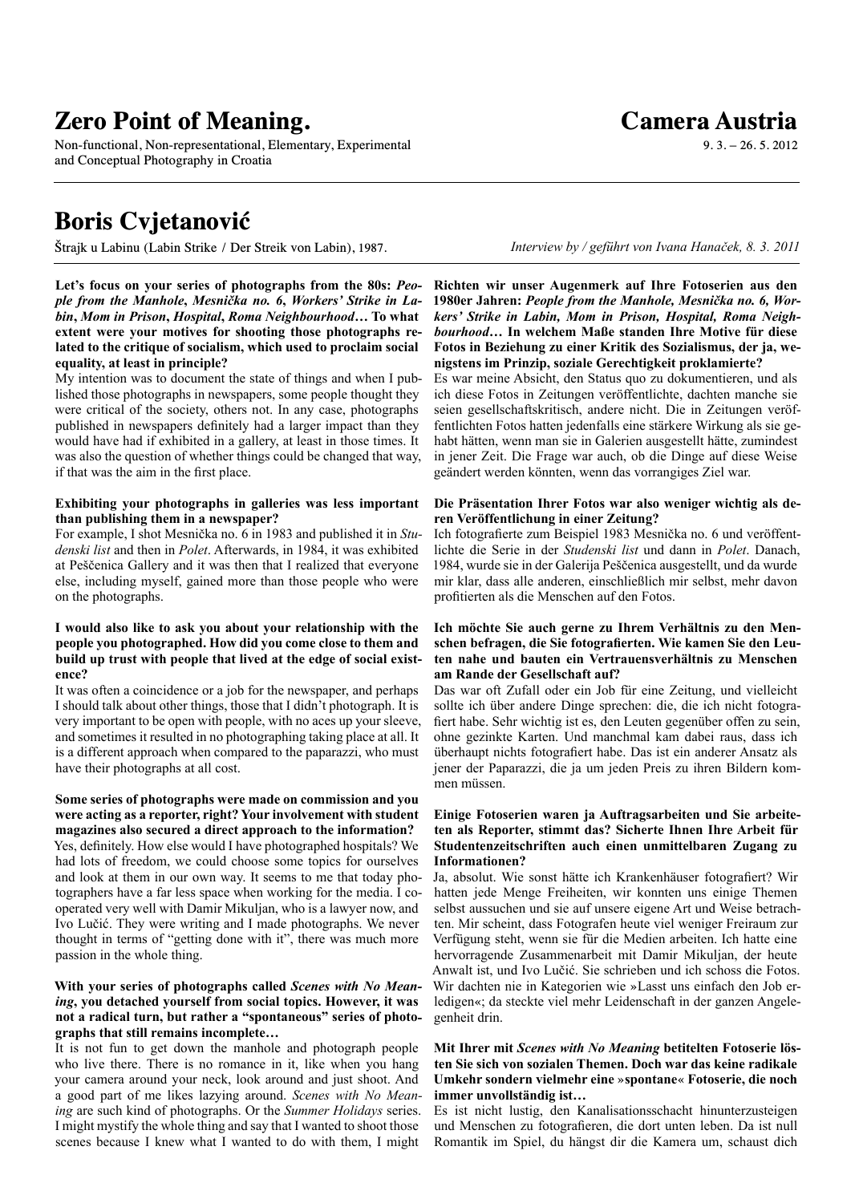# Zero Point of Meaning.

Non-functional, Non-representational, Elementary, Experimental and Conceptual Photography in Croatia

# Camera Austria

9. 3. – 26. 5. 2012

## Boris Cvjetanović

Štrajk u Labinu (Labin Strike / Der Streik von Labin), 1987.

*Interview by / geführt von Ivana Hanaček, 8. 3. 2011*

**Let's focus on your series of photographs from the 80s: *People from the Manhole*, *Mesnička no. 6*, *Workers' Strike in Labin*, *Mom in Prison*, *Hospital*, *Roma Neighbourhood*… To what extent were your motives for shooting those photographs related to the critique of socialism, which used to proclaim social equality, at least in principle?**

My intention was to document the state of things and when I published those photographs in newspapers, some people thought they were critical of the society, others not. In any case, photographs published in newspapers definitely had a larger impact than they would have had if exhibited in a gallery, at least in those times. It was also the question of whether things could be changed that way, if that was the aim in the first place.

**Exhibiting your photographs in galleries was less important than publishing them in a newspaper?**

For example, I shot Mesnička no. 6 in 1983 and published it in *Studenski list* and then in *Polet*. Afterwards, in 1984, it was exhibited at Peščenica Gallery and it was then that I realized that everyone else, including myself, gained more than those people who were on the photographs.

**I would also like to ask you about your relationship with the people you photographed. How did you come close to them and build up trust with people that lived at the edge of social existence?**

It was often a coincidence or a job for the newspaper, and perhaps I should talk about other things, those that I didn't photograph. It is very important to be open with people, with no aces up your sleeve, and sometimes it resulted in no photographing taking place at all. It is a different approach when compared to the paparazzi, who must have their photographs at all cost.

**Some series of photographs were made on commission and you were acting as a reporter, right? Your involvement with student magazines also secured a direct approach to the information?**

Yes, definitely. How else would I have photographed hospitals? We had lots of freedom, we could choose some topics for ourselves and look at them in our own way. It seems to me that today photographers have a far less space when working for the media. I cooperated very well with Damir Mikuljan, who is a lawyer now, and Ivo Lučić. They were writing and I made photographs. We never thought in terms of "getting done with it", there was much more passion in the whole thing.

**With your series of photographs called *Scenes with No Meaning*, you detached yourself from social topics. However, it was not a radical turn, but rather a "spontaneous" series of photographs that still remains incomplete…**

It is not fun to get down the manhole and photograph people who live there. There is no romance in it, like when you hang your camera around your neck, look around and just shoot. And a good part of me likes lazying around. *Scenes with No Meaning* are such kind of photographs. Or the *Summer Holidays* series. I might mystify the whole thing and say that I wanted to shoot those scenes because I knew what I wanted to do with them, I might

**Richten wir unser Augenmerk auf Ihre Fotoserien aus den 1980er Jahren: *People from the Manhole, Mesnička no. 6, Workers' Strike in Labin, Mom in Prison, Hospital, Roma Neighbourhood*… In welchem Maße standen Ihre Motive für diese Fotos in Beziehung zu einer Kritik des Sozialismus, der ja, wenigstens im Prinzip, soziale Gerechtigkeit proklamierte?**

Es war meine Absicht, den Status quo zu dokumentieren, und als ich diese Fotos in Zeitungen veröffentlichte, dachten manche sie seien gesellschaftskritisch, andere nicht. Die in Zeitungen veröffentlichten Fotos hatten jedenfalls eine stärkere Wirkung als sie gehabt hätten, wenn man sie in Galerien ausgestellt hätte, zumindest in jener Zeit. Die Frage war auch, ob die Dinge auf diese Weise geändert werden könnten, wenn das vorrangiges Ziel war.

**Die Präsentation Ihrer Fotos war also weniger wichtig als deren Veröffentlichung in einer Zeitung?**

Ich fotografierte zum Beispiel 1983 Mesnička no. 6 und veröffentlichte die Serie in der *Studenski list* und dann in *Polet*. Danach, 1984, wurde sie in der Galerija Peščenica ausgestellt, und da wurde mir klar, dass alle anderen, einschließlich mir selbst, mehr davon profitierten als die Menschen auf den Fotos.

**Ich möchte Sie auch gerne zu Ihrem Verhältnis zu den Menschen befragen, die Sie fotografierten. Wie kamen Sie den Leuten nahe und bauten ein Vertrauensverhältnis zu Menschen am Rande der Gesellschaft auf?**

Das war oft Zufall oder ein Job für eine Zeitung, und vielleicht sollte ich über andere Dinge sprechen: die, die ich nicht fotografiert habe. Sehr wichtig ist es, den Leuten gegenüber offen zu sein, ohne gezinkte Karten. Und manchmal kam dabei raus, dass ich überhaupt nichts fotografiert habe. Das ist ein anderer Ansatz als jener der Paparazzi, die ja um jeden Preis zu ihren Bildern kommen müssen.

**Einige Fotoserien waren ja Auftragsarbeiten und Sie arbeiteten als Reporter, stimmt das? Sicherte Ihnen Ihre Arbeit für Studentenzeitschriften auch einen unmittelbaren Zugang zu Informationen?**

Ja, absolut. Wie sonst hätte ich Krankenhäuser fotografiert? Wir hatten jede Menge Freiheiten, wir konnten uns einige Themen selbst aussuchen und sie auf unsere eigene Art und Weise betrachten. Mir scheint, dass Fotografen heute viel weniger Freiraum zur Verfügung steht, wenn sie für die Medien arbeiten. Ich hatte eine hervorragende Zusammenarbeit mit Damir Mikuljan, der heute Anwalt ist, und Ivo Lučić. Sie schrieben und ich schoss die Fotos. Wir dachten nie in Kategorien wie »Lasst uns einfach den Job erledigen«; da steckte viel mehr Leidenschaft in der ganzen Angelegenheit drin.

**Mit Ihrer mit *Scenes with No Meaning* betitelten Fotoserie lösten Sie sich von sozialen Themen. Doch war das keine radikale Umkehr sondern vielmehr eine »spontane« Fotoserie, die noch immer unvollständig ist…**

Es ist nicht lustig, den Kanalisationsschacht hinunterzusteigen und Menschen zu fotografieren, die dort unten leben. Da ist null Romantik im Spiel, du hängst dir die Kamera um, schaust dich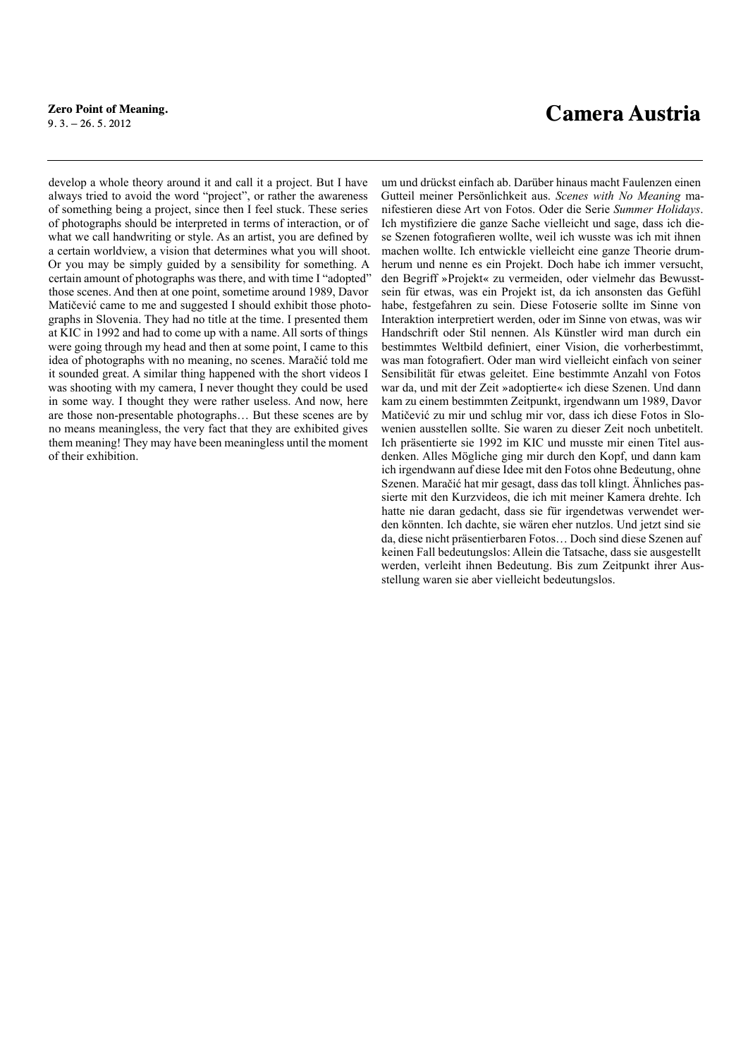develop a whole theory around it and call it a project. But I have always tried to avoid the word "project", or rather the awareness of something being a project, since then I feel stuck. These series of photographs should be interpreted in terms of interaction, or of what we call handwriting or style. As an artist, you are defined by a certain worldview, a vision that determines what you will shoot. Or you may be simply guided by a sensibility for something. A certain amount of photographs was there, and with time I "adopted" those scenes. And then at one point, sometime around 1989, Davor Matičević came to me and suggested I should exhibit those photographs in Slovenia. They had no title at the time. I presented them at KIC in 1992 and had to come up with a name. All sorts of things were going through my head and then at some point, I came to this idea of photographs with no meaning, no scenes. Maračić told me it sounded great. A similar thing happened with the short videos I was shooting with my camera, I never thought they could be used in some way. I thought they were rather useless. And now, here are those non-presentable photographs… But these scenes are by no means meaningless, the very fact that they are exhibited gives them meaning! They may have been meaningless until the moment of their exhibition.

um und drückst einfach ab. Darüber hinaus macht Faulenzen einen Gutteil meiner Persönlichkeit aus. *Scenes with No Meaning* manifestieren diese Art von Fotos. Oder die Serie *Summer Holidays*. Ich mystifiziere die ganze Sache vielleicht und sage, dass ich diese Szenen fotografieren wollte, weil ich wusste was ich mit ihnen machen wollte. Ich entwickle vielleicht eine ganze Theorie drumherum und nenne es ein Projekt. Doch habe ich immer versucht, den Begriff »Projekt« zu vermeiden, oder vielmehr das Bewusstsein für etwas, was ein Projekt ist, da ich ansonsten das Gefühl habe, festgefahren zu sein. Diese Fotoserie sollte im Sinne von Interaktion interpretiert werden, oder im Sinne von etwas, was wir Handschrift oder Stil nennen. Als Künstler wird man durch ein bestimmtes Weltbild definiert, einer Vision, die vorherbestimmt, was man fotografiert. Oder man wird vielleicht einfach von seiner Sensibilität für etwas geleitet. Eine bestimmte Anzahl von Fotos war da, und mit der Zeit »adoptierte« ich diese Szenen. Und dann kam zu einem bestimmten Zeitpunkt, irgendwann um 1989, Davor Matičević zu mir und schlug mir vor, dass ich diese Fotos in Slowenien ausstellen sollte. Sie waren zu dieser Zeit noch unbetitelt. Ich präsentierte sie 1992 im KIC und musste mir einen Titel ausdenken. Alles Mögliche ging mir durch den Kopf, und dann kam ich irgendwann auf diese Idee mit den Fotos ohne Bedeutung, ohne Szenen. Maračić hat mir gesagt, dass das toll klingt. Ähnliches passierte mit den Kurzvideos, die ich mit meiner Kamera drehte. Ich hatte nie daran gedacht, dass sie für irgendetwas verwendet werden könnten. Ich dachte, sie wären eher nutzlos. Und jetzt sind sie da, diese nicht präsentierbaren Fotos… Doch sind diese Szenen auf keinen Fall bedeutungslos: Allein die Tatsache, dass sie ausgestellt werden, verleiht ihnen Bedeutung. Bis zum Zeitpunkt ihrer Ausstellung waren sie aber vielleicht bedeutungslos.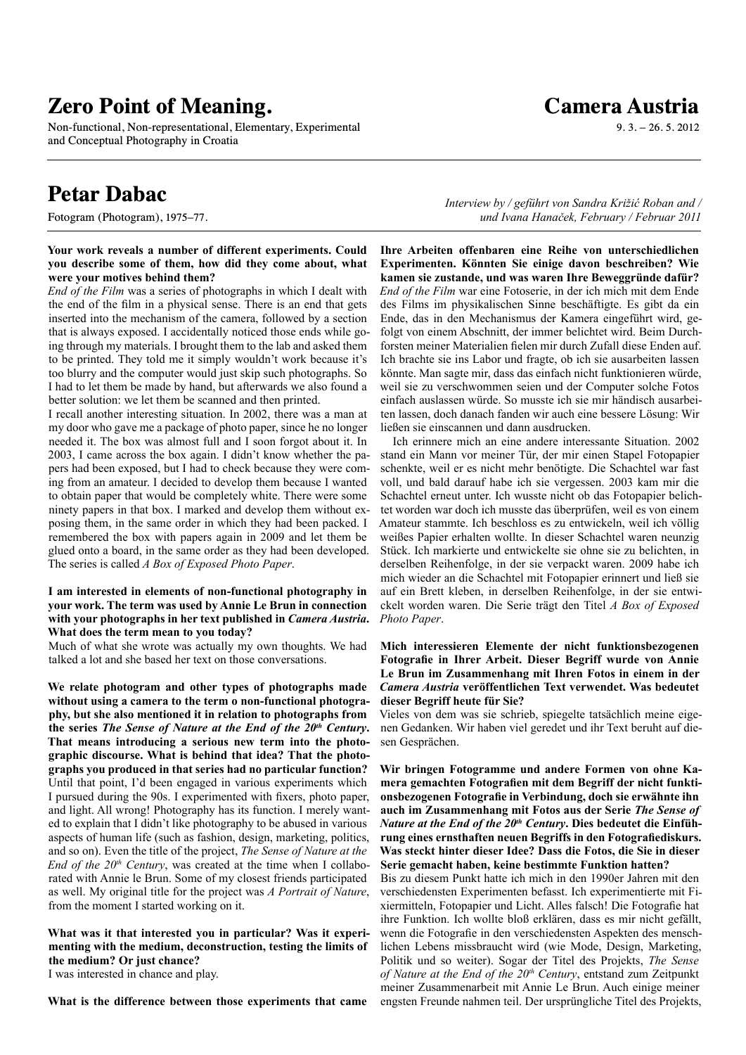# Zero Point of Meaning.

Non-functional, Non-representational, Elementary, Experimental and Conceptual Photography in Croatia

# Camera Austria

9. 3. – 26. 5. 2012

## Petar Dabac

Fotogram (Photogram), 1975–77.

*Interview by / geführt von Sandra Križić Roban and / und Ivana Hanaček, February / Februar 2011*

**Your work reveals a number of different experiments. Could you describe some of them, how did they come about, what were your motives behind them?**

*End of the Film* was a series of photographs in which I dealt with the end of the film in a physical sense. There is an end that gets inserted into the mechanism of the camera, followed by a section that is always exposed. I accidentally noticed those ends while going through my materials. I brought them to the lab and asked them to be printed. They told me it simply wouldn't work because it's too blurry and the computer would just skip such photographs. So I had to let them be made by hand, but afterwards we also found a better solution: we let them be scanned and then printed.

I recall another interesting situation. In 2002, there was a man at my door who gave me a package of photo paper, since he no longer needed it. The box was almost full and I soon forgot about it. In 2003, I came across the box again. I didn't know whether the papers had been exposed, but I had to check because they were coming from an amateur. I decided to develop them because I wanted to obtain paper that would be completely white. There were some ninety papers in that box. I marked and develop them without exposing them, in the same order in which they had been packed. I remembered the box with papers again in 2009 and let them be glued onto a board, in the same order as they had been developed. The series is called *A Box of Exposed Photo Paper*.

**I am interested in elements of non-functional photography in your work. The term was used by Annie Le Brun in connection with your photographs in her text published in *Camera Austria*. What does the term mean to you today?**

Much of what she wrote was actually my own thoughts. We had talked a lot and she based her text on those conversations.

**We relate photogram and other types of photographs made without using a camera to the term o non-functional photography, but she also mentioned it in relation to photographs from the series *The Sense of Nature at the End of the 20th Century*. That means introducing a serious new term into the photographic discourse. What is behind that idea? That the photographs you produced in that series had no particular function?**

Until that point, I'd been engaged in various experiments which I pursued during the 90s. I experimented with fixers, photo paper, and light. All wrong! Photography has its function. I merely wanted to explain that I didn't like photography to be abused in various aspects of human life (such as fashion, design, marketing, politics, and so on). Even the title of the project, *The Sense of Nature at the End of the 20th Century*, was created at the time when I collaborated with Annie le Brun. Some of my closest friends participated as well. My original title for the project was *A Portrait of Nature*, from the moment I started working on it.

**What was it that interested you in particular? Was it experimenting with the medium, deconstruction, testing the limits of the medium? Or just chance?**

I was interested in chance and play.

**What is the difference between those experiments that came**

**Ihre Arbeiten offenbaren eine Reihe von unterschiedlichen Experimenten. Könnten Sie einige davon beschreiben? Wie kamen sie zustande, und was waren Ihre Beweggründe dafür?**

*End of the Film* war eine Fotoserie, in der ich mich mit dem Ende des Films im physikalischen Sinne beschäftigte. Es gibt da ein Ende, das in den Mechanismus der Kamera eingeführt wird, gefolgt von einem Abschnitt, der immer belichtet wird. Beim Durchforsten meiner Materialien fielen mir durch Zufall diese Enden auf. Ich brachte sie ins Labor und fragte, ob ich sie ausarbeiten lassen könnte. Man sagte mir, dass das einfach nicht funktionieren würde, weil sie zu verschwommen seien und der Computer solche Fotos einfach auslassen würde. So musste ich sie mir händisch ausarbeiten lassen, doch danach fanden wir auch eine bessere Lösung: Wir ließen sie einscannen und dann ausdrucken.

Ich erinnere mich an eine andere interessante Situation. 2002 stand ein Mann vor meiner Tür, der mir einen Stapel Fotopapier schenkte, weil er es nicht mehr benötigte. Die Schachtel war fast voll, und bald darauf habe ich sie vergessen. 2003 kam mir die Schachtel erneut unter. Ich wusste nicht ob das Fotopapier belichtet worden war doch ich musste das überprüfen, weil es von einem Amateur stammte. Ich beschloss es zu entwickeln, weil ich völlig weißes Papier erhalten wollte. In dieser Schachtel waren neunzig Stück. Ich markierte und entwickelte sie ohne sie zu belichten, in derselben Reihenfolge, in der sie verpackt waren. 2009 habe ich mich wieder an die Schachtel mit Fotopapier erinnert und ließ sie auf ein Brett kleben, in derselben Reihenfolge, in der sie entwickelt worden waren. Die Serie trägt den Titel *A Box of Exposed Photo Paper*.

**Mich interessieren Elemente der nicht funktionsbezogenen Fotografie in Ihrer Arbeit. Dieser Begriff wurde von Annie Le Brun im Zusammenhang mit Ihren Fotos in einem in der *Camera Austria* veröffentlichten Text verwendet. Was bedeutet dieser Begriff heute für Sie?**

Vieles von dem was sie schrieb, spiegelte tatsächlich meine eigenen Gedanken. Wir haben viel geredet und ihr Text beruht auf diesen Gesprächen.

**Wir bringen Fotogramme und andere Formen von ohne Kamera gemachten Fotografien mit dem Begriff der nicht funktionsbezogenen Fotografie in Verbindung, doch sie erwähnte ihn auch im Zusammenhang mit Fotos aus der Serie *The Sense of Nature at the End of the 20th Century*. Dies bedeutet die Einführung eines ernsthaften neuen Begriffs in den Fotografiediskurs. Was steckt hinter dieser Idee? Dass die Fotos, die Sie in dieser Serie gemacht haben, keine bestimmte Funktion hatten?**

Bis zu diesem Punkt hatte ich mich in den 1990er Jahren mit den verschiedensten Experimenten befasst. Ich experimentierte mit Fixiermitteln, Fotopapier und Licht. Alles falsch! Die Fotografie hat ihre Funktion. Ich wollte bloß erklären, dass es mir nicht gefällt, wenn die Fotografie in den verschiedensten Aspekten des menschlichen Lebens missbraucht wird (wie Mode, Design, Marketing, Politik und so weiter). Sogar der Titel des Projekts, *The Sense of Nature at the End of the 20th Century*, entstand zum Zeitpunkt meiner Zusammenarbeit mit Annie Le Brun. Auch einige meiner engsten Freunde nahmen teil. Der ursprüngliche Titel des Projekts,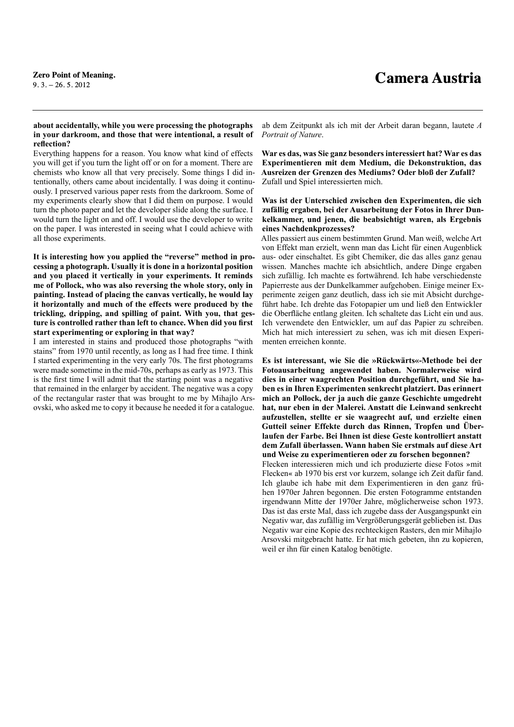**about accidentally, while you were processing the photographs in your darkroom, and those that were intentional, a result of reflection?**

Everything happens for a reason. You know what kind of effects you will get if you turn the light off or on for a moment. There are chemists who know all that very precisely. Some things I did intentionally, others came about incidentally. I was doing it continuously. I preserved various paper rests from the darkroom. Some of my experiments clearly show that I did them on purpose. I would turn the photo paper and let the developer slide along the surface. I would turn the light on and off. I would use the developer to write on the paper. I was interested in seeing what I could achieve with all those experiments.

**It is interesting how you applied the "reverse" method in processing a photograph. Usually it is done in a horizontal position and you placed it vertically in your experiments. It reminds me of Pollock, who was also reversing the whole story, only in painting. Instead of placing the canvas vertically, he would lay it horizontally and much of the effects were produced by the trickling, dripping, and spilling of paint. With you, that gesture is controlled rather than left to chance. When did you first start experimenting or exploring in that way?**

I am interested in stains and produced those photographs "with stains" from 1970 until recently, as long as I had free time. I think I started experimenting in the very early 70s. The first photograms were made sometime in the mid-70s, perhaps as early as 1973. This is the first time I will admit that the starting point was a negative that remained in the enlarger by accident. The negative was a copy of the rectangular raster that was brought to me by Mihajlo Arsovski, who asked me to copy it because he needed it for a catalogue.

ab dem Zeitpunkt als ich mit der Arbeit daran begann, lautete *A Portrait of Nature*.

**War es das, was Sie ganz besonders interessiert hat? War es das Experimentieren mit dem Medium, die Dekonstruktion, das Ausreizen der Grenzen des Mediums? Oder bloß der Zufall?**

Zufall und Spiel interessierten mich.

**Was ist der Unterschied zwischen den Experimenten, die sich zufällig ergaben, bei der Ausarbeitung der Fotos in Ihrer Dunkelkammer, und jenen, die beabsichtigt waren, als Ergebnis eines Nachdenkprozesses?**

Alles passiert aus einem bestimmten Grund. Man weiß, welche Art von Effekt man erzielt, wenn man das Licht für einen Augenblick aus- oder einschaltet. Es gibt Chemiker, die das alles ganz genau wissen. Manches machte ich absichtlich, andere Dinge ergaben sich zufällig. Ich machte es fortwährend. Ich habe verschiedenste Papierreste aus der Dunkelkammer aufgehoben. Einige meiner Experimente zeigen ganz deutlich, dass ich sie mit Absicht durchgeführt habe. Ich drehte das Fotopapier um und ließ den Entwickler die Oberfläche entlang gleiten. Ich schaltete das Licht ein und aus. Ich verwendete den Entwickler, um auf das Papier zu schreiben. Mich hat mich interessiert zu sehen, was ich mit diesen Experimenten erreichen konnte.

**Es ist interessant, wie Sie die »Rückwärts«-Methode bei der Fotoausarbeitung angewendet haben. Normalerweise wird dies in einer waagrechten Position durchgeführt, und Sie haben es in Ihren Experimenten senkrecht platziert. Das erinnert mich an Pollock, der ja auch die ganze Geschichte umgedreht hat, nur eben in der Malerei. Anstatt die Leinwand senkrecht aufzustellen, stellte er sie waagrecht auf, und erzielte einen Gutteil seiner Effekte durch das Rinnen, Tropfen und Überlaufen der Farbe. Bei Ihnen ist diese Geste kontrolliert anstatt dem Zufall überlassen. Wann haben Sie erstmals auf diese Art und Weise zu experimentieren oder zu forschen begonnen?**

Flecken interessieren mich und ich produzierte diese Fotos »mit Flecken« ab 1970 bis erst vor kurzem, solange ich Zeit dafür fand. Ich glaube ich habe mit dem Experimentieren in den ganz frühen 1970er Jahren begonnen. Die ersten Fotogramme entstanden irgendwann Mitte der 1970er Jahre, möglicherweise schon 1973. Das ist das erste Mal, dass ich zugebe dass der Ausgangspunkt ein Negativ war, das zufällig im Vergrößerungsgerät geblieben ist. Das Negativ war eine Kopie des rechteckigen Rasters, den mir Mihajlo Arsovski mitgebracht hatte. Er hat mich gebeten, ihn zu kopieren, weil er ihn für einen Katalog benötigte.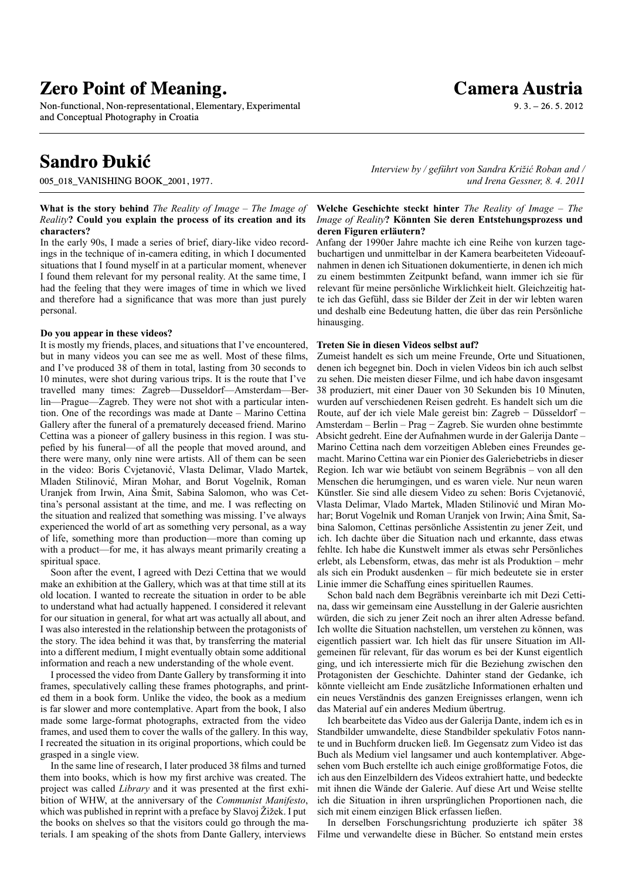# Zero Point of Meaning.

Non-functional, Non-representational, Elementary, Experimental and Conceptual Photography in Croatia

# Camera Austria

9. 3. – 26. 5. 2012

## Sandro Đukić

005_018_VANISHING BOOK_2001, 1977.

*Interview by / geführt von Sandra Križić Roban and / und Irena Gessner, 8. 4. 2011*

**What is the story behind** *The Reality of Image – The Image of Reality*? **Could you explain the process of its creation and its characters?**

In the early 90s, I made a series of brief, diary-like video recordings in the technique of in-camera editing, in which I documented situations that I found myself in at a particular moment, whenever I found them relevant for my personal reality. At the same time, I had the feeling that they were images of time in which we lived and therefore had a significance that was more than just purely personal.

**Do you appear in these videos?**

It is mostly my friends, places, and situations that I've encountered, but in many videos you can see me as well. Most of these films, and I've produced 38 of them in total, lasting from 30 seconds to 10 minutes, were shot during various trips. It is the route that I've travelled many times: Zagreb—Dusseldorf—Amsterdam—Berlin—Prague—Zagreb. They were not shot with a particular intention. One of the recordings was made at Dante – Marino Cettina Gallery after the funeral of a prematurely deceased friend. Marino Cettina was a pioneer of gallery business in this region. I was stupefied by his funeral—of all the people that moved around, and there were many, only nine were artists. All of them can be seen in the video: Boris Cvjetanović, Vlasta Delimar, Vlado Martek, Mladen Stilinović, Miran Mohar, and Borut Vogelnik, Roman Uranjek from Irwin, Aina Šmit, Sabina Salomon, who was Cettina's personal assistant at the time, and me. I was reflecting on the situation and realized that something was missing. I've always experienced the world of art as something very personal, as a way of life, something more than production—more than coming up with a product—for me, it has always meant primarily creating a spiritual space.

Soon after the event, I agreed with Dezi Cettina that we would make an exhibition at the Gallery, which was at that time still at its old location. I wanted to recreate the situation in order to be able to understand what had actually happened. I considered it relevant for our situation in general, for what art was actually all about, and I was also interested in the relationship between the protagonists of the story. The idea behind it was that, by transferring the material into a different medium, I might eventually obtain some additional information and reach a new understanding of the whole event.

I processed the video from Dante Gallery by transforming it into frames, speculatively calling these frames photographs, and printed them in a book form. Unlike the video, the book as a medium is far slower and more contemplative. Apart from the book, I also made some large-format photographs, extracted from the video frames, and used them to cover the walls of the gallery. In this way, I recreated the situation in its original proportions, which could be grasped in a single view.

In the same line of research, I later produced 38 films and turned them into books, which is how my first archive was created. The project was called *Library* and it was presented at the first exhibition of WHW, at the anniversary of the *Communist Manifesto*, which was published in reprint with a preface by Slavoj Žižek. I put the books on shelves so that the visitors could go through the materials. I am speaking of the shots from Dante Gallery, interviews

**Welche Geschichte steckt hinter** *The Reality of Image – The Image of Reality*? **Könnten Sie deren Entstehungsprozess und deren Figuren erläutern?**

Anfang der 1990er Jahre machte ich eine Reihe von kurzen tagebuchartigen und unmittelbar in der Kamera bearbeiteten Videoaufnahmen in denen ich Situationen dokumentierte, in denen ich mich zu einem bestimmten Zeitpunkt befand, wann immer ich sie für relevant für meine persönliche Wirklichkeit hielt. Gleichzeitig hatte ich das Gefühl, dass sie Bilder der Zeit in der wir lebten waren und deshalb eine Bedeutung hatten, die über das rein Persönliche hinausging.

**Treten Sie in diesen Videos selbst auf?**

Zumeist handelt es sich um meine Freunde, Orte und Situationen, denen ich begegnet bin. Doch in vielen Videos bin ich auch selbst zu sehen. Die meisten dieser Filme, und ich habe davon insgesamt 38 produziert, mit einer Dauer von 30 Sekunden bis 10 Minuten, wurden auf verschiedenen Reisen gedreht. Es handelt sich um die Route, auf der ich viele Male gereist bin: Zagreb − Düsseldorf − Amsterdam – Berlin – Prag − Zagreb. Sie wurden ohne bestimmte Absicht gedreht. Eine der Aufnahmen wurde in der Galerija Dante – Marino Cettina nach dem vorzeitigen Ableben eines Freundes gemacht. Marino Cettina war ein Pionier des Galeriebetriebs in dieser Region. Ich war wie betäubt von seinem Begräbnis – von all den Menschen die herumgingen, und es waren viele. Nur neun waren Künstler. Sie sind alle diesem Video zu sehen: Boris Cvjetanović, Vlasta Delimar, Vlado Martek, Mladen Stilinović und Miran Mohar; Borut Vogelnik und Roman Uranjek von Irwin; Aina Šmit, Sabina Salomon, Cettinas persönliche Assistentin zu jener Zeit, und ich. Ich dachte über die Situation nach und erkannte, dass etwas fehlte. Ich habe die Kunstwelt immer als etwas sehr Persönliches erlebt, als Lebensform, etwas, das mehr ist als Produktion – mehr als sich ein Produkt ausdenken – für mich bedeutete sie in erster Linie immer die Schaffung eines spirituellen Raumes.

Schon bald nach dem Begräbnis vereinbarte ich mit Dezi Cettina, dass wir gemeinsam eine Ausstellung in der Galerie ausrichten würden, die sich zu jener Zeit noch an ihrer alten Adresse befand. Ich wollte die Situation nachstellen, um verstehen zu können, was eigentlich passiert war. Ich hielt das für unsere Situation im Allgemeinen für relevant, für das worum es bei der Kunst eigentlich ging, und ich interessierte mich für die Beziehung zwischen den Protagonisten der Geschichte. Dahinter stand der Gedanke, ich könnte vielleicht am Ende zusätzliche Informationen erhalten und ein neues Verständnis des ganzen Ereignisses erlangen, wenn ich das Material auf ein anderes Medium übertrug.

Ich bearbeitete das Video aus der Galerija Dante, indem ich es in Standbilder umwandelte, diese Standbilder spekulativ Fotos nannte und in Buchform drucken ließ. Im Gegensatz zum Video ist das Buch als Medium viel langsamer und auch kontemplativer. Abgesehen vom Buch erstellte ich auch einige großformatige Fotos, die ich aus den Einzelbildern des Videos extrahiert hatte, und bedeckte mit ihnen die Wände der Galerie. Auf diese Art und Weise stellte ich die Situation in ihren ursprünglichen Proportionen nach, die sich mit einem einzigen Blick erfassen ließen.

In derselben Forschungsrichtung produzierte ich später 38 Filme und verwandelte diese in Bücher. So entstand mein erstes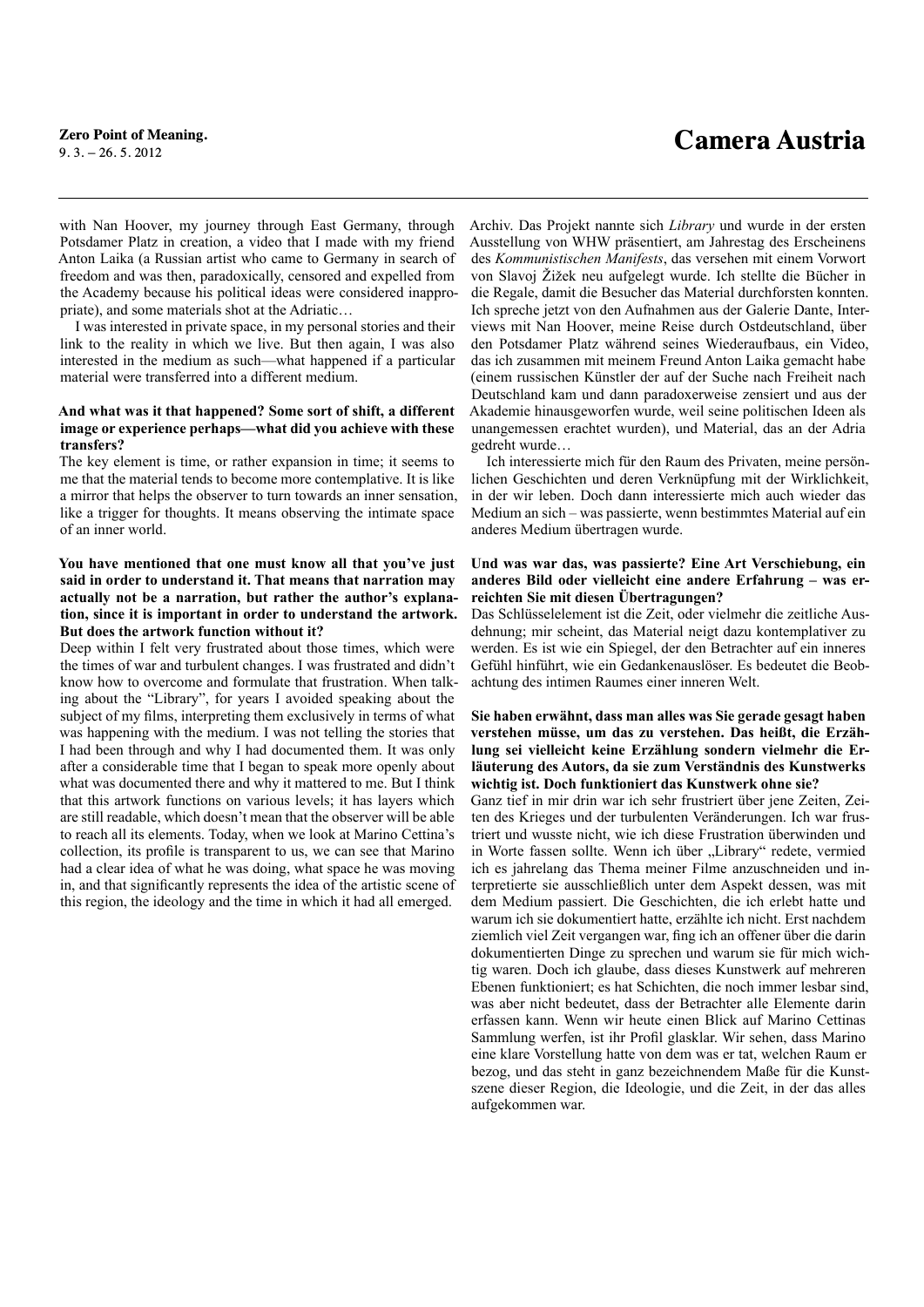with Nan Hoover, my journey through East Germany, through Potsdamer Platz in creation, a video that I made with my friend Anton Laika (a Russian artist who came to Germany in search of freedom and was then, paradoxically, censored and expelled from the Academy because his political ideas were considered inappropriate), and some materials shot at the Adriatic…

I was interested in private space, in my personal stories and their link to the reality in which we live. But then again, I was also interested in the medium as such—what happened if a particular material were transferred into a different medium.

**And what was it that happened? Some sort of shift, a different image or experience perhaps—what did you achieve with these transfers?**

The key element is time, or rather expansion in time; it seems to me that the material tends to become more contemplative. It is like a mirror that helps the observer to turn towards an inner sensation, like a trigger for thoughts. It means observing the intimate space of an inner world.

**You have mentioned that one must know all that you've just said in order to understand it. That means that narration may actually not be a narration, but rather the author's explanation, since it is important in order to understand the artwork. But does the artwork function without it?**

Deep within I felt very frustrated about those times, which were the times of war and turbulent changes. I was frustrated and didn't know how to overcome and formulate that frustration. When talking about the "Library", for years I avoided speaking about the subject of my films, interpreting them exclusively in terms of what was happening with the medium. I was not telling the stories that I had been through and why I had documented them. It was only after a considerable time that I began to speak more openly about what was documented there and why it mattered to me. But I think that this artwork functions on various levels; it has layers which are still readable, which doesn't mean that the observer will be able to reach all its elements. Today, when we look at Marino Cettina's collection, its profile is transparent to us, we can see that Marino had a clear idea of what he was doing, what space he was moving in, and that significantly represents the idea of the artistic scene of this region, the ideology and the time in which it had all emerged.

Archiv. Das Projekt nannte sich *Library* und wurde in der ersten Ausstellung von WHW präsentiert, am Jahrestag des Erscheinens des *Kommunistischen Manifests*, das versehen mit einem Vorwort von Slavoj Žižek neu aufgelegt wurde. Ich stellte die Bücher in die Regale, damit die Besucher das Material durchforsten konnten. Ich spreche jetzt von den Aufnahmen aus der Galerie Dante, Interviews mit Nan Hoover, meine Reise durch Ostdeutschland, über den Potsdamer Platz während seines Wiederaufbaus, ein Video, das ich zusammen mit meinem Freund Anton Laika gemacht habe (einem russischen Künstler der auf der Suche nach Freiheit nach Deutschland kam und dann paradoxerweise zensiert und aus der Akademie hinausgeworfen wurde, weil seine politischen Ideen als unangemessen erachtet wurden), und Material, das an der Adria gedreht wurde…

Ich interessierte mich für den Raum des Privaten, meine persönlichen Geschichten und deren Verknüpfung mit der Wirklichkeit, in der wir leben. Doch dann interessierte mich auch wieder das Medium an sich – was passierte, wenn bestimmtes Material auf ein anderes Medium übertragen wurde.

**Und was war das, was passierte? Eine Art Verschiebung, ein anderes Bild oder vielleicht eine andere Erfahrung – was erreichten Sie mit diesen Übertragungen?**

Das Schlüsselelement ist die Zeit, oder vielmehr die zeitliche Ausdehnung; mir scheint, das Material neigt dazu kontemplativer zu werden. Es ist wie ein Spiegel, der den Betrachter auf ein inneres Gefühl hinführt, wie ein Gedankenauslöser. Es bedeutet die Beobachtung des intimen Raumes einer inneren Welt.

**Sie haben erwähnt, dass man alles was Sie gerade gesagt haben verstehen müsse, um das zu verstehen. Das heißt, die Erzählung sei vielleicht keine Erzählung sondern vielmehr die Erläuterung des Autors, da sie zum Verständnis des Kunstwerks wichtig ist. Doch funktioniert das Kunstwerk ohne sie?**

Ganz tief in mir drin war ich sehr frustriert über jene Zeiten, Zeiten des Krieges und der turbulenten Veränderungen. Ich war frustriert und wusste nicht, wie ich diese Frustration überwinden und in Worte fassen sollte. Wenn ich über „Library" redete, vermied ich es jahrelang das Thema meiner Filme anzuschneiden und interpretierte sie ausschließlich unter dem Aspekt dessen, was mit dem Medium passiert. Die Geschichten, die ich erlebt hatte und warum ich sie dokumentiert hatte, erzählte ich nicht. Erst nachdem ziemlich viel Zeit vergangen war, fing ich an offener über die darin dokumentierten Dinge zu sprechen und warum sie für mich wichtig waren. Doch ich glaube, dass dieses Kunstwerk auf mehreren Ebenen funktioniert; es hat Schichten, die noch immer lesbar sind, was aber nicht bedeutet, dass der Betrachter alle Elemente darin erfassen kann. Wenn wir heute einen Blick auf Marino Cettinas Sammlung werfen, ist ihr Profil glasklar. Wir sehen, dass Marino eine klare Vorstellung hatte von dem was er tat, welchen Raum er bezog, und das steht in ganz bezeichnendem Maße für die Kunstszene dieser Region, die Ideologie, und die Zeit, in der das alles aufgekommen war.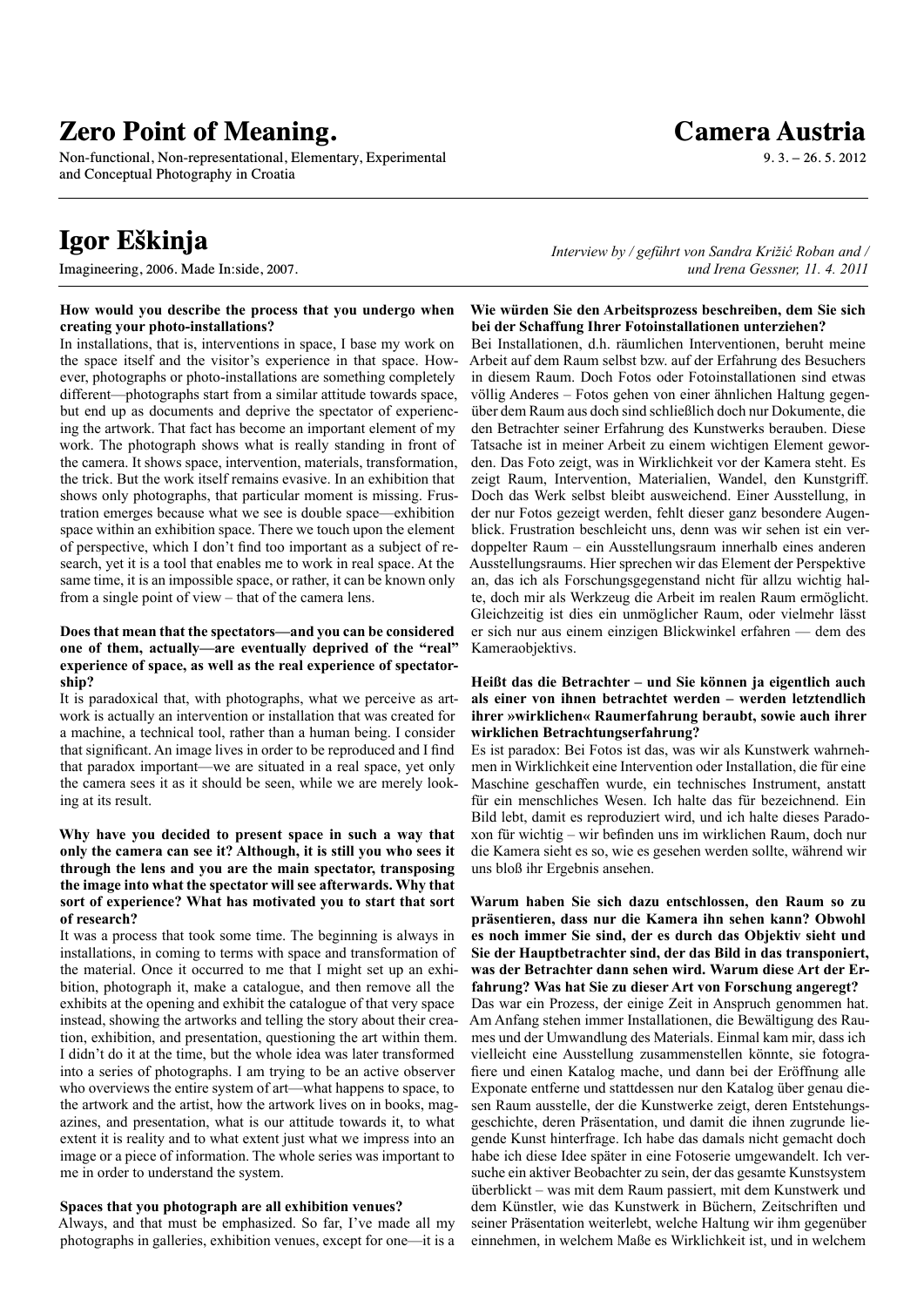# Zero Point of Meaning.

Non-functional, Non-representational, Elementary, Experimental and Conceptual Photography in Croatia

# Camera Austria

9. 3. – 26. 5. 2012

## Igor Eškinja

Imagineering, 2006. Made In:side, 2007.

*Interview by / geführt von Sandra Križić Roban and / und Irena Gessner, 11. 4. 2011*

**How would you describe the process that you undergo when creating your photo-installations?**

In installations, that is, interventions in space, I base my work on the space itself and the visitor's experience in that space. However, photographs or photo-installations are something completely different—photographs start from a similar attitude towards space, but end up as documents and deprive the spectator of experiencing the artwork. That fact has become an important element of my work. The photograph shows what is really standing in front of the camera. It shows space, intervention, materials, transformation, the trick. But the work itself remains evasive. In an exhibition that shows only photographs, that particular moment is missing. Frustration emerges because what we see is double space—exhibition space within an exhibition space. There we touch upon the element of perspective, which I don't find too important as a subject of research, yet it is a tool that enables me to work in real space. At the same time, it is an impossible space, or rather, it can be known only from a single point of view – that of the camera lens.

**Does that mean that the spectators—and you can be considered one of them, actually—are eventually deprived of the "real" experience of space, as well as the real experience of spectatorship?**

It is paradoxical that, with photographs, what we perceive as artwork is actually an intervention or installation that was created for a machine, a technical tool, rather than a human being. I consider that significant. An image lives in order to be reproduced and I find that paradox important—we are situated in a real space, yet only the camera sees it as it should be seen, while we are merely looking at its result.

**Why have you decided to present space in such a way that only the camera can see it? Although, it is still you who sees it through the lens and you are the main spectator, transposing the image into what the spectator will see afterwards. Why that sort of experience? What has motivated you to start that sort of research?**

It was a process that took some time. The beginning is always in installations, in coming to terms with space and transformation of the material. Once it occurred to me that I might set up an exhibition, photograph it, make a catalogue, and then remove all the exhibits at the opening and exhibit the catalogue of that very space instead, showing the artworks and telling the story about their creation, exhibition, and presentation, questioning the art within them. I didn't do it at the time, but the whole idea was later transformed into a series of photographs. I am trying to be an active observer who overviews the entire system of art—what happens to space, to the artwork and the artist, how the artwork lives on in books, magazines, and presentation, what is our attitude towards it, to what extent it is reality and to what extent just what we impress into an image or a piece of information. The whole series was important to me in order to understand the system.

**Spaces that you photograph are all exhibition venues?**

Always, and that must be emphasized. So far, I've made all my photographs in galleries, exhibition venues, except for one—it is a

**Wie würden Sie den Arbeitsprozess beschreiben, dem Sie sich bei der Schaffung Ihrer Fotoinstallationen unterziehen?**

Bei Installationen, d.h. räumlichen Interventionen, beruht meine Arbeit auf dem Raum selbst bzw. auf der Erfahrung des Besuchers in diesem Raum. Doch Fotos oder Fotoinstallationen sind etwas völlig Anderes – Fotos gehen von einer ähnlichen Haltung gegenüber dem Raum aus doch sind schließlich doch nur Dokumente, die den Betrachter seiner Erfahrung des Kunstwerks berauben. Diese Tatsache ist in meiner Arbeit zu einem wichtigen Element geworden. Das Foto zeigt, was in Wirklichkeit vor der Kamera steht. Es zeigt Raum, Intervention, Materialien, Wandel, den Kunstgriff. Doch das Werk selbst bleibt ausweichend. Einer Ausstellung, in der nur Fotos gezeigt werden, fehlt dieser ganz besondere Augenblick. Frustration beschleicht uns, denn was wir sehen ist ein verdoppelter Raum – ein Ausstellungsraum innerhalb eines anderen Ausstellungsraums. Hier sprechen wir das Element der Perspektive an, das ich als Forschungsgegenstand nicht für allzu wichtig halte, doch mir als Werkzeug die Arbeit im realen Raum ermöglicht. Gleichzeitig ist dies ein unmöglicher Raum, oder vielmehr lässt er sich nur aus einem einzigen Blickwinkel erfahren — dem des Kameraobjektivs.

**Heißt das die Betrachter – und Sie können ja eigentlich auch als einer von ihnen betrachtet werden – werden letztendlich ihrer »wirklichen« Raumerfahrung beraubt, sowie auch ihrer wirklichen Betrachtungserfahrung?**

Es ist paradox: Bei Fotos ist das, was wir als Kunstwerk wahrnehmen in Wirklichkeit eine Intervention oder Installation, die für eine Maschine geschaffen wurde, ein technisches Instrument, anstatt für ein menschliches Wesen. Ich halte das für bezeichnend. Ein Bild lebt, damit es reproduziert wird, und ich halte dieses Paradoxon für wichtig – wir befinden uns im wirklichen Raum, doch nur die Kamera sieht es so, wie es gesehen werden sollte, während wir uns bloß ihr Ergebnis ansehen.

**Warum haben Sie sich dazu entschlossen, den Raum so zu präsentieren, dass nur die Kamera ihn sehen kann? Obwohl es noch immer Sie sind, der es durch das Objektiv sieht und Sie der Hauptbetrachter sind, der das Bild in das transponiert, was der Betrachter dann sehen wird. Warum diese Art der Erfahrung? Was hat Sie zu dieser Art von Forschung angeregt?**

Das war ein Prozess, der einige Zeit in Anspruch genommen hat. Am Anfang stehen immer Installationen, die Bewältigung des Raumes und der Umwandlung des Materials. Einmal kam mir, dass ich vielleicht eine Ausstellung zusammenstellen könnte, sie fotografiere und einen Katalog mache, und dann bei der Eröffnung alle Exponate entferne und stattdessen nur den Katalog über genau diesen Raum ausstelle, der die Kunstwerke zeigt, deren Entstehungsgeschichte, deren Präsentation, und damit die ihnen zugrunde liegende Kunst hinterfrage. Ich habe das damals nicht gemacht doch habe ich diese Idee später in eine Fotoserie umgewandelt. Ich versuche ein aktiver Beobachter zu sein, der das gesamte Kunstsystem überblickt – was mit dem Raum passiert, mit dem Kunstwerk und dem Künstler, wie das Kunstwerk in Büchern, Zeitschriften und seiner Präsentation weiterlebt, welche Haltung wir ihm gegenüber einnehmen, in welchem Maße es Wirklichkeit ist, und in welchem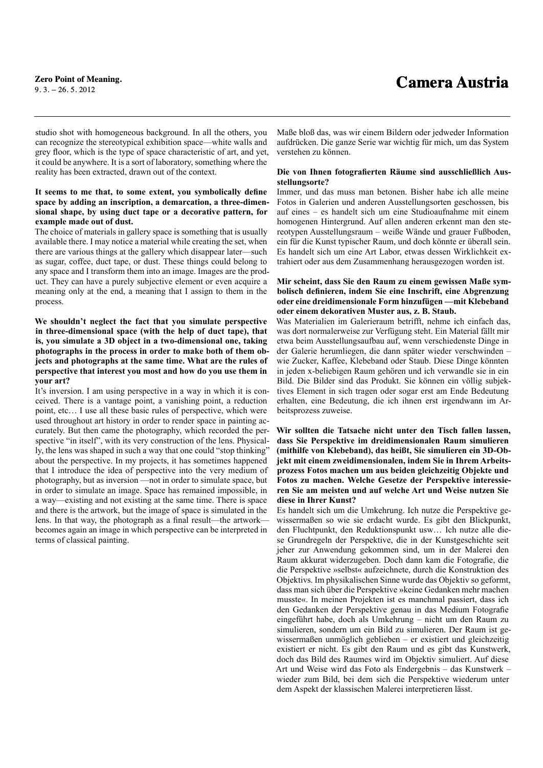studio shot with homogeneous background. In all the others, you can recognize the stereotypical exhibition space—white walls and grey floor, which is the type of space characteristic of art, and yet, it could be anywhere. It is a sort of laboratory, something where the reality has been extracted, drawn out of the context.

**It seems to me that, to some extent, you symbolically define space by adding an inscription, a demarcation, a three-dimensional shape, by using duct tape or a decorative pattern, for example made out of dust.**

The choice of materials in gallery space is something that is usually available there. I may notice a material while creating the set, when there are various things at the gallery which disappear later—such as sugar, coffee, duct tape, or dust. These things could belong to any space and I transform them into an image. Images are the product. They can have a purely subjective element or even acquire a meaning only at the end, a meaning that I assign to them in the process.

**We shouldn't neglect the fact that you simulate perspective in three-dimensional space (with the help of duct tape), that is, you simulate a 3D object in a two-dimensional one, taking photographs in the process in order to make both of them objects and photographs at the same time. What are the rules of perspective that interest you most and how do you use them in your art?**

It's inversion. I am using perspective in a way in which it is conceived. There is a vantage point, a vanishing point, a reduction point, etc… I use all these basic rules of perspective, which were used throughout art history in order to render space in painting accurately. But then came the photography, which recorded the perspective "in itself", with its very construction of the lens. Physically, the lens was shaped in such a way that one could "stop thinking" about the perspective. In my projects, it has sometimes happened that I introduce the idea of perspective into the very medium of photography, but as inversion —not in order to simulate space, but in order to simulate an image. Space has remained impossible, in a way—existing and not existing at the same time. There is space and there is the artwork, but the image of space is simulated in the lens. In that way, the photograph as a final result—the artwork—becomes again an image in which perspective can be interpreted in terms of classical painting.

Maße bloß das, was wir einem Bildern oder jedweder Information aufdrücken. Die ganze Serie war wichtig für mich, um das System verstehen zu können.

**Die von Ihnen fotografierten Räume sind ausschließlich Ausstellungsorte?**

Immer, und das muss man betonen. Bisher habe ich alle meine Fotos in Galerien und anderen Ausstellungsorten geschossen, bis auf eines – es handelt sich um eine Studioaufnahme mit einem homogenen Hintergrund. Auf allen anderen erkennt man den stereotypen Ausstellungsraum – weiße Wände und grauer Fußboden, ein für die Kunst typischer Raum, und doch könnte er überall sein. Es handelt sich um eine Art Labor, etwas dessen Wirklichkeit extrahiert oder aus dem Zusammenhang herausgezogen worden ist.

**Mir scheint, dass Sie den Raum zu einem gewissen Maße symbolisch definieren, indem Sie eine Inschrift, eine Abgrenzung oder eine dreidimensionale Form hinzufügen —mit Klebeband oder einem dekorativen Muster aus, z. B. Staub.**

Was Materialien im Galerieraum betrifft, nehme ich einfach das, was dort normalerweise zur Verfügung steht. Ein Material fällt mir etwa beim Ausstellungsaufbau auf, wenn verschiedenste Dinge in der Galerie herumliegen, die dann später wieder verschwinden – wie Zucker, Kaffee, Klebeband oder Staub. Diese Dinge könnten in jeden x-beliebigen Raum gehören und ich verwandle sie in ein Bild. Die Bilder sind das Produkt. Sie können ein völlig subjektives Element in sich tragen oder sogar erst am Ende Bedeutung erhalten, eine Bedeutung, die ich ihnen erst irgendwann im Arbeitsprozess zuweise.

**Wir sollten die Tatsache nicht unter den Tisch fallen lassen, dass Sie Perspektive im dreidimensionalen Raum simulieren (mithilfe von Klebeband), das heißt, Sie simulieren ein 3D-Objekt mit einem zweidimensionalen, indem Sie in Ihrem Arbeitsprozess Fotos machen um aus beiden gleichzeitig Objekte und Fotos zu machen. Welche Gesetze der Perspektive interessieren Sie am meisten und auf welche Art und Weise nutzen Sie diese in Ihrer Kunst?**

Es handelt sich um die Umkehrung. Ich nutze die Perspektive gewissermaßen so wie sie erdacht wurde. Es gibt den Blickpunkt, den Fluchtpunkt, den Reduktionspunkt usw… Ich nutze alle diese Grundregeln der Perspektive, die in der Kunstgeschichte seit jeher zur Anwendung gekommen sind, um in der Malerei den Raum akkurat wiederzugeben. Doch dann kam die Fotografie, die die Perspektive »selbst« aufzeichnete, durch die Konstruktion des Objektivs. Im physikalischen Sinne wurde das Objektiv so geformt, dass man sich über die Perspektive »keine Gedanken mehr machen musste«. In meinen Projekten ist es manchmal passiert, dass ich den Gedanken der Perspektive genau in das Medium Fotografie eingeführt habe, doch als Umkehrung – nicht um den Raum zu simulieren, sondern um ein Bild zu simulieren. Der Raum ist gewissermaßen unmöglich geblieben – er existiert und gleichzeitig existiert er nicht. Es gibt den Raum und es gibt das Kunstwerk, doch das Bild des Raumes wird im Objektiv simuliert. Auf diese Art und Weise wird das Foto als Endergebnis – das Kunstwerk – wieder zum Bild, bei dem sich die Perspektive wiederum unter dem Aspekt der klassischen Malerei interpretieren lässt.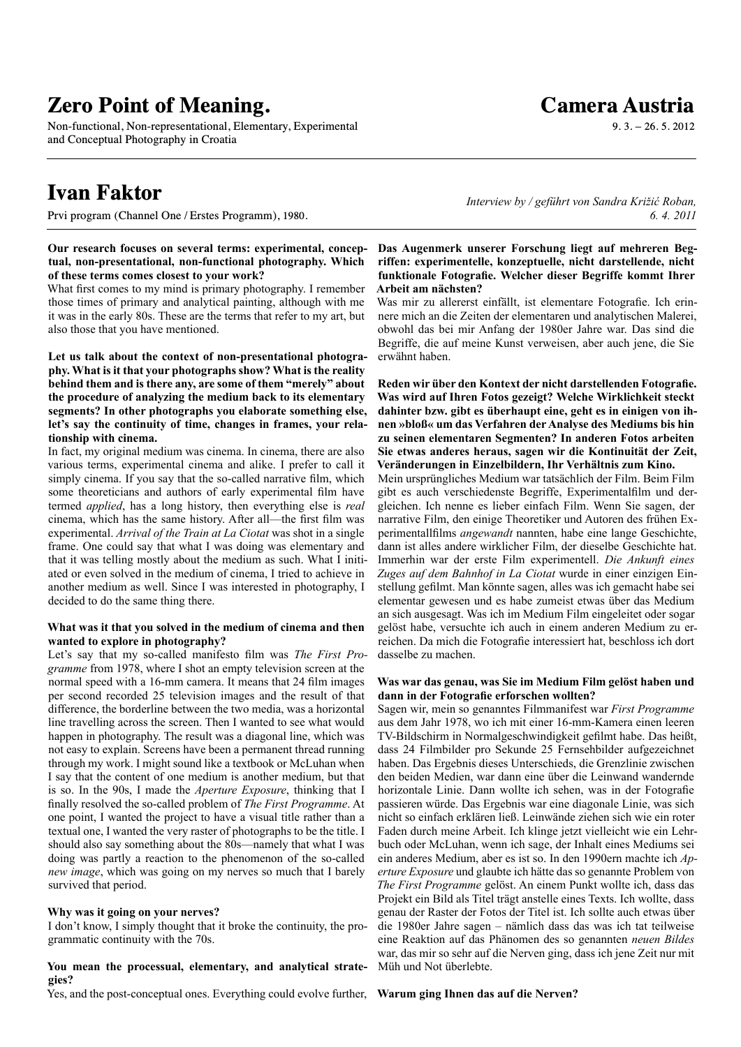# Zero Point of Meaning.

Non-functional, Non-representational, Elementary, Experimental and Conceptual Photography in Croatia

# Camera Austria

9. 3. – 26. 5. 2012

## Ivan Faktor

Prvi program (Channel One / Erstes Programm), 1980.

*Interview by / geführt von Sandra Križić Roban, 6. 4. 2011*

**Our research focuses on several terms: experimental, conceptual, non-presentational, non-functional photography. Which of these terms comes closest to your work?**

What first comes to my mind is primary photography. I remember those times of primary and analytical painting, although with me it was in the early 80s. These are the terms that refer to my art, but also those that you have mentioned.

**Let us talk about the context of non-presentational photography. What is it that your photographs show? What is the reality behind them and is there any, are some of them "merely" about the procedure of analyzing the medium back to its elementary segments? In other photographs you elaborate something else, let's say the continuity of time, changes in frames, your relationship with cinema.**

In fact, my original medium was cinema. In cinema, there are also various terms, experimental cinema and alike. I prefer to call it simply cinema. If you say that the so-called narrative film, which some theoreticians and authors of early experimental film have termed *applied*, has a long history, then everything else is *real* cinema, which has the same history. After all—the first film was experimental. *Arrival of the Train at La Ciotat* was shot in a single frame. One could say that what I was doing was elementary and that it was telling mostly about the medium as such. What I initiated or even solved in the medium of cinema, I tried to achieve in another medium as well. Since I was interested in photography, I decided to do the same thing there.

**What was it that you solved in the medium of cinema and then wanted to explore in photography?**

Let's say that my so-called manifesto film was *The First Programme* from 1978, where I shot an empty television screen at the normal speed with a 16-mm camera. It means that 24 film images per second recorded 25 television images and the result of that difference, the borderline between the two media, was a horizontal line travelling across the screen. Then I wanted to see what would happen in photography. The result was a diagonal line, which was not easy to explain. Screens have been a permanent thread running through my work. I might sound like a textbook or McLuhan when I say that the content of one medium is another medium, but that is so. In the 90s, I made the *Aperture Exposure*, thinking that I finally resolved the so-called problem of *The First Programme*. At one point, I wanted the project to have a visual title rather than a textual one, I wanted the very raster of photographs to be the title. I should also say something about the 80s—namely that what I was doing was partly a reaction to the phenomenon of the so-called *new image*, which was going on my nerves so much that I barely survived that period.

**Why was it going on your nerves?**

I don't know, I simply thought that it broke the continuity, the programmatic continuity with the 70s.

**You mean the processual, elementary, and analytical strategies?**

Yes, and the post-conceptual ones. Everything could evolve further,

**Das Augenmerk unserer Forschung liegt auf mehreren Begriffen: experimentelle, konzeptuelle, nicht darstellende, nicht funktionale Fotografie. Welcher dieser Begriffe kommt Ihrer Arbeit am nächsten?**

Was mir zu allererst einfällt, ist elementare Fotografie. Ich erinnere mich an die Zeiten der elementaren und analytischen Malerei, obwohl das bei mir Anfang der 1980er Jahre war. Das sind die Begriffe, die auf meine Kunst verweisen, aber auch jene, die Sie erwähnt haben.

**Reden wir über den Kontext der nicht darstellenden Fotografie. Was wird auf Ihren Fotos gezeigt? Welche Wirklichkeit steckt dahinter bzw. gibt es überhaupt eine, geht es in einigen von ihnen »bloß« um das Verfahren der Analyse des Mediums bis hin zu seinen elementaren Segmenten? In anderen Fotos arbeiten Sie etwas anderes heraus, sagen wir die Kontinuität der Zeit, Veränderungen in Einzelbildern, Ihr Verhältnis zum Kino.**

Mein ursprüngliches Medium war tatsächlich der Film. Beim Film gibt es auch verschiedenste Begriffe, Experimentalfilm und dergleichen. Ich nenne es lieber einfach Film. Wenn Sie sagen, der narrative Film, den einige Theoretiker und Autoren des frühen Experimentallfilms *angewandt* nannten, habe eine lange Geschichte, dann ist alles andere wirklicher Film, der dieselbe Geschichte hat. Immerhin war der erste Film experimentell. *Die Ankunft eines Zuges auf dem Bahnhof in La Ciotat* wurde in einer einzigen Einstellung gefilmt. Man könnte sagen, alles was ich gemacht habe sei elementar gewesen und es habe zumeist etwas über das Medium an sich ausgesagt. Was ich im Medium Film eingeleitet oder sogar gelöst habe, versuchte ich auch in einem anderen Medium zu erreichen. Da mich die Fotografie interessiert hat, beschloss ich dort dasselbe zu machen.

**Was war das genau, was Sie im Medium Film gelöst haben und dann in der Fotografie erforschen wollten?**

Sagen wir, mein so genanntes Filmmanifest war *First Programme* aus dem Jahr 1978, wo ich mit einer 16-mm-Kamera einen leeren TV-Bildschirm in Normalgeschwindigkeit gefilmt habe. Das heißt, dass 24 Filmbilder pro Sekunde 25 Fernsehbilder aufgezeichnet haben. Das Ergebnis dieses Unterschieds, die Grenzlinie zwischen den beiden Medien, war dann eine über die Leinwand wandernde horizontale Linie. Dann wollte ich sehen, was in der Fotografie passieren würde. Das Ergebnis war eine diagonale Linie, was sich nicht so einfach erklären ließ. Leinwände ziehen sich wie ein roter Faden durch meine Arbeit. Ich klinge jetzt vielleicht wie ein Lehrbuch oder McLuhan, wenn ich sage, der Inhalt eines Mediums sei ein anderes Medium, aber es ist so. In den 1990ern machte ich *Aperture Exposure* und glaubte ich hätte das so genannte Problem von *The First Programme* gelöst. An einem Punkt wollte ich, dass das Projekt ein Bild als Titel trägt anstelle eines Texts. Ich wollte, dass genau der Raster der Fotos der Titel ist. Ich sollte auch etwas über die 1980er Jahre sagen – nämlich dass das was ich tat teilweise eine Reaktion auf das Phänomen des so genannten *neuen Bildes* war, das mir so sehr auf die Nerven ging, dass ich jene Zeit nur mit Müh und Not überlebte.

**Warum ging Ihnen das auf die Nerven?**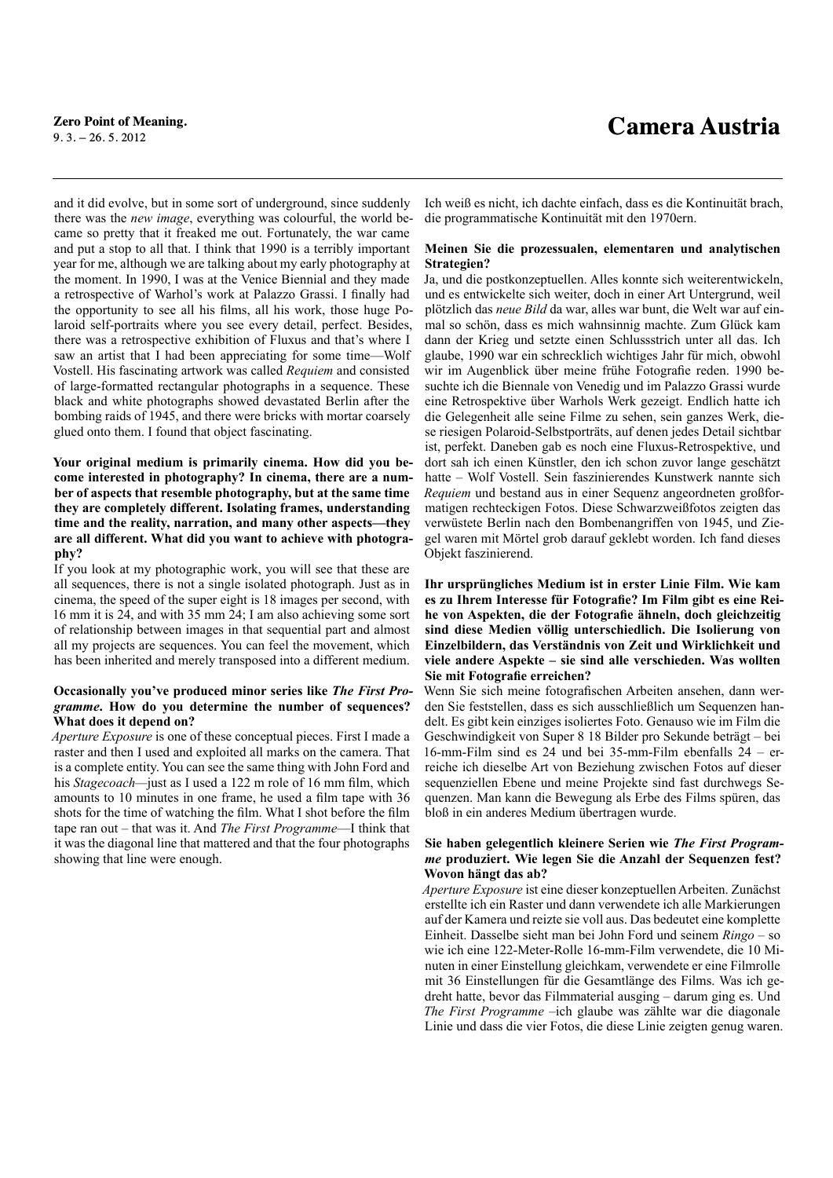and it did evolve, but in some sort of underground, since suddenly there was the *new image*, everything was colourful, the world became so pretty that it freaked me out. Fortunately, the war came and put a stop to all that. I think that 1990 is a terribly important year for me, although we are talking about my early photography at the moment. In 1990, I was at the Venice Biennial and they made a retrospective of Warhol's work at Palazzo Grassi. I finally had the opportunity to see all his films, all his work, those huge Polaroid self-portraits where you see every detail, perfect. Besides, there was a retrospective exhibition of Fluxus and that's where I saw an artist that I had been appreciating for some time—Wolf Vostell. His fascinating artwork was called *Requiem* and consisted of large-formatted rectangular photographs in a sequence. These black and white photographs showed devastated Berlin after the bombing raids of 1945, and there were bricks with mortar coarsely glued onto them. I found that object fascinating.

**Your original medium is primarily cinema. How did you become interested in photography? In cinema, there are a number of aspects that resemble photography, but at the same time they are completely different. Isolating frames, understanding time and the reality, narration, and many other aspects—they are all different. What did you want to achieve with photography?**

If you look at my photographic work, you will see that these are all sequences, there is not a single isolated photograph. Just as in cinema, the speed of the super eight is 18 images per second, with 16 mm it is 24, and with 35 mm 24; I am also achieving some sort of relationship between images in that sequential part and almost all my projects are sequences. You can feel the movement, which has been inherited and merely transposed into a different medium.

**Occasionally you've produced minor series like *The First Programme*. How do you determine the number of sequences? What does it depend on?**

*Aperture Exposure* is one of these conceptual pieces. First I made a raster and then I used and exploited all marks on the camera. That is a complete entity. You can see the same thing with John Ford and his *Stagecoach*—just as I used a 122 m role of 16 mm film, which amounts to 10 minutes in one frame, he used a film tape with 36 shots for the time of watching the film. What I shot before the film tape ran out – that was it. And *The First Programme*—I think that it was the diagonal line that mattered and that the four photographs showing that line were enough.

Ich weiß es nicht, ich dachte einfach, dass es die Kontinuität brach, die programmatische Kontinuität mit den 1970ern.

**Meinen Sie die prozessualen, elementaren und analytischen Strategien?**

Ja, und die postkonzeptuellen. Alles konnte sich weiterentwickeln, und es entwickelte sich weiter, doch in einer Art Untergrund, weil plötzlich das *neue Bild* da war, alles war bunt, die Welt war auf einmal so schön, dass es mich wahnsinnig machte. Zum Glück kam dann der Krieg und setzte einen Schlussstrich unter all das. Ich glaube, 1990 war ein schrecklich wichtiges Jahr für mich, obwohl wir im Augenblick über meine frühe Fotografie reden. 1990 besuchte ich die Biennale von Venedig und im Palazzo Grassi wurde eine Retrospektive über Warhols Werk gezeigt. Endlich hatte ich die Gelegenheit alle seine Filme zu sehen, sein ganzes Werk, diese riesigen Polaroid-Selbstporträts, auf denen jedes Detail sichtbar ist, perfekt. Daneben gab es noch eine Fluxus-Retrospektive, und dort sah ich einen Künstler, den ich schon zuvor lange geschätzt hatte – Wolf Vostell. Sein faszinierendes Kunstwerk nannte sich *Requiem* und bestand aus in einer Sequenz angeordneten großformatigen rechteckigen Fotos. Diese Schwarzweißfotos zeigten das verwüstete Berlin nach den Bombenangriffen von 1945, und Ziegel waren mit Mörtel grob darauf geklebt worden. Ich fand dieses Objekt faszinierend.

**Ihr ursprüngliches Medium ist in erster Linie Film. Wie kam es zu Ihrem Interesse für Fotografie? Im Film gibt es eine Reihe von Aspekten, die der Fotografie ähneln, doch gleichzeitig sind diese Medien völlig unterschiedlich. Die Isolierung von Einzelbildern, das Verständnis von Zeit und Wirklichkeit und viele andere Aspekte – sie sind alle verschieden. Was wollten Sie mit Fotografie erreichen?**

Wenn Sie sich meine fotografischen Arbeiten ansehen, dann werden Sie feststellen, dass es sich ausschließlich um Sequenzen handelt. Es gibt kein einziges isoliertes Foto. Genauso wie im Film die Geschwindigkeit von Super 8 18 Bilder pro Sekunde beträgt – bei 16-mm-Film sind es 24 und bei 35-mm-Film ebenfalls 24 – erreiche ich dieselbe Art von Beziehung zwischen Fotos auf dieser sequenziellen Ebene und meine Projekte sind fast durchwegs Sequenzen. Man kann die Bewegung als Erbe des Films spüren, das bloß in ein anderes Medium übertragen wurde.

**Sie haben gelegentlich kleinere Serien wie *The First Programme* produziert. Wie legen Sie die Anzahl der Sequenzen fest? Wovon hängt das ab?**

*Aperture Exposure* ist eine dieser konzeptuellen Arbeiten. Zunächst erstellte ich ein Raster und dann verwendete ich alle Markierungen auf der Kamera und reizte sie voll aus. Das bedeutet eine komplette Einheit. Dasselbe sieht man bei John Ford und seinem *Ringo* – so wie ich eine 122-Meter-Rolle 16-mm-Film verwendete, die 10 Minuten in einer Einstellung gleichkam, verwendete er eine Filmrolle mit 36 Einstellungen für die Gesamtlänge des Films. Was ich gedreht hatte, bevor das Filmmaterial ausging – darum ging es. Und *The First Programme* –ich glaube was zählte war die diagonale Linie und dass die vier Fotos, die diese Linie zeigten genug waren.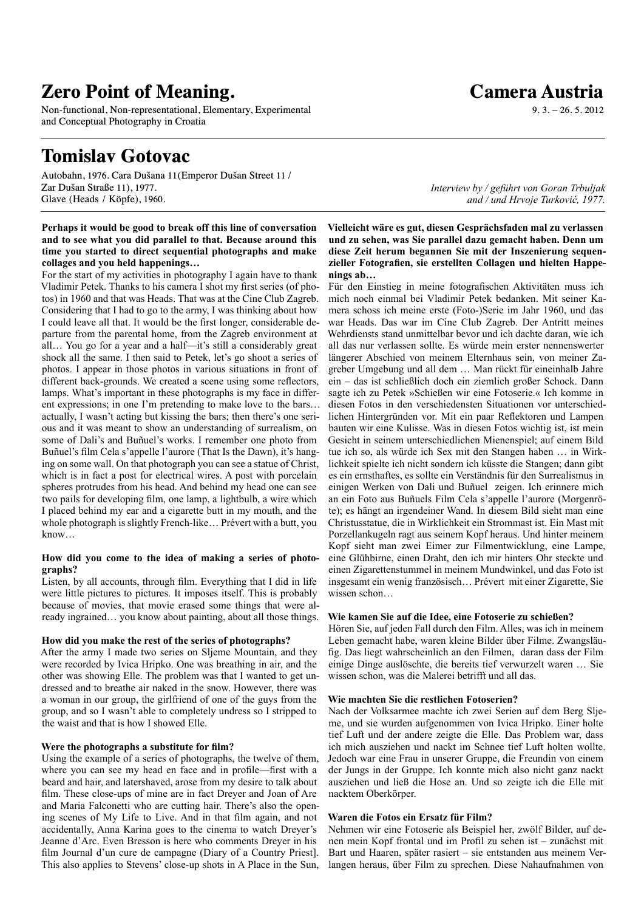# Zero Point of Meaning.

Non-functional, Non-representational, Elementary, Experimental and Conceptual Photography in Croatia

# Camera Austria

9. 3. – 26. 5. 2012

## Tomislav Gotovac

Autobahn, 1976. Cara Dušana 11(Emperor Dušan Street 11 / Zar Dušan Straße 11), 1977.
Glave (Heads / Köpfe), 1960.

*Interview by / geführt von Goran Trbuljak and / und Hrvoje Turković, 1977.*

**Perhaps it would be good to break off this line of conversation and to see what you did parallel to that. Because around this time you started to direct sequential photographs and make collages and you held happenings…**

For the start of my activities in photography I again have to thank Vladimir Petek. Thanks to his camera I shot my first series (of photos) in 1960 and that was Heads. That was at the Cine Club Zagreb. Considering that I had to go to the army, I was thinking about how I could leave all that. It would be the first longer, considerable departure from the parental home, from the Zagreb environment at all… You go for a year and a half—it's still a considerably great shock all the same. I then said to Petek, let's go shoot a series of photos. I appear in those photos in various situations in front of different back-grounds. We created a scene using some reflectors, lamps. What's important in these photographs is my face in different expressions; in one I'm pretending to make love to the bars… actually, I wasn't acting but kissing the bars; then there's one serious and it was meant to show an understanding of surrealism, on some of Dali's and Buñuel's works. I remember one photo from Buñuel's film Cela s'appelle l'aurore (That Is the Dawn), it's hanging on some wall. On that photograph you can see a statue of Christ, which is in fact a post for electrical wires. A post with porcelain spheres protrudes from his head. And behind my head one can see two pails for developing film, one lamp, a lightbulb, a wire which I placed behind my ear and a cigarette butt in my mouth, and the whole photograph is slightly French-like… Prévert with a butt, you know…

**How did you come to the idea of making a series of photographs?**

Listen, by all accounts, through film. Everything that I did in life were little pictures to pictures. It imposes itself. This is probably because of movies, that movie erased some things that were already ingrained… you know about painting, about all those things.

**How did you make the rest of the series of photographs?**

After the army I made two series on Sljeme Mountain, and they were recorded by Ivica Hripko. One was breathing in air, and the other was showing Elle. The problem was that I wanted to get undressed and to breathe air naked in the snow. However, there was a woman in our group, the girlfriend of one of the guys from the group, and so I wasn't able to completely undress so I stripped to the waist and that is how I showed Elle.

**Were the photographs a substitute for film?**

Using the example of a series of photographs, the twelve of them, where you can see my head en face and in profile—first with a beard and hair, and latershaved, arose from my desire to talk about film. These close-ups of mine are in fact Dreyer and Joan of Are and Maria Falconetti who are cutting hair. There's also the opening scenes of My Life to Live. And in that film again, and not accidentally, Anna Karina goes to the cinema to watch Dreyer's Jeanne d'Arc. Even Bresson is here who comments Dreyer in his film Journal d'un cure de campagne (Diary of a Country Priest]. This also applies to Stevens' close-up shots in A Place in the Sun,

**Vielleicht wäre es gut, diesen Gesprächsfaden mal zu verlassen und zu sehen, was Sie parallel dazu gemacht haben. Denn um diese Zeit herum begannen Sie mit der Inszenierung sequenzieller Fotografien, sie erstellten Collagen und hielten Happenings ab…**

Für den Einstieg in meine fotografischen Aktivitäten muss ich mich noch einmal bei Vladimir Petek bedanken. Mit seiner Kamera schoss ich meine erste (Foto-)Serie im Jahr 1960, und das war Heads. Das war im Cine Club Zagreb. Der Antritt meines Wehrdiensts stand unmittelbar bevor und ich dachte daran, wie ich all das nun verlassen sollte. Es würde mein erster nennenswerter längerer Abschied von meinem Elternhaus sein, von meiner Zagreber Umgebung und all dem … Man rückt für eineinhalb Jahre ein – das ist schließlich doch ein ziemlich großer Schock. Dann sagte ich zu Petek »Schießen wir eine Fotoserie.« Ich komme in diesen Fotos in den verschiedensten Situationen vor unterschiedlichen Hintergründen vor. Mit ein paar Reflektoren und Lampen bauten wir eine Kulisse. Was in diesen Fotos wichtig ist, ist mein Gesicht in seinem unterschiedlichen Mienenspiel; auf einem Bild tue ich so, als würde ich Sex mit den Stangen haben … in Wirklichkeit spielte ich nicht sondern ich küsste die Stangen; dann gibt es ein ernsthaftes, es sollte ein Verständnis für den Surrealismus in einigen Werken von Dali und Buñuel zeigen. Ich erinnere mich an ein Foto aus Buñuels Film Cela s'appelle l'aurore (Morgenröte); es hängt an irgendeiner Wand. In diesem Bild sieht man eine Christusstatue, die in Wirklichkeit ein Strommast ist. Ein Mast mit Porzellankugeln ragt aus seinem Kopf heraus. Und hinter meinem Kopf sieht man zwei Eimer zur Filmentwicklung, eine Lampe, eine Glühbirne, einen Draht, den ich mir hinters Ohr steckte und einen Zigarettenstummel in meinem Mundwinkel, und das Foto ist insgesamt ein wenig französisch… Prévert mit einer Zigarette, Sie wissen schon…

**Wie kamen Sie auf die Idee, eine Fotoserie zu schießen?**

Hören Sie, auf jeden Fall durch den Film. Alles, was ich in meinem Leben gemacht habe, waren kleine Bilder über Filme. Zwangsläufig. Das liegt wahrscheinlich an den Filmen, daran dass der Film einige Dinge auslöschte, die bereits tief verwurzelt waren … Sie wissen schon, was die Malerei betrifft und all das.

**Wie machten Sie die restlichen Fotoserien?**

Nach der Volksarmee machte ich zwei Serien auf dem Berg Sljeme, und sie wurden aufgenommen von Ivica Hripko. Einer holte tief Luft und der andere zeigte die Elle. Das Problem war, dass ich mich ausziehen und nackt im Schnee tief Luft holten wollte. Jedoch war eine Frau in unserer Gruppe, die Freundin von einem der Jungs in der Gruppe. Ich konnte mich also nicht ganz nackt ausziehen und ließ die Hose an. Und so zeigte ich die Elle mit nacktem Oberkörper.

**Waren die Fotos ein Ersatz für Film?**

Nehmen wir eine Fotoserie als Beispiel her, zwölf Bilder, auf denen mein Kopf frontal und im Profil zu sehen ist – zunächst mit Bart und Haaren, später rasiert – sie entstanden aus meinem Verlangen heraus, über Film zu sprechen. Diese Nahaufnahmen von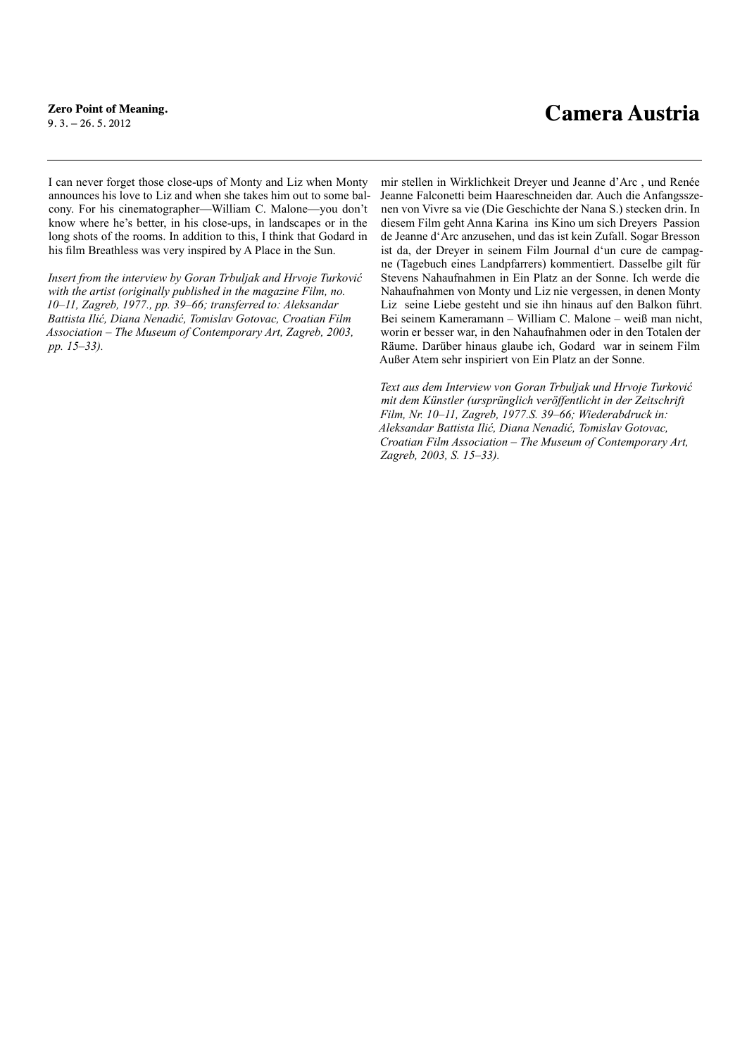I can never forget those close-ups of Monty and Liz when Monty announces his love to Liz and when she takes him out to some balcony. For his cinematographer—William C. Malone—you don't know where he's better, in his close-ups, in landscapes or in the long shots of the rooms. In addition to this, I think that Godard in his film Breathless was very inspired by A Place in the Sun.

*Insert from the interview by Goran Trbuljak and Hrvoje Turković with the artist (originally published in the magazine Film, no. 10–11, Zagreb, 1977., pp. 39–66; transferred to: Aleksandar Battista Ilić, Diana Nenadić, Tomislav Gotovac, Croatian Film Association – The Museum of Contemporary Art, Zagreb, 2003, pp. 15–33).*

mir stellen in Wirklichkeit Dreyer und Jeanne d'Arc , und Renée Jeanne Falconetti beim Haareschneiden dar. Auch die Anfangsszenen von Vivre sa vie (Die Geschichte der Nana S.) stecken drin. In diesem Film geht Anna Karina ins Kino um sich Dreyers Passion de Jeanne d'Arc anzusehen, und das ist kein Zufall. Sogar Bresson ist da, der Dreyer in seinem Film Journal d'un cure de campagne (Tagebuch eines Landpfarrers) kommentiert. Dasselbe gilt für Stevens Nahaufnahmen in Ein Platz an der Sonne. Ich werde die Nahaufnahmen von Monty und Liz nie vergessen, in denen Monty Liz seine Liebe gesteht und sie ihn hinaus auf den Balkon führt. Bei seinem Kameramann – William C. Malone – weiß man nicht, worin er besser war, in den Nahaufnahmen oder in den Totalen der Räume. Darüber hinaus glaube ich, Godard war in seinem Film Außer Atem sehr inspiriert von Ein Platz an der Sonne.

*Text aus dem Interview von Goran Trbuljak und Hrvoje Turković mit dem Künstler (ursprünglich veröffentlicht in der Zeitschrift Film, Nr. 10–11, Zagreb, 1977.S. 39–66; Wiederabdruck in: Aleksandar Battista Ilić, Diana Nenadić, Tomislav Gotovac, Croatian Film Association – The Museum of Contemporary Art, Zagreb, 2003, S. 15–33).*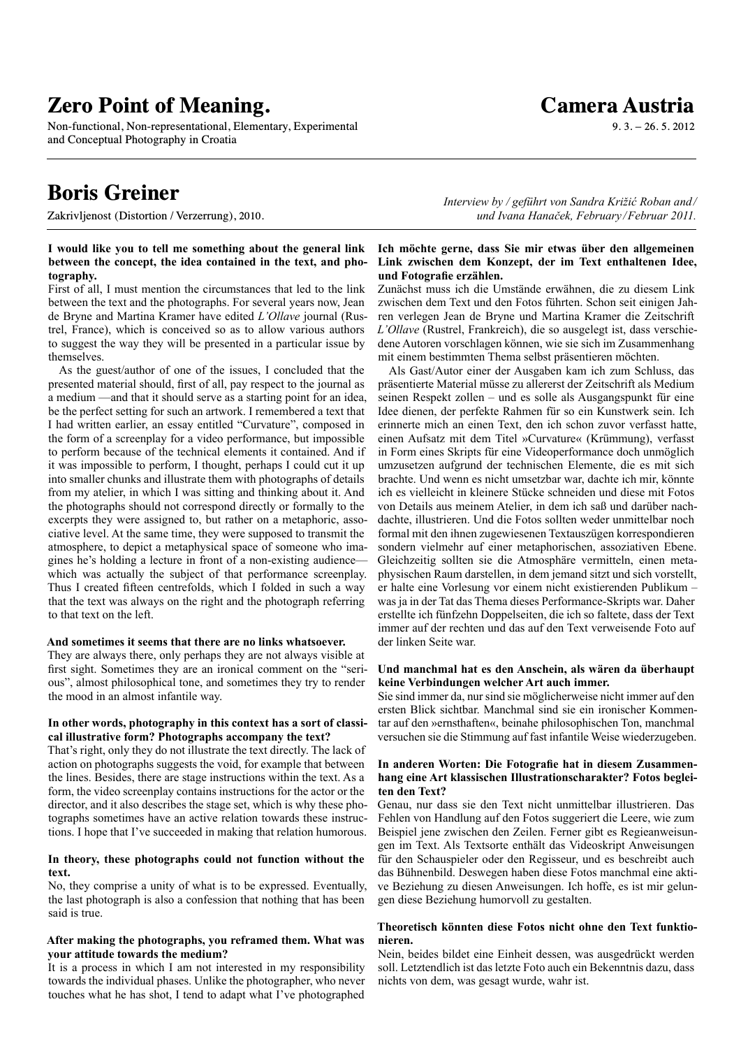# Zero Point of Meaning.

Non-functional, Non-representational, Elementary, Experimental and Conceptual Photography in Croatia

# Camera Austria

9. 3. – 26. 5. 2012

## Boris Greiner

Zakrivljenost (Distortion / Verzerrung), 2010.

*Interview by / geführt von Sandra Križić Roban and / und Ivana Hanaček, February / Februar 2011.*

**I would like you to tell me something about the general link between the concept, the idea contained in the text, and photography.**

First of all, I must mention the circumstances that led to the link between the text and the photographs. For several years now, Jean de Bryne and Martina Kramer have edited *L'Ollave* journal (Rustrel, France), which is conceived so as to allow various authors to suggest the way they will be presented in a particular issue by themselves.

As the guest/author of one of the issues, I concluded that the presented material should, first of all, pay respect to the journal as a medium —and that it should serve as a starting point for an idea, be the perfect setting for such an artwork. I remembered a text that I had written earlier, an essay entitled "Curvature", composed in the form of a screenplay for a video performance, but impossible to perform because of the technical elements it contained. And if it was impossible to perform, I thought, perhaps I could cut it up into smaller chunks and illustrate them with photographs of details from my atelier, in which I was sitting and thinking about it. And the photographs should not correspond directly or formally to the excerpts they were assigned to, but rather on a metaphoric, associative level. At the same time, they were supposed to transmit the atmosphere, to depict a metaphysical space of someone who imagines he's holding a lecture in front of a non-existing audience—which was actually the subject of that performance screenplay. Thus I created fifteen centrefolds, which I folded in such a way that the text was always on the right and the photograph referring to that text on the left.

**And sometimes it seems that there are no links whatsoever.**

They are always there, only perhaps they are not always visible at first sight. Sometimes they are an ironical comment on the "serious", almost philosophical tone, and sometimes they try to render the mood in an almost infantile way.

**In other words, photography in this context has a sort of classical illustrative form? Photographs accompany the text?**

That's right, only they do not illustrate the text directly. The lack of action on photographs suggests the void, for example that between the lines. Besides, there are stage instructions within the text. As a form, the video screenplay contains instructions for the actor or the director, and it also describes the stage set, which is why these photographs sometimes have an active relation towards these instructions. I hope that I've succeeded in making that relation humorous.

**In theory, these photographs could not function without the text.**

No, they comprise a unity of what is to be expressed. Eventually, the last photograph is also a confession that nothing that has been said is true.

**After making the photographs, you reframed them. What was your attitude towards the medium?**

It is a process in which I am not interested in my responsibility towards the individual phases. Unlike the photographer, who never touches what he has shot, I tend to adapt what I've photographed

**Ich möchte gerne, dass Sie mir etwas über den allgemeinen Link zwischen dem Konzept, der im Text enthaltenen Idee, und Fotografie erzählen.**

Zunächst muss ich die Umstände erwähnen, die zu diesem Link zwischen dem Text und den Fotos führten. Schon seit einigen Jahren verlegen Jean de Bryne und Martina Kramer die Zeitschrift *L'Ollave* (Rustrel, Frankreich), die so ausgelegt ist, dass verschiedene Autoren vorschlagen können, wie sie sich im Zusammenhang mit einem bestimmten Thema selbst präsentieren möchten.

Als Gast/Autor einer der Ausgaben kam ich zum Schluss, das präsentierte Material müsse zu allererst der Zeitschrift als Medium seinen Respekt zollen – und es solle als Ausgangspunkt für eine Idee dienen, der perfekte Rahmen für so ein Kunstwerk sein. Ich erinnerte mich an einen Text, den ich schon zuvor verfasst hatte, einen Aufsatz mit dem Titel »Curvature« (Krümmung), verfasst in Form eines Skripts für eine Videoperformance doch unmöglich umzusetzen aufgrund der technischen Elemente, die es mit sich brachte. Und wenn es nicht umsetzbar war, dachte ich mir, könnte ich es vielleicht in kleinere Stücke schneiden und diese mit Fotos von Details aus meinem Atelier, in dem ich saß und darüber nachdachte, illustrieren. Und die Fotos sollten weder unmittelbar noch formal mit den ihnen zugewiesenen Textauszügen korrespondieren sondern vielmehr auf einer metaphorischen, assoziativen Ebene. Gleichzeitig sollten sie die Atmosphäre vermitteln, einen metaphysischen Raum darstellen, in dem jemand sitzt und sich vorstellt, er halte eine Vorlesung vor einem nicht existierenden Publikum – was ja in der Tat das Thema dieses Performance-Skripts war. Daher erstellte ich fünfzehn Doppelseiten, die ich so faltete, dass der Text immer auf der rechten und das auf den Text verweisende Foto auf der linken Seite war.

**Und manchmal hat es den Anschein, als wären da überhaupt keine Verbindungen welcher Art auch immer.**

Sie sind immer da, nur sind sie möglicherweise nicht immer auf den ersten Blick sichtbar. Manchmal sind sie ein ironischer Kommentar auf den »ernsthaften«, beinahe philosophischen Ton, manchmal versuchen sie die Stimmung auf fast infantile Weise wiederzugeben.

**In anderen Worten: Die Fotografie hat in diesem Zusammenhang eine Art klassischen Illustrationscharakter? Fotos begleiten den Text?**

Genau, nur dass sie den Text nicht unmittelbar illustrieren. Das Fehlen von Handlung auf den Fotos suggeriert die Leere, wie zum Beispiel jene zwischen den Zeilen. Ferner gibt es Regieanweisungen im Text. Als Textsorte enthält das Videoskript Anweisungen für den Schauspieler oder den Regisseur, und es beschreibt auch das Bühnenbild. Deswegen haben diese Fotos manchmal eine aktive Beziehung zu diesen Anweisungen. Ich hoffe, es ist mir gelungen diese Beziehung humorvoll zu gestalten.

**Theoretisch könnten diese Fotos nicht ohne den Text funktionieren.**

Nein, beides bildet eine Einheit dessen, was ausgedrückt werden soll. Letztendlich ist das letzte Foto auch ein Bekenntnis dazu, dass nichts von dem, was gesagt wurde, wahr ist.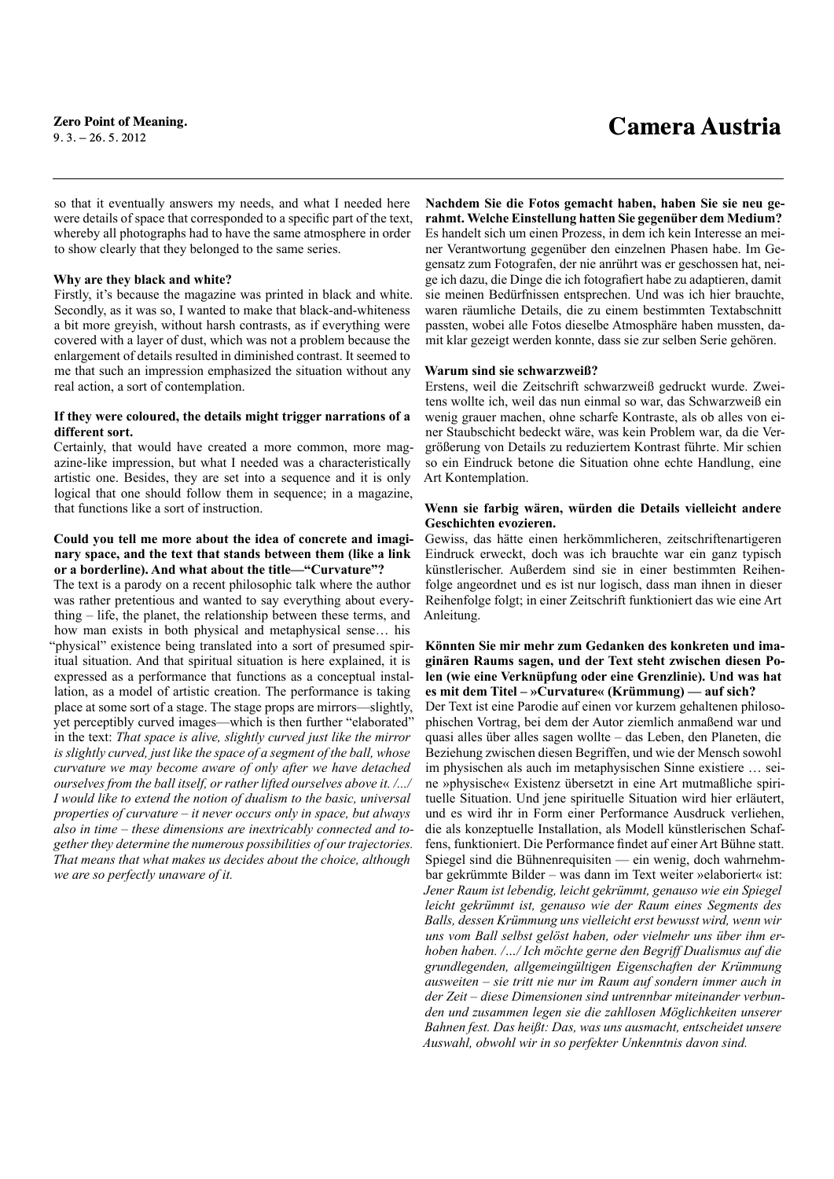so that it eventually answers my needs, and what I needed here were details of space that corresponded to a specific part of the text, whereby all photographs had to have the same atmosphere in order to show clearly that they belonged to the same series.

**Why are they black and white?**

Firstly, it's because the magazine was printed in black and white. Secondly, as it was so, I wanted to make that black-and-whiteness a bit more greyish, without harsh contrasts, as if everything were covered with a layer of dust, which was not a problem because the enlargement of details resulted in diminished contrast. It seemed to me that such an impression emphasized the situation without any real action, a sort of contemplation.

**If they were coloured, the details might trigger narrations of a different sort.**

Certainly, that would have created a more common, more magazine-like impression, but what I needed was a characteristically artistic one. Besides, they are set into a sequence and it is only logical that one should follow them in sequence; in a magazine, that functions like a sort of instruction.

**Could you tell me more about the idea of concrete and imaginary space, and the text that stands between them (like a link or a borderline). And what about the title—"Curvature"?**

The text is a parody on a recent philosophic talk where the author was rather pretentious and wanted to say everything about everything – life, the planet, the relationship between these terms, and how man exists in both physical and metaphysical sense… his "physical" existence being translated into a sort of presumed spiritual situation. And that spiritual situation is here explained, it is expressed as a performance that functions as a conceptual installation, as a model of artistic creation. The performance is taking place at some sort of a stage. The stage props are mirrors—slightly, yet perceptibly curved images—which is then further "elaborated" in the text: *That space is alive, slightly curved just like the mirror is slightly curved, just like the space of a segment of the ball, whose curvature we may become aware of only after we have detached ourselves from the ball itself, or rather lifted ourselves above it. /.../ I would like to extend the notion of dualism to the basic, universal properties of curvature – it never occurs only in space, but always also in time – these dimensions are inextricably connected and together they determine the numerous possibilities of our trajectories. That means that what makes us decides about the choice, although we are so perfectly unaware of it.*

**Nachdem Sie die Fotos gemacht haben, haben Sie sie neu gerahmt. Welche Einstellung hatten Sie gegenüber dem Medium?**

Es handelt sich um einen Prozess, in dem ich kein Interesse an meiner Verantwortung gegenüber den einzelnen Phasen habe. Im Gegensatz zum Fotografen, der nie anrührt was er geschossen hat, neige ich dazu, die Dinge die ich fotografiert habe zu adaptieren, damit sie meinen Bedürfnissen entsprechen. Und was ich hier brauchte, waren räumliche Details, die zu einem bestimmten Textabschnitt passten, wobei alle Fotos dieselbe Atmosphäre haben mussten, damit klar gezeigt werden konnte, dass sie zur selben Serie gehören.

**Warum sind sie schwarzweiß?**

Erstens, weil die Zeitschrift schwarzweiß gedruckt wurde. Zweitens, wollte ich, weil das nun einmal so war, das Schwarzweiß ein wenig grauer machen, ohne scharfe Kontraste, als ob alles von einer Staubschicht bedeckt wäre, was kein Problem war, da die Vergrößerung von Details zu reduziertem Kontrast führte. Mir schien so ein Eindruck betone die Situation ohne echte Handlung, eine Art Kontemplation.

**Wenn sie farbig wären, würden die Details vielleicht andere Geschichten evozieren.**

Gewiss, das hätte einen herkömmlicheren, zeitschriftenartigeren Eindruck erweckt, doch was ich brauchte war ein ganz typisch künstlerischer. Außerdem sind sie in einer bestimmten Reihenfolge angeordnet und es ist nur logisch, dass man ihnen in dieser Reihenfolge folgt; in einer Zeitschrift funktioniert das wie eine Art Anleitung.

**Könnten Sie mir mehr zum Gedanken des konkreten und imaginären Raums sagen, und der Text steht zwischen diesen Polen (wie eine Verknüpfung oder eine Grenzlinie). Und was hat es mit dem Titel – »Curvature« (Krümmung) — auf sich?**

Der Text ist eine Parodie auf einen vor kurzem gehaltenen philosophischen Vortrag, bei dem der Autor ziemlich anmaßend war und quasi alles über alles sagen wollte – das Leben, den Planeten, die Beziehung zwischen diesen Begriffen, und wie der Mensch sowohl im physischen als auch im metaphysischen Sinne existiere … seine »physische« Existenz übersetzt in eine Art mutmaßliche spirituelle Situation. Und jene spirituelle Situation wird hier erläutert, und es wird ihr in Form einer Performance Ausdruck verliehen, die als konzeptuelle Installation, als Modell künstlerischen Schaffens, funktioniert. Die Performance findet auf einer Art Bühne statt. Spiegel sind die Bühnenrequisiten — ein wenig, doch wahrnehmbar gekrümmte Bilder – was dann im Text weiter »elaboriert« ist: *Jener Raum ist lebendig, leicht gekrümmt, genauso wie ein Spiegel leicht gekrümmt ist, genauso wie der Raum eines Segments des Balls, dessen Krümmung uns vielleicht erst bewusst wird, wenn wir uns vom Ball selbst gelöst haben, oder vielmehr uns über ihm erhoben haben. /…/ Ich möchte gerne den Begriff Dualismus auf die grundlegenden, allgemeingültigen Eigenschaften der Krümmung ausweiten – sie tritt nie nur im Raum auf sondern immer auch in der Zeit – diese Dimensionen sind untrennbar miteinander verbunden und zusammen legen sie die zahllosen Möglichkeiten unserer Bahnen fest. Das heißt: Das, was uns ausmacht, entscheidet unsere Auswahl, obwohl wir in so perfekter Unkenntnis davon sind.*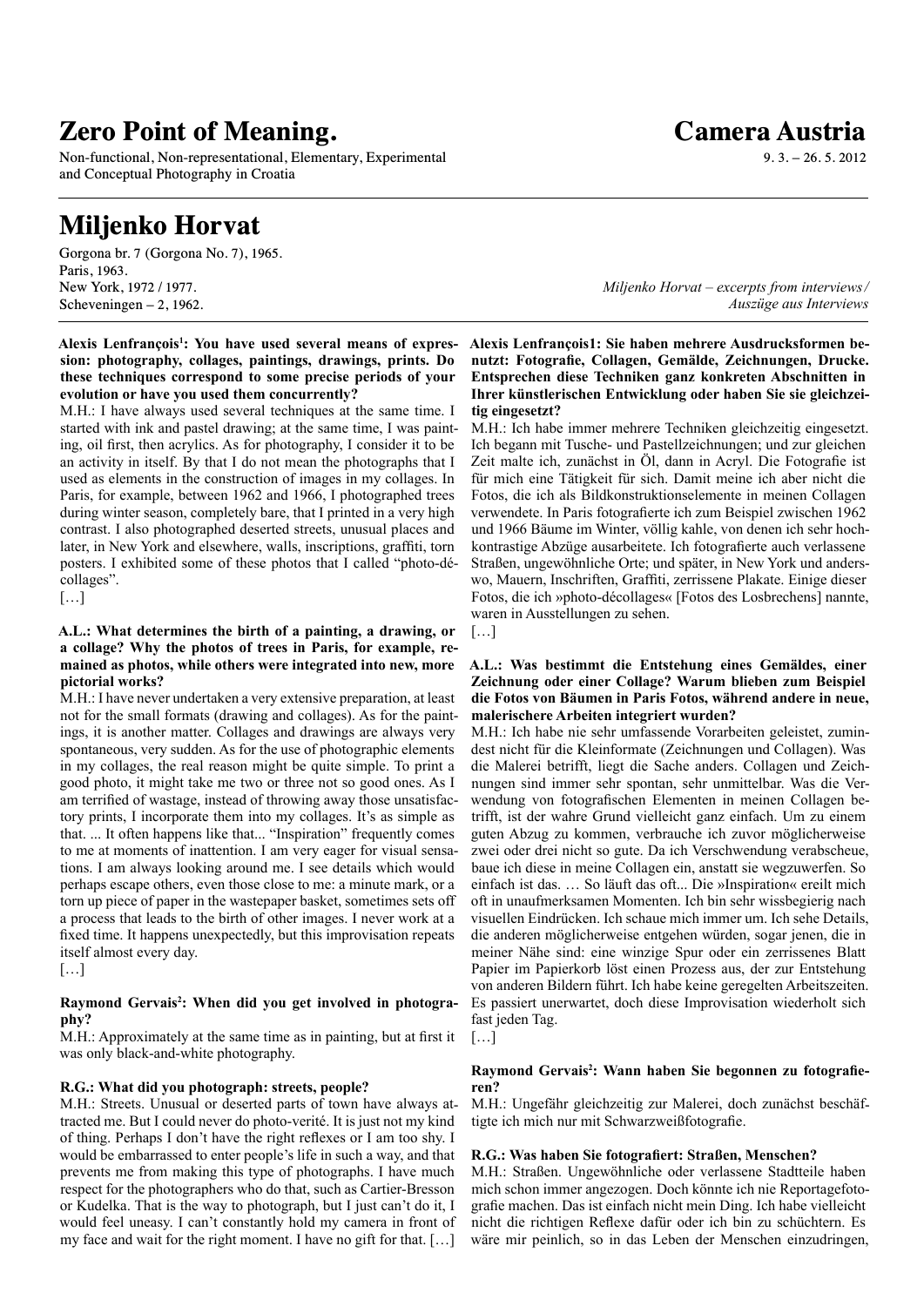# Zero Point of Meaning.

Non-functional, Non-representational, Elementary, Experimental and Conceptual Photography in Croatia

# Camera Austria

9. 3. – 26. 5. 2012

## Miljenko Horvat

Gorgona br. 7 (Gorgona No. 7), 1965.
Paris, 1963.
New York, 1972 / 1977.
Scheveningen – 2, 1962.

*Miljenko Horvat – excerpts from interviews / Auszüge aus Interviews*

**Alexis Lenfrançois[1]: You have used several means of expression: photography, collages, paintings, drawings, prints. Do these techniques correspond to some precise periods of your evolution or have you used them concurrently?**

M.H.: I have always used several techniques at the same time. I started with ink and pastel drawing; at the same time, I was painting, oil first, then acrylics. As for photography, I consider it to be an activity in itself. By that I do not mean the photographs that I used as elements in the construction of images in my collages. In Paris, for example, between 1962 and 1966, I photographed trees during winter season, completely bare, that I printed in a very high contrast. I also photographed deserted streets, unusual places and later, in New York and elsewhere, walls, inscriptions, graffiti, torn posters. I exhibited some of these photos that I called "photo-décollages".

[…]

**A.L.: What determines the birth of a painting, a drawing, or a collage? Why the photos of trees in Paris, for example, remained as photos, while others were integrated into new, more pictorial works?**

M.H.: I have never undertaken a very extensive preparation, at least not for the small formats (drawing and collages). As for the paintings, it is another matter. Collages and drawings are always very spontaneous, very sudden. As for the use of photographic elements in my collages, the real reason might be quite simple. To print a good photo, it might take me two or three not so good ones. As I am terrified of wastage, instead of throwing away those unsatisfactory prints, I incorporate them into my collages. It's as simple as that. ... It often happens like that... "Inspiration" frequently comes to me at moments of inattention. I am very eager for visual sensations. I am always looking around me. I see details which would perhaps escape others, even those close to me: a minute mark, or a torn up piece of paper in the wastepaper basket, sometimes sets off a process that leads to the birth of other images. I never work at a fixed time. It happens unexpectedly, but this improvisation repeats itself almost every day.

[…]

**Raymond Gervais[2]: When did you get involved in photography?**

M.H.: Approximately at the same time as in painting, but at first it was only black-and-white photography.

**R.G.: What did you photograph: streets, people?**

M.H.: Streets. Unusual or deserted parts of town have always attracted me. But I could never do photo-verité. It is just not my kind of thing. Perhaps I don't have the right reflexes or I am too shy. I would be embarrassed to enter people's life in such a way, and that prevents me from making this type of photographs. I have much respect for the photographers who do that, such as Cartier-Bresson or Kudelka. That is the way to photograph, but I just can't do it, I would feel uneasy. I can't constantly hold my camera in front of my face and wait for the right moment. I have no gift for that. […]

**Alexis Lenfrançois1: Sie haben mehrere Ausdrucksformen benutzt: Fotografie, Collagen, Gemälde, Zeichnungen, Drucke. Entsprechen diese Techniken ganz konkreten Abschnitten in Ihrer künstlerischen Entwicklung oder haben Sie sie gleichzeitig eingesetzt?**

M.H.: Ich habe immer mehrere Techniken gleichzeitig eingesetzt. Ich begann mit Tusche- und Pastellzeichnungen; und zur gleichen Zeit malte ich, zunächst in Öl, dann in Acryl. Die Fotografie ist für mich eine Tätigkeit für sich. Damit meine ich aber nicht die Fotos, die ich als Bildkonstruktionselemente in meinen Collagen verwendete. In Paris fotografierte ich zum Beispiel zwischen 1962 und 1966 Bäume im Winter, völlig kahle, von denen ich sehr hochkontrastige Abzüge ausarbeitete. Ich fotografierte auch verlassene Straßen, ungewöhnliche Orte; und später, in New York und anderswo, Mauern, Inschriften, Graffiti, zerrissene Plakate. Einige dieser Fotos, die ich »photo-décollages« [Fotos des Losbrechens] nannte, waren in Ausstellungen zu sehen.

[…]

**A.L.: Was bestimmt die Entstehung eines Gemäldes, einer Zeichnung oder einer Collage? Warum blieben zum Beispiel die Fotos von Bäumen in Paris Fotos, während andere in neue, malerischere Arbeiten integriert wurden?**

M.H.: Ich habe nie sehr umfassende Vorarbeiten geleistet, zumindest nicht für die Kleinformate (Zeichnungen und Collagen). Was die Malerei betrifft, liegt die Sache anders. Collagen und Zeichnungen sind immer sehr spontan, sehr unmittelbar. Was die Verwendung von fotografischen Elementen in meinen Collagen betrifft, ist der wahre Grund vielleicht ganz einfach. Um zu einem guten Abzug zu kommen, verbrauche ich zuvor möglicherweise zwei oder drei nicht so gute. Da ich Verschwendung verabscheue, baue ich diese in meine Collagen ein, anstatt sie wegzuwerfen. So einfach ist das. … So läuft das oft... Die »Inspiration« ereilt mich oft in unaufmerksamen Momenten. Ich bin sehr wissbegierig nach visuellen Eindrücken. Ich schaue mich immer um. Ich sehe Details, die anderen möglicherweise entgehen würden, sogar jenen, die in meiner Nähe sind: eine winzige Spur oder ein zerrissenes Blatt Papier im Papierkorb löst einen Prozess aus, der zur Entstehung von anderen Bildern führt. Ich habe keine geregelten Arbeitszeiten. Es passiert unerwartet, doch diese Improvisation wiederholt sich fast jeden Tag.

[…]

**Raymond Gervais[2]: Wann haben Sie begonnen zu fotografieren?**

M.H.: Ungefähr gleichzeitig zur Malerei, doch zunächst beschäftigte ich mich nur mit Schwarzweißfotografie.

**R.G.: Was haben Sie fotografiert: Straßen, Menschen?**

M.H.: Straßen. Ungewöhnliche oder verlassene Stadtteile haben mich schon immer angezogen. Doch könnte ich nie Reportagefotografie machen. Das ist einfach nicht mein Ding. Ich habe vielleicht nicht die richtigen Reflexe dafür oder ich bin zu schüchtern. Es wäre mir peinlich, so in das Leben der Menschen einzudringen,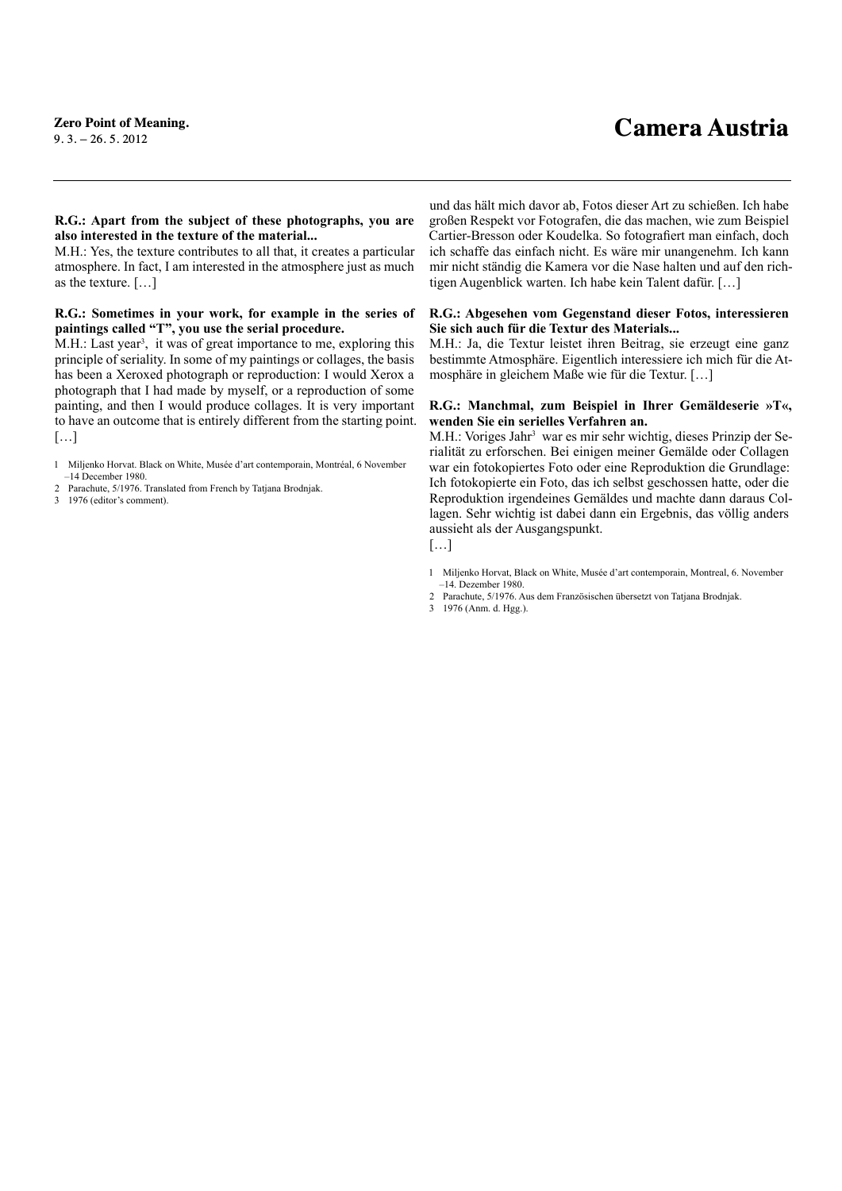**R.G.: Apart from the subject of these photographs, you are also interested in the texture of the material...**
M.H.: Yes, the texture contributes to all that, it creates a particular atmosphere. In fact, I am interested in the atmosphere just as much as the texture. […]

**R.G.: Sometimes in your work, for example in the series of paintings called "T", you use the serial procedure.**
M.H.: Last year[3], it was of great importance to me, exploring this principle of seriality. In some of my paintings or collages, the basis has been a Xeroxed photograph or reproduction: I would Xerox a photograph that I had made by myself, or a reproduction of some painting, and then I would produce collages. It is very important to have an outcome that is entirely different from the starting point.
[…]

1 Miljenko Horvat. Black on White, Musée d'art contemporain, Montréal, 6 November –14 December 1980.
2 Parachute, 5/1976. Translated from French by Tatjana Brodnjak.
3 1976 (editor's comment).

und das hält mich davor ab, Fotos dieser Art zu schießen. Ich habe großen Respekt vor Fotografen, die das machen, wie zum Beispiel Cartier-Bresson oder Koudelka. So fotografiert man einfach, doch ich schaffe das einfach nicht. Es wäre mir unangenehm. Ich kann mir nicht ständig die Kamera vor die Nase halten und auf den richtigen Augenblick warten. Ich habe kein Talent dafür. […]

**R.G.: Abgesehen vom Gegenstand dieser Fotos, interessieren Sie sich auch für die Textur des Materials...**
M.H.: Ja, die Textur leistet ihren Beitrag, sie erzeugt eine ganz bestimmte Atmosphäre. Eigentlich interessiere ich mich für die Atmosphäre in gleichem Maße wie für die Textur. […]

**R.G.: Manchmal, zum Beispiel in Ihrer Gemäldeserie »T«, wenden Sie ein serielles Verfahren an.**
M.H.: Voriges Jahr[3] war es mir sehr wichtig, dieses Prinzip der Serialität zu erforschen. Bei einigen meiner Gemälde oder Collagen war ein fotokopiertes Foto oder eine Reproduktion die Grundlage: Ich fotokopierte ein Foto, das ich selbst geschossen hatte, oder die Reproduktion irgendeines Gemäldes und machte dann daraus Collagen. Sehr wichtig ist dabei dann ein Ergebnis, das völlig anders aussieht als der Ausgangspunkt.
[…]

1 Miljenko Horvat, Black on White, Musée d'art contemporain, Montreal, 6. November –14. Dezember 1980.
2 Parachute, 5/1976. Aus dem Französischen übersetzt von Tatjana Brodnjak.
3 1976 (Anm. d. Hgg.).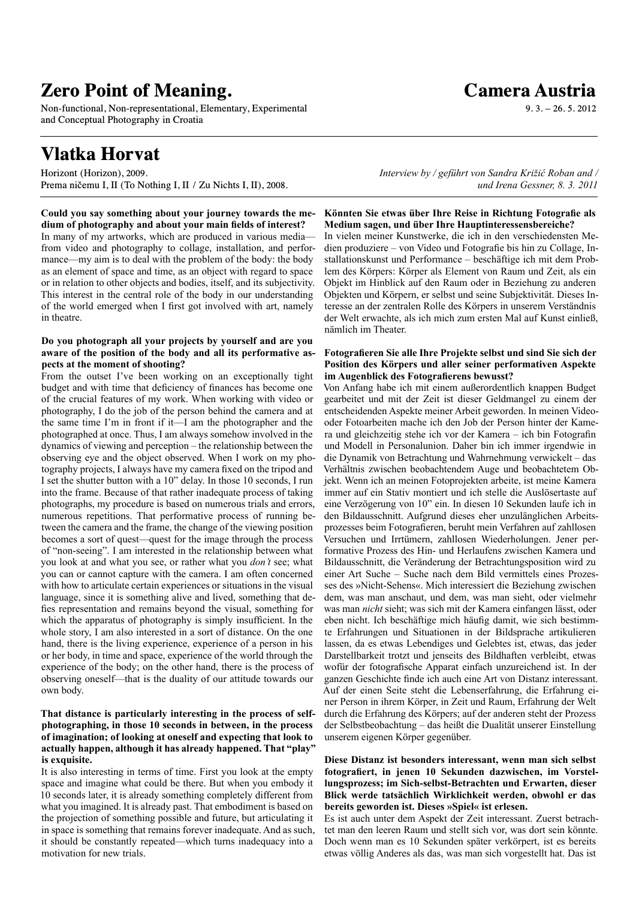# Zero Point of Meaning.

Non-functional, Non-representational, Elementary, Experimental and Conceptual Photography in Croatia

# Camera Austria

9. 3. – 26. 5. 2012

## Vlatka Horvat

Horizont (Horizon), 2009.
Prema ničemu I, II (To Nothing I, II / Zu Nichts I, II), 2008.

*Interview by / geführt von Sandra Križić Roban and / und Irena Gessner, 8. 3. 2011*

**Could you say something about your journey towards the medium of photography and about your main fields of interest?**
In many of my artworks, which are produced in various media—from video and photography to collage, installation, and performance—my aim is to deal with the problem of the body: the body as an element of space and time, as an object with regard to space or in relation to other objects and bodies, itself, and its subjectivity. This interest in the central role of the body in our understanding of the world emerged when I first got involved with art, namely in theatre.

**Do you photograph all your projects by yourself and are you aware of the position of the body and all its performative aspects at the moment of shooting?**
From the outset I've been working on an exceptionally tight budget and with time that deficiency of finances has become one of the crucial features of my work. When working with video or photography, I do the job of the person behind the camera and at the same time I'm in front if it—I am the photographer and the photographed at once. Thus, I am always somehow involved in the dynamics of viewing and perception – the relationship between the observing eye and the object observed. When I work on my photography projects, I always have my camera fixed on the tripod and I set the shutter button with a 10" delay. In those 10 seconds, I run into the frame. Because of that rather inadequate process of taking photographs, my procedure is based on numerous trials and errors, numerous repetitions. That performative process of running between the camera and the frame, the change of the viewing position becomes a sort of quest—quest for the image through the process of "non-seeing". I am interested in the relationship between what you look at and what you see, or rather what you *don't* see; what you can or cannot capture with the camera. I am often concerned with how to articulate certain experiences or situations in the visual language, since it is something alive and lived, something that defies representation and remains beyond the visual, something for which the apparatus of photography is simply insufficient. In the whole story, I am also interested in a sort of distance. On the one hand, there is the living experience, experience of a person in his or her body, in time and space, experience of the world through the experience of the body; on the other hand, there is the process of observing oneself—that is the duality of our attitude towards our own body.

**That distance is particularly interesting in the process of self-photographing, in those 10 seconds in between, in the process of imagination; of looking at oneself and expecting that look to actually happen, although it has already happened. That "play" is exquisite.**
It is also interesting in terms of time. First you look at the empty space and imagine what could be there. But when you embody it 10 seconds later, it is already something completely different from what you imagined. It is already past. That embodiment is based on the projection of something possible and future, but articulating it in space is something that remains forever inadequate. And as such, it should be constantly repeated—which turns inadequacy into a motivation for new trials.

**Könnten Sie etwas über Ihre Reise in Richtung Fotografie als Medium sagen, und über Ihre Hauptinteressensbereiche?**
In vielen meiner Kunstwerke, die ich in den verschiedensten Medien produziere – von Video und Fotografie bis hin zu Collage, Installationskunst und Performance – beschäftige ich mit dem Problem des Körpers: Körper als Element von Raum und Zeit, als ein Objekt im Hinblick auf den Raum oder in Beziehung zu anderen Objekten und Körpern, er selbst und seine Subjektivität. Dieses Interesse an der zentralen Rolle des Körpers in unserem Verständnis der Welt erwachte, als ich mich zum ersten Mal auf Kunst einließ, nämlich im Theater.

**Fotografieren Sie alle Ihre Projekte selbst und sind Sie sich der Position des Körpers und aller seiner performativen Aspekte im Augenblick des Fotografierens bewusst?**
Von Anfang habe ich mit einem außerordentlich knappen Budget gearbeitet und mit der Zeit ist dieser Geldmangel zu einem der entscheidenden Aspekte meiner Arbeit geworden. In meinen Video- oder Fotoarbeiten mache ich den Job der Person hinter der Kamera und gleichzeitig stehe ich vor der Kamera – ich bin Fotografin und Modell in Personalunion. Daher bin ich immer irgendwie in die Dynamik von Betrachtung und Wahrnehmung verwickelt – das Verhältnis zwischen beobachtendem Auge und beobachtetem Objekt. Wenn ich an meinen Fotoprojekten arbeite, ist meine Kamera immer auf ein Stativ montiert und ich stelle die Auslösertaste auf eine Verzögerung von 10" ein. In diesen 10 Sekunden laufe ich in den Bildausschnitt. Aufgrund dieses eher unzulänglichen Arbeitsprozesses beim Fotografieren, beruht mein Verfahren auf zahllosen Versuchen und Irrtümern, zahllosen Wiederholungen. Jener performative Prozess des Hin- und Herlaufens zwischen Kamera und Bildausschnitt, die Veränderung der Betrachtungsposition wird zu einer Art Suche – Suche nach dem Bild vermittels eines Prozesses des »Nicht-Sehens«. Mich interessiert die Beziehung zwischen dem, was man anschaut, und dem, was man sieht, oder vielmehr was man *nicht* sieht; was sich mit der Kamera einfangen lässt, oder eben nicht. Ich beschäftige mich häufig damit, wie sich bestimmte Erfahrungen und Situationen in der Bildsprache artikulieren lassen, da es etwas Lebendiges und Gelebtes ist, etwas, das jeder Darstellbarkeit trotzt und jenseits des Bildhaften verbleibt, etwas wofür der fotografische Apparat einfach unzureichend ist. In der ganzen Geschichte finde ich auch eine Art von Distanz interessant. Auf der einen Seite steht die Lebenserfahrung, die Erfahrung einer Person in ihrem Körper, in Zeit und Raum, Erfahrung der Welt durch die Erfahrung des Körpers; auf der anderen steht der Prozess der Selbstbeobachtung – das heißt die Dualität unserer Einstellung unserem eigenen Körper gegenüber.

**Diese Distanz ist besonders interessant, wenn man sich selbst fotografiert, in jenen 10 Sekunden dazwischen, im Vorstellungsprozess; im Sich-selbst-Betrachten und Erwarten, dieser Blick werde tatsächlich Wirklichkeit werden, obwohl er das bereits geworden ist. Dieses »Spiel« ist erlesen.**
Es ist auch unter dem Aspekt der Zeit interessant. Zuerst betrachtet man den leeren Raum und stellt sich vor, was dort sein könnte. Doch wenn man es 10 Sekunden später verkörpert, ist es bereits etwas völlig Anderes als das, was man sich vorgestellt hat. Das ist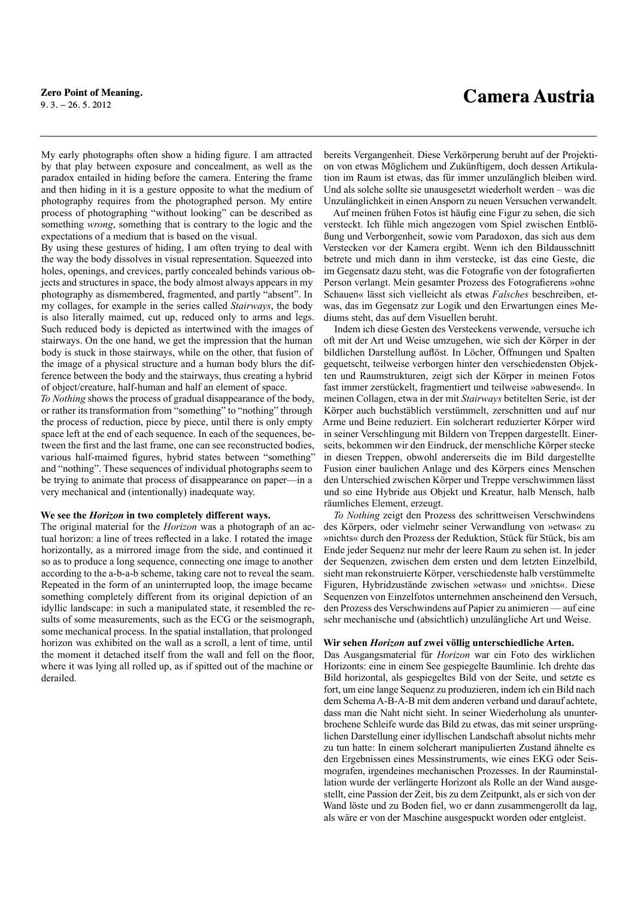My early photographs often show a hiding figure. I am attracted by that play between exposure and concealment, as well as the paradox entailed in hiding before the camera. Entering the frame and then hiding in it is a gesture opposite to what the medium of photography requires from the photographed person. My entire process of photographing "without looking" can be described as something *wrong*, something that is contrary to the logic and the expectations of a medium that is based on the visual.

By using these gestures of hiding, I am often trying to deal with the way the body dissolves in visual representation. Squeezed into holes, openings, and crevices, partly concealed behinds various objects and structures in space, the body almost always appears in my photography as dismembered, fragmented, and partly "absent". In my collages, for example in the series called *Stairways*, the body is also literally maimed, cut up, reduced only to arms and legs. Such reduced body is depicted as intertwined with the images of stairways. On the one hand, we get the impression that the human body is stuck in those stairways, while on the other, that fusion of the image of a physical structure and a human body blurs the difference between the body and the stairways, thus creating a hybrid of object/creature, half-human and half an element of space.

*To Nothing* shows the process of gradual disappearance of the body, or rather its transformation from "something" to "nothing" through the process of reduction, piece by piece, until there is only empty space left at the end of each sequence. In each of the sequences, between the first and the last frame, one can see reconstructed bodies, various half-maimed figures, hybrid states between "something" and "nothing". These sequences of individual photographs seem to be trying to animate that process of disappearance on paper—in a very mechanical and (intentionally) inadequate way.

**We see the *Horizon* in two completely different ways.**

The original material for the *Horizon* was a photograph of an actual horizon: a line of trees reflected in a lake. I rotated the image horizontally, as a mirrored image from the side, and continued it so as to produce a long sequence, connecting one image to another according to the a-b-a-b scheme, taking care not to reveal the seam. Repeated in the form of an uninterrupted loop, the image became something completely different from its original depiction of an idyllic landscape: in such a manipulated state, it resembled the results of some measurements, such as the ECG or the seismograph, some mechanical process. In the spatial installation, that prolonged horizon was exhibited on the wall as a scroll, a lent of time, until the moment it detached itself from the wall and fell on the floor, where it was lying all rolled up, as if spitted out of the machine or derailed.

bereits Vergangenheit. Diese Verkörperung beruht auf der Projektion von etwas Möglichem und Zukünftigem, doch dessen Artikulation im Raum ist etwas, das für immer unzulänglich bleiben wird. Und als solche sollte sie unausgesetzt wiederholt werden – was die Unzulänglichkeit in einen Ansporn zu neuen Versuchen verwandelt.

Auf meinen frühen Fotos ist häufig eine Figur zu sehen, die sich versteckt. Ich fühle mich angezogen vom Spiel zwischen Entblößung und Verborgenheit, sowie vom Paradoxon, das sich aus dem Verstecken vor der Kamera ergibt. Wenn ich den Bildausschnitt betrete und mich dann in ihm verstecke, ist das eine Geste, die im Gegensatz dazu steht, was die Fotografie von der fotografierten Person verlangt. Mein gesamter Prozess des Fotografierens »ohne Schauen« lässt sich vielleicht als etwas *Falsches* beschreiben, etwas, das im Gegensatz zur Logik und den Erwartungen eines Mediums steht, das auf dem Visuellen beruht.

Indem ich diese Gesten des Versteckens verwende, versuche ich oft mit der Art und Weise umzugehen, wie sich der Körper in der bildlichen Darstellung auflöst. In Löcher, Öffnungen und Spalten gequetscht, teilweise verborgen hinter den verschiedensten Objekten und Raumstrukturen, zeigt sich der Körper in meinen Fotos fast immer zerstückelt, fragmentiert und teilweise »abwesend«. In meinen Collagen, etwa in der mit *Stairways* betitelten Serie, ist der Körper auch buchstäblich verstümmelt, zerschnitten und auf nur Arme und Beine reduziert. Ein solcherart reduzierter Körper wird in seiner Verschlingung mit Bildern von Treppen dargestellt. Einerseits, bekommen wir den Eindruck, der menschliche Körper stecke in diesen Treppen, obwohl andererseits die im Bild dargestellte Fusion einer baulichen Anlage und des Körpers eines Menschen den Unterschied zwischen Körper und Treppe verschwimmen lässt und so eine Hybride aus Objekt und Kreatur, halb Mensch, halb räumliches Element, erzeugt.

*To Nothing* zeigt den Prozess des schrittweisen Verschwindens des Körpers, oder vielmehr seiner Verwandlung von »etwas« zu »nichts« durch den Prozess der Reduktion, Stück für Stück, bis am Ende jeder Sequenz nur mehr der leere Raum zu sehen ist. In jeder der Sequenzen, zwischen dem ersten und dem letzten Einzelbild, sieht man rekonstruierte Körper, verschiedenste halb verstümmelte Figuren, Hybridzustände zwischen »etwas« und »nichts«. Diese Sequenzen von Einzelfotos unternehmen anscheinend den Versuch, den Prozess des Verschwindens auf Papier zu animieren — auf eine sehr mechanische und (absichtlich) unzulängliche Art und Weise.

**Wir sehen *Horizon* auf zwei völlig unterschiedliche Arten.**

Das Ausgangsmaterial für *Horizon* war ein Foto des wirklichen Horizonts: eine in einem See gespiegelte Baumlinie. Ich drehte das Bild horizontal, als gespiegeltes Bild von der Seite, und setzte es fort, um eine lange Sequenz zu produzieren, indem ich ein Bild nach dem Schema A-B-A-B mit dem anderen verband und darauf achtete, dass man die Naht nicht sieht. In seiner Wiederholung als ununterbrochene Schleife wurde das Bild zu etwas, das mit seiner ursprünglichen Darstellung einer idyllischen Landschaft absolut nichts mehr zu tun hatte: In einem solcherart manipulierten Zustand ähnelte es den Ergebnissen eines Messinstruments, wie eines EKG oder Seismografen, irgendeines mechanischen Prozesses. In der Rauminstallation wurde der verlängerte Horizont als Rolle an der Wand ausgestellt, eine Passion der Zeit, bis zu dem Zeitpunkt, als er sich von der Wand löste und zu Boden fiel, wo er dann zusammengerollt da lag, als wäre er von der Maschine ausgespuckt worden oder entgleist.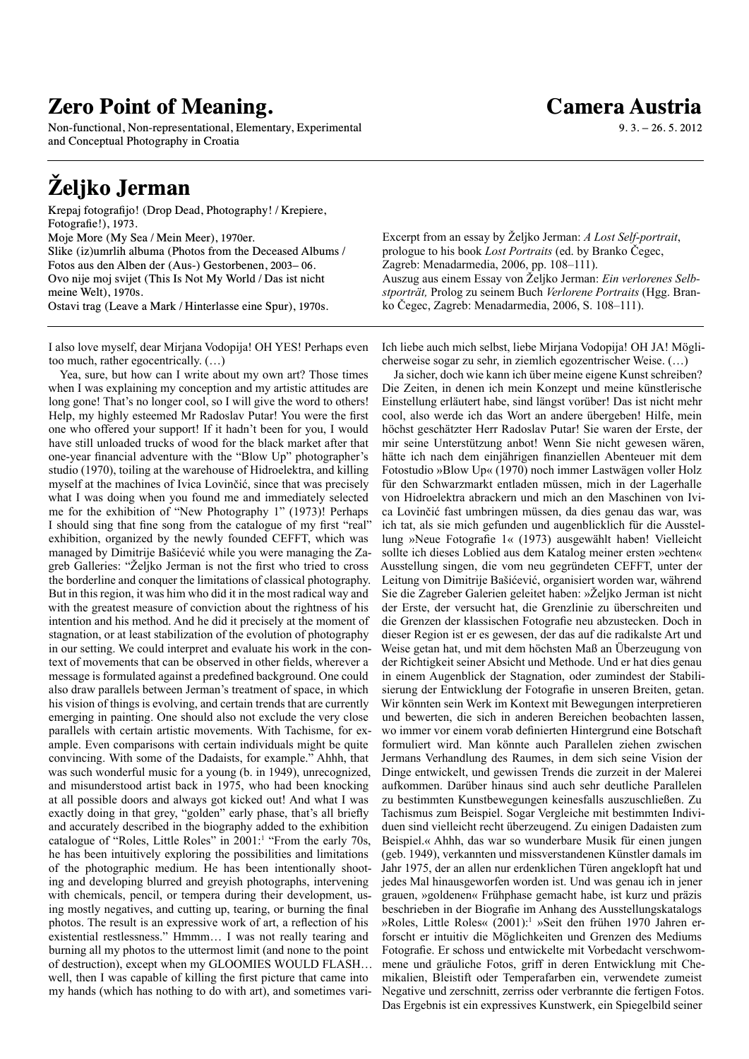# Zero Point of Meaning.

Non-functional, Non-representational, Elementary, Experimental and Conceptual Photography in Croatia

**Camera Austria**

9. 3. – 26. 5. 2012

## Željko Jerman

Krepaj fotografijo! (Drop Dead, Photography! / Krepiere, Fotografie!), 1973.
Moje More (My Sea / Mein Meer), 1970er.
Slike (iz)umrlih albuma (Photos from the Deceased Albums / Fotos aus den Alben der (Aus-) Gestorbenen, 2003– 06.
Ovo nije moj svijet (This Is Not My World / Das ist nicht meine Welt), 1970s.
Ostavi trag (Leave a Mark / Hinterlasse eine Spur), 1970s.

Excerpt from an essay by Željko Jerman: *A Lost Self-portrait*, prologue to his book *Lost Portraits* (ed. by Branko Čegec, Zagreb: Menadarmedia, 2006, pp. 108–111).
Auszug aus einem Essay von Željko Jerman: *Ein verlorenes Selbstporträt,* Prolog zu seinem Buch *Verlorene Portraits* (Hgg. Branko Čegec, Zagreb: Menadarmedia, 2006, S. 108–111).

I also love myself, dear Mirjana Vodopija! OH YES! Perhaps even too much, rather egocentrically. (…)

Yea, sure, but how can I write about my own art? Those times when I was explaining my conception and my artistic attitudes are long gone! That's no longer cool, so I will give the word to others! Help, my highly esteemed Mr Radoslav Putar! You were the first one who offered your support! If it hadn't been for you, I would have still unloaded trucks of wood for the black market after that one-year financial adventure with the "Blow Up" photographer's studio (1970), toiling at the warehouse of Hidroelektra, and killing myself at the machines of Ivica Lovinčić, since that was precisely what I was doing when you found me and immediately selected me for the exhibition of "New Photography 1" (1973)! Perhaps I should sing that fine song from the catalogue of my first "real" exhibition, organized by the newly founded CEFFT, which was managed by Dimitrije Bašićević while you were managing the Zagreb Galleries: "Željko Jerman is not the first who tried to cross the borderline and conquer the limitations of classical photography. But in this region, it was him who did it in the most radical way and with the greatest measure of conviction about the rightness of his intention and his method. And he did it precisely at the moment of stagnation, or at least stabilization of the evolution of photography in our setting. We could interpret and evaluate his work in the context of movements that can be observed in other fields, wherever a message is formulated against a predefined background. One could also draw parallels between Jerman's treatment of space, in which his vision of things is evolving, and certain trends that are currently emerging in painting. One should also not exclude the very close parallels with certain artistic movements. With Tachisme, for example. Even comparisons with certain individuals might be quite convincing. With some of the Dadaists, for example." Ahhh, that was such wonderful music for a young (b. in 1949), unrecognized, and misunderstood artist back in 1975, who had been knocking at all possible doors and always got kicked out! And what I was exactly doing in that grey, "golden" early phase, that's all briefly and accurately described in the biography added to the exhibition catalogue of "Roles, Little Roles" in 2001:[1] "From the early 70s, he has been intuitively exploring the possibilities and limitations of the photographic medium. He has been intentionally shooting and developing blurred and greyish photographs, intervening with chemicals, pencil, or tempera during their development, using mostly negatives, and cutting up, tearing, or burning the final photos. The result is an expressive work of art, a reflection of his existential restlessness." Hmmm… I was not really tearing and burning all my photos to the uttermost limit (and none to the point of destruction), except when my GLOOMIES WOULD FLASH… well, then I was capable of killing the first picture that came into my hands (which has nothing to do with art), and sometimes vari-

Ich liebe auch mich selbst, liebe Mirjana Vodopija! OH JA! Möglicherweise sogar zu sehr, in ziemlich egozentrischer Weise. (…)

Ja sicher, doch wie kann ich über meine eigene Kunst schreiben? Die Zeiten, in denen ich mein Konzept und meine künstlerische Einstellung erläutert habe, sind längst vorüber! Das ist nicht mehr cool, also werde ich das Wort an andere übergeben! Hilfe, mein höchst geschätzter Herr Radoslav Putar! Sie waren der Erste, der mir seine Unterstützung anbot! Wenn Sie nicht gewesen wären, hätte ich nach dem einjährigen finanziellen Abenteuer mit dem Fotostudio »Blow Up« (1970) noch immer Lastwägen voller Holz für den Schwarzmarkt entladen müssen, mich in der Lagerhalle von Hidroelektra abrackern und mich an den Maschinen von Ivica Lovinčić fast umbringen müssen, da dies genau das war, was ich tat, als sie mich gefunden und augenblicklich für die Ausstellung »Neue Fotografie 1« (1973) ausgewählt haben! Vielleicht sollte ich dieses Loblied aus dem Katalog meiner ersten »echten« Ausstellung singen, die vom neu gegründeten CEFFT, unter der Leitung von Dimitrije Bašićević, organisiert worden war, während Sie die Zagreber Galerien geleitet haben: »Željko Jerman ist nicht der Erste, der versucht hat, die Grenzlinie zu überschreiten und die Grenzen der klassischen Fotografie neu abzustecken. Doch in dieser Region ist er es gewesen, der das auf die radikalste Art und Weise getan hat, und mit dem höchsten Maß an Überzeugung von der Richtigkeit seiner Absicht und Methode. Und er hat dies genau in einem Augenblick der Stagnation, oder zumindest der Stabilisierung der Entwicklung der Fotografie in unseren Breiten, getan. Wir könnten sein Werk im Kontext mit Bewegungen interpretieren und bewerten, die sich in anderen Bereichen beobachten lassen, wo immer vor einem vorab definierten Hintergrund eine Botschaft formuliert wird. Man könnte auch Parallelen ziehen zwischen Jermans Verhandlung des Raumes, in dem sich seine Vision der Dinge entwickelt, und gewissen Trends die zurzeit in der Malerei aufkommen. Darüber hinaus sind auch sehr deutliche Parallelen zu bestimmten Kunstbewegungen keinesfalls auszuschließen. Zu Tachismus zum Beispiel. Sogar Vergleiche mit bestimmten Individuen sind vielleicht recht überzeugend. Zu einigen Dadaisten zum Beispiel.« Ahhh, das war so wunderbare Musik für einen jungen (geb. 1949), verkannten und missverstandenen Künstler damals im Jahr 1975, der an allen nur erdenklichen Türen angeklopft hat und jedes Mal hinausgeworfen worden ist. Und was genau ich in jener grauen, »goldenen« Frühphase gemacht habe, ist kurz und präzis beschrieben in der Biografie im Anhang des Ausstellungskatalogs »Roles, Little Roles« (2001):[1] »Seit den frühen 1970 Jahren erforscht er intuitiv die Möglichkeiten und Grenzen des Mediums Fotografie. Er schoss und entwickelte mit Vorbedacht verschwommene und gräuliche Fotos, griff in deren Entwicklung mit Chemikalien, Bleistift oder Temperafarben ein, verwendete zumeist Negative und zerschnitt, zerriss oder verbrannte die fertigen Fotos. Das Ergebnis ist ein expressives Kunstwerk, ein Spiegelbild seiner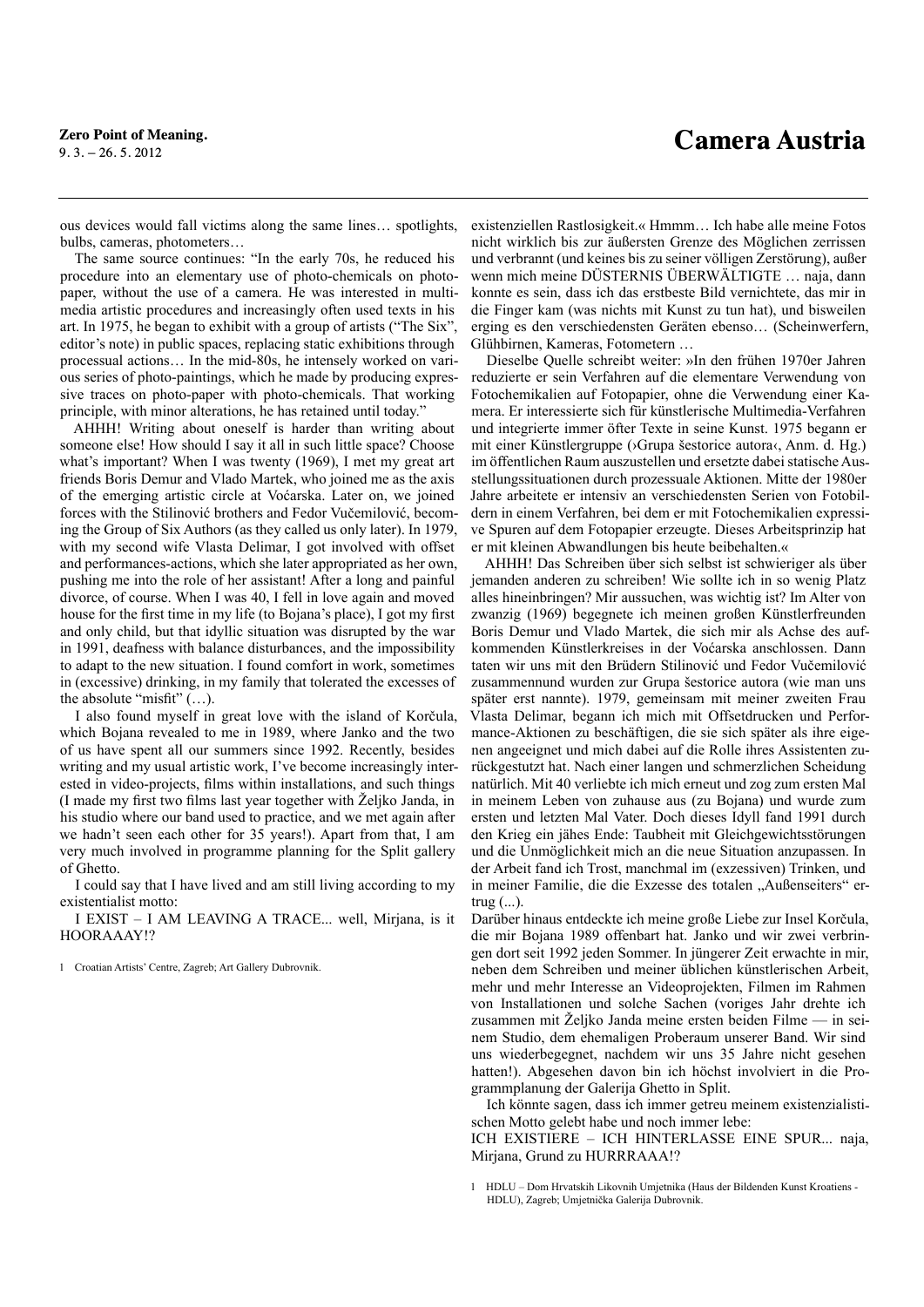ous devices would fall victims along the same lines… spotlights, bulbs, cameras, photometers…

The same source continues: "In the early 70s, he reduced his procedure into an elementary use of photo-chemicals on photo-paper, without the use of a camera. He was interested in multi-media artistic procedures and increasingly often used texts in his art. In 1975, he began to exhibit with a group of artists ("The Six", editor's note) in public spaces, replacing static exhibitions through processual actions… In the mid-80s, he intensely worked on various series of photo-paintings, which he made by producing expressive traces on photo-paper with photo-chemicals. That working principle, with minor alterations, he has retained until today."

AHHH! Writing about oneself is harder than writing about someone else! How should I say it all in such little space? Choose what's important? When I was twenty (1969), I met my great art friends Boris Demur and Vlado Martek, who joined me as the axis of the emerging artistic circle at Voćarska. Later on, we joined forces with the Stilinović brothers and Fedor Vučemilović, becoming the Group of Six Authors (as they called us only later). In 1979, with my second wife Vlasta Delimar, I got involved with offset and performances-actions, which she later appropriated as her own, pushing me into the role of her assistant! After a long and painful divorce, of course. When I was 40, I fell in love again and moved house for the first time in my life (to Bojana's place), I got my first and only child, but that idyllic situation was disrupted by the war in 1991, deafness with balance disturbances, and the impossibility to adapt to the new situation. I found comfort in work, sometimes in (excessive) drinking, in my family that tolerated the excesses of the absolute "misfit" (…).

I also found myself in great love with the island of Korčula, which Bojana revealed to me in 1989, where Janko and the two of us have spent all our summers since 1992. Recently, besides writing and my usual artistic work, I've become increasingly interested in video-projects, films within installations, and such things (I made my first two films last year together with Željko Janda, in his studio where our band used to practice, and we met again after we hadn't seen each other for 35 years!). Apart from that, I am very much involved in programme planning for the Split gallery of Ghetto.

I could say that I have lived and am still living according to my existentialist motto:

I EXIST – I AM LEAVING A TRACE... well, Mirjana, is it HOORAAAY!?

1 Croatian Artists' Centre, Zagreb; Art Gallery Dubrovnik.

existenziellen Rastlosigkeit.« Hmmm… Ich habe alle meine Fotos nicht wirklich bis zur äußersten Grenze des Möglichen zerrissen und verbrannt (und keines bis zu seiner völligen Zerstörung), außer wenn mich meine DÜSTERNIS ÜBERWÄLTIGTE … naja, dann konnte es sein, dass ich das erstbeste Bild vernichtete, das mir in die Finger kam (was nichts mit Kunst zu tun hat), und bisweilen erging es den verschiedensten Geräten ebenso… (Scheinwerfern, Glühbirnen, Kameras, Fotometern …

Dieselbe Quelle schreibt weiter: »In den frühen 1970er Jahren reduzierte er sein Verfahren auf die elementare Verwendung von Fotochemikalien auf Fotopapier, ohne die Verwendung einer Kamera. Er interessierte sich für künstlerische Multimedia-Verfahren und integrierte immer öfter Texte in seine Kunst. 1975 begann er mit einer Künstlergruppe (›Grupa šestorice autora‹, Anm. d. Hg.) im öffentlichen Raum auszustellen und ersetzte dabei statische Ausstellungssituationen durch prozessuale Aktionen. Mitte der 1980er Jahre arbeitete er intensiv an verschiedensten Serien von Fotobildern in einem Verfahren, bei dem er mit Fotochemikalien expressive Spuren auf dem Fotopapier erzeugte. Dieses Arbeitsprinzip hat er mit kleinen Abwandlungen bis heute beibehalten.«

AHHH! Das Schreiben über sich selbst ist schwieriger als über jemanden anderen zu schreiben! Wie sollte ich in so wenig Platz alles hineinbringen? Mir aussuchen, was wichtig ist? Im Alter von zwanzig (1969) begegnete ich meinen großen Künstlerfreunden Boris Demur und Vlado Martek, die sich mir als Achse des aufkommenden Künstlerkreises in der Voćarska anschlossen. Dann taten wir uns mit den Brüdern Stilinović und Fedor Vučemilović zusammenund wurden zur Grupa šestorice autora (wie man uns später erst nannte). 1979, gemeinsam mit meiner zweiten Frau Vlasta Delimar, begann ich mich mit Offsetdrucken und Performance-Aktionen zu beschäftigen, die sie sich später als ihre eigenen angeeignet und mich dabei auf die Rolle ihres Assistenten zurückgestutzt hat. Nach einer langen und schmerzlichen Scheidung natürlich. Mit 40 verliebte ich mich erneut und zog zum ersten Mal in meinem Leben von zuhause aus (zu Bojana) und wurde zum ersten und letzten Mal Vater. Doch dieses Idyll fand 1991 durch den Krieg ein jähes Ende: Taubheit mit Gleichgewichtsstörungen und die Unmöglichkeit mich an die neue Situation anzupassen. In der Arbeit fand ich Trost, manchmal im (exzessiven) Trinken, und in meiner Familie, die die Exzesse des totalen „Außenseiters" ertrug (...).

Darüber hinaus entdeckte ich meine große Liebe zur Insel Korčula, die mir Bojana 1989 offenbart hat. Janko und wir zwei verbringen dort seit 1992 jeden Sommer. In jüngerer Zeit erwachte in mir, neben dem Schreiben und meiner üblichen künstlerischen Arbeit, mehr und mehr Interesse an Videoprojekten, Filmen im Rahmen von Installationen und solche Sachen (voriges Jahr drehte ich zusammen mit Željko Janda meine ersten beiden Filme — in seinem Studio, dem ehemaligen Proberaum unserer Band. Wir sind uns wiederbegegnet, nachdem wir uns 35 Jahre nicht gesehen hatten!). Abgesehen davon bin ich höchst involviert in die Programmplanung der Galerija Ghetto in Split.

Ich könnte sagen, dass ich immer getreu meinem existenzialistischen Motto gelebt habe und noch immer lebe:

ICH EXISTIERE – ICH HINTERLASSE EINE SPUR... naja, Mirjana, Grund zu HURRRAAA!?

1 HDLU – Dom Hrvatskih Likovnih Umjetnika (Haus der Bildenden Kunst Kroatiens - HDLU), Zagreb; Umjetnička Galerija Dubrovnik.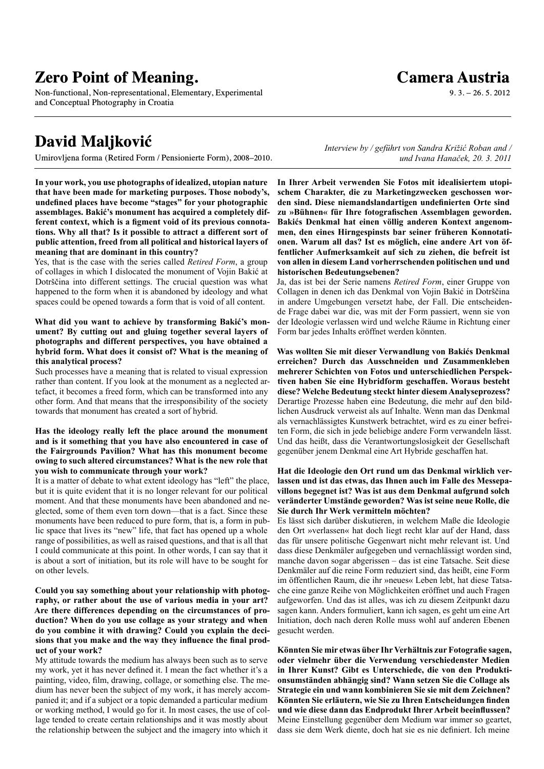# Zero Point of Meaning.

Non-functional, Non-representational, Elementary, Experimental and Conceptual Photography in Croatia

# Camera Austria

9. 3. – 26. 5. 2012

## David Maljković

Umirovljena forma (Retired Form / Pensionierte Form), 2008–2010.

*Interview by / geführt von Sandra Križić Roban and / und Ivana Hanaček, 20. 3. 2011*

**In your work, you use photographs of idealized, utopian nature that have been made for marketing purposes. Those nobody's, undefined places have become "stages" for your photographic assemblages. Bakić's monument has acquired a completely different context, which is a figment void of its previous connotations. Why all that? Is it possible to attract a different sort of public attention, freed from all political and historical layers of meaning that are dominant in this country?**

Yes, that is the case with the series called *Retired Form*, a group of collages in which I dislocated the monument of Vojin Bakić at Dotrščina into different settings. The crucial question was what happened to the form when it is abandoned by ideology and what spaces could be opened towards a form that is void of all content.

**What did you want to achieve by transforming Bakić's monument? By cutting out and gluing together several layers of photographs and different perspectives, you have obtained a hybrid form. What does it consist of? What is the meaning of this analytical process?**

Such processes have a meaning that is related to visual expression rather than content. If you look at the monument as a neglected artefact, it becomes a freed form, which can be transformed into any other form. And that means that the irresponsibility of the society towards that monument has created a sort of hybrid.

**Has the ideology really left the place around the monument and is it something that you have also encountered in case of the Fairgrounds Pavilion? What has this monument become owing to such altered circumstances? What is the new role that you wish to communicate through your work?**

It is a matter of debate to what extent ideology has "left" the place, but it is quite evident that it is no longer relevant for our political moment. And that these monuments have been abandoned and neglected, some of them even torn down—that is a fact. Since these monuments have been reduced to pure form, that is, a form in public space that lives its "new" life, that fact has opened up a whole range of possibilities, as well as raised questions, and that is all that I could communicate at this point. In other words, I can say that it is about a sort of initiation, but its role will have to be sought for on other levels.

**Could you say something about your relationship with photography, or rather about the use of various media in your art? Are there differences depending on the circumstances of production? When do you use collage as your strategy and when do you combine it with drawing? Could you explain the decisions that you make and the way they influence the final product of your work?**

My attitude towards the medium has always been such as to serve my work, yet it has never defined it. I mean the fact whether it's a painting, video, film, drawing, collage, or something else. The medium has never been the subject of my work, it has merely accompanied it; and if a subject or a topic demanded a particular medium or working method, I would go for it. In most cases, the use of collage tended to create certain relationships and it was mostly about the relationship between the subject and the imagery into which it

**In Ihrer Arbeit verwenden Sie Fotos mit idealisiertem utopischem Charakter, die zu Marketingzwecken geschossen worden sind. Diese niemandslandartigen undefinierten Orte sind zu »Bühnen« für Ihre fotografischen Assemblagen geworden. Bakićs Denkmal hat einen völlig anderen Kontext angenommen, den eines Hirngespinsts bar seiner früheren Konnotationen. Warum all das? Ist es möglich, eine andere Art von öffentlicher Aufmerksamkeit auf sich zu ziehen, die befreit ist von allen in diesem Land vorherrschenden politischen und und historischen Bedeutungsebenen?**

Ja, das ist bei der Serie namens *Retired Form*, einer Gruppe von Collagen in denen ich das Denkmal von Vojin Bakić in Dotrščina in andere Umgebungen versetzt habe, der Fall. Die entscheidende Frage dabei war die, was mit der Form passiert, wenn sie von der Ideologie verlassen wird und welche Räume in Richtung einer Form bar jedes Inhalts eröffnet werden könnten.

**Was wollten Sie mit dieser Verwandlung von Bakićs Denkmal erreichen? Durch das Ausschneiden und Zusammenkleben mehrerer Schichten von Fotos und unterschiedlichen Perspektiven haben Sie eine Hybridform geschaffen. Woraus besteht diese? Welche Bedeutung steckt hinter diesem Analyseprozess?**

Derartige Prozesse haben eine Bedeutung, die mehr auf den bildlichen Ausdruck verweist als auf Inhalte. Wenn man das Denkmal als vernachlässigtes Kunstwerk betrachtet, wird es zu einer befreiten Form, die sich in jede beliebige andere Form verwandeln lässt. Und das heißt, dass die Verantwortungslosigkeit der Gesellschaft gegenüber jenem Denkmal eine Art Hybride geschaffen hat.

**Hat die Ideologie den Ort rund um das Denkmal wirklich verlassen und ist das etwas, das Ihnen auch im Falle des Messepavillons begegnet ist? Was ist aus dem Denkmal aufgrund solch veränderter Umstände geworden? Was ist seine neue Rolle, die Sie durch Ihr Werk vermitteln möchten?**

Es lässt sich darüber diskutieren, in welchem Maße die Ideologie den Ort »verlassen« hat doch liegt recht klar auf der Hand, dass das für unsere politische Gegenwart nicht mehr relevant ist. Und dass diese Denkmäler aufgegeben und vernachlässigt worden sind, manche davon sogar abgerissen – das ist eine Tatsache. Seit diese Denkmäler auf die reine Form reduziert sind, das heißt, eine Form im öffentlichen Raum, die ihr »neues« Leben lebt, hat diese Tatsache eine ganze Reihe von Möglichkeiten eröffnet und auch Fragen aufgeworfen. Und das ist alles, was ich zu diesem Zeitpunkt dazu sagen kann. Anders formuliert, kann ich sagen, es geht um eine Art Initiation, doch nach deren Rolle muss wohl auf anderen Ebenen gesucht werden.

**Könnten Sie mir etwas über Ihr Verhältnis zur Fotografie sagen, oder vielmehr über die Verwendung verschiedenster Medien in Ihrer Kunst? Gibt es Unterschiede, die von den Produktionsumständen abhängig sind? Wann setzen Sie die Collage als Strategie ein und wann kombinieren Sie sie mit dem Zeichnen? Könnten Sie erläutern, wie Sie zu Ihren Entscheidungen finden und wie diese dann das Endprodukt Ihrer Arbeit beeinflussen?**

Meine Einstellung gegenüber dem Medium war immer so geartet, dass sie dem Werk diente, doch hat sie es nie definiert. Ich meine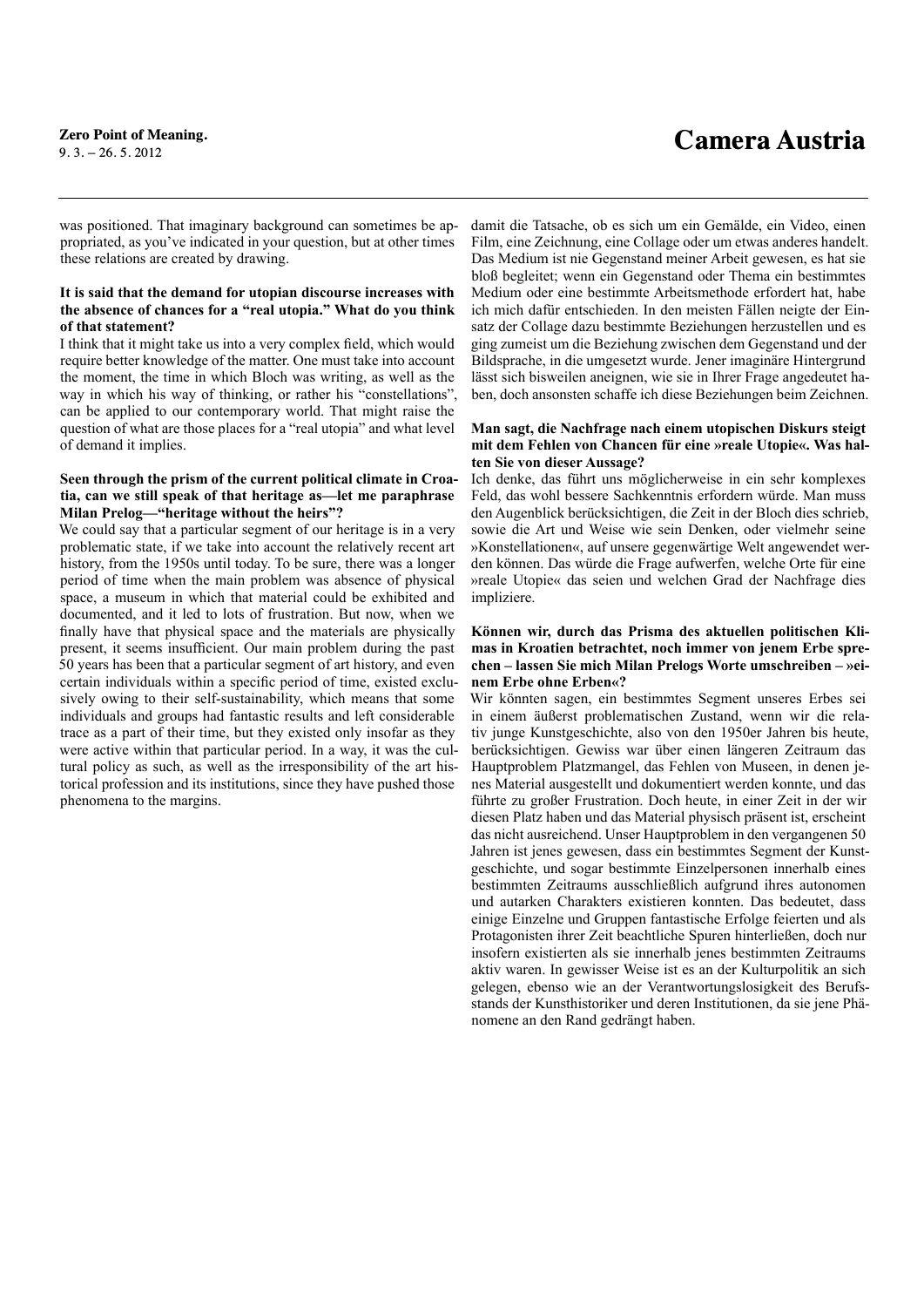was positioned. That imaginary background can sometimes be appropriated, as you've indicated in your question, but at other times these relations are created by drawing.

**It is said that the demand for utopian discourse increases with the absence of chances for a "real utopia." What do you think of that statement?**

I think that it might take us into a very complex field, which would require better knowledge of the matter. One must take into account the moment, the time in which Bloch was writing, as well as the way in which his way of thinking, or rather his "constellations", can be applied to our contemporary world. That might raise the question of what are those places for a "real utopia" and what level of demand it implies.

**Seen through the prism of the current political climate in Croatia, can we still speak of that heritage as—let me paraphrase Milan Prelog—"heritage without the heirs"?**

We could say that a particular segment of our heritage is in a very problematic state, if we take into account the relatively recent art history, from the 1950s until today. To be sure, there was a longer period of time when the main problem was absence of physical space, a museum in which that material could be exhibited and documented, and it led to lots of frustration. But now, when we finally have that physical space and the materials are physically present, it seems insufficient. Our main problem during the past 50 years has been that a particular segment of art history, and even certain individuals within a specific period of time, existed exclusively owing to their self-sustainability, which means that some individuals and groups had fantastic results and left considerable trace as a part of their time, but they existed only insofar as they were active within that particular period. In a way, it was the cultural policy as such, as well as the irresponsibility of the art historical profession and its institutions, since they have pushed those phenomena to the margins.

damit die Tatsache, ob es sich um ein Gemälde, ein Video, einen Film, eine Zeichnung, eine Collage oder um etwas anderes handelt. Das Medium ist nie Gegenstand meiner Arbeit gewesen, es hat sie bloß begleitet; wenn ein Gegenstand oder Thema ein bestimmtes Medium oder eine bestimmte Arbeitsmethode erfordert hat, habe ich mich dafür entschieden. In den meisten Fällen neigte der Einsatz der Collage dazu bestimmte Beziehungen herzustellen und es ging zumeist um die Beziehung zwischen dem Gegenstand und der Bildsprache, in die umgesetzt wurde. Jener imaginäre Hintergrund lässt sich bisweilen aneignen, wie sie in Ihrer Frage angedeutet haben, doch ansonsten schaffe ich diese Beziehungen beim Zeichnen.

**Man sagt, die Nachfrage nach einem utopischen Diskurs steigt mit dem Fehlen von Chancen für eine »reale Utopie«. Was halten Sie von dieser Aussage?**

Ich denke, das führt uns möglicherweise in ein sehr komplexes Feld, das wohl bessere Sachkenntnis erfordern würde. Man muss den Augenblick berücksichtigen, die Zeit in der Bloch dies schrieb, sowie die Art und Weise wie sein Denken, oder vielmehr seine »Konstellationen«, auf unsere gegenwärtige Welt angewendet werden können. Das würde die Frage aufwerfen, welche Orte für eine »reale Utopie« das seien und welchen Grad der Nachfrage dies impliziere.

**Können wir, durch das Prisma des aktuellen politischen Klimas in Kroatien betrachtet, noch immer von jenem Erbe sprechen – lassen Sie mich Milan Prelogs Worte umschreiben – »einem Erbe ohne Erben«?**

Wir könnten sagen, ein bestimmtes Segment unseres Erbes sei in einem äußerst problematischen Zustand, wenn wir die relativ junge Kunstgeschichte, also von den 1950er Jahren bis heute, berücksichtigen. Gewiss war über einen längeren Zeitraum das Hauptproblem Platzmangel, das Fehlen von Museen, in denen jenes Material ausgestellt und dokumentiert werden konnte, und das führte zu großer Frustration. Doch heute, in einer Zeit in der wir diesen Platz haben und das Material physisch präsent ist, erscheint das nicht ausreichend. Unser Hauptproblem in den vergangenen 50 Jahren ist jenes gewesen, dass ein bestimmtes Segment der Kunstgeschichte, und sogar bestimmte Einzelpersonen innerhalb eines bestimmten Zeitraums ausschließlich aufgrund ihres autonomen und autarken Charakters existieren konnten. Das bedeutet, dass einige Einzelne und Gruppen fantastische Erfolge feierten und als Protagonisten ihrer Zeit beachtliche Spuren hinterließen, doch nur insofern existierten als sie innerhalb jenes bestimmten Zeitraums aktiv waren. In gewisser Weise ist es an der Kulturpolitik an sich gelegen, ebenso wie an der Verantwortungslosigkeit des Berufsstands der Kunsthistoriker und deren Institutionen, da sie jene Phänomene an den Rand gedrängt haben.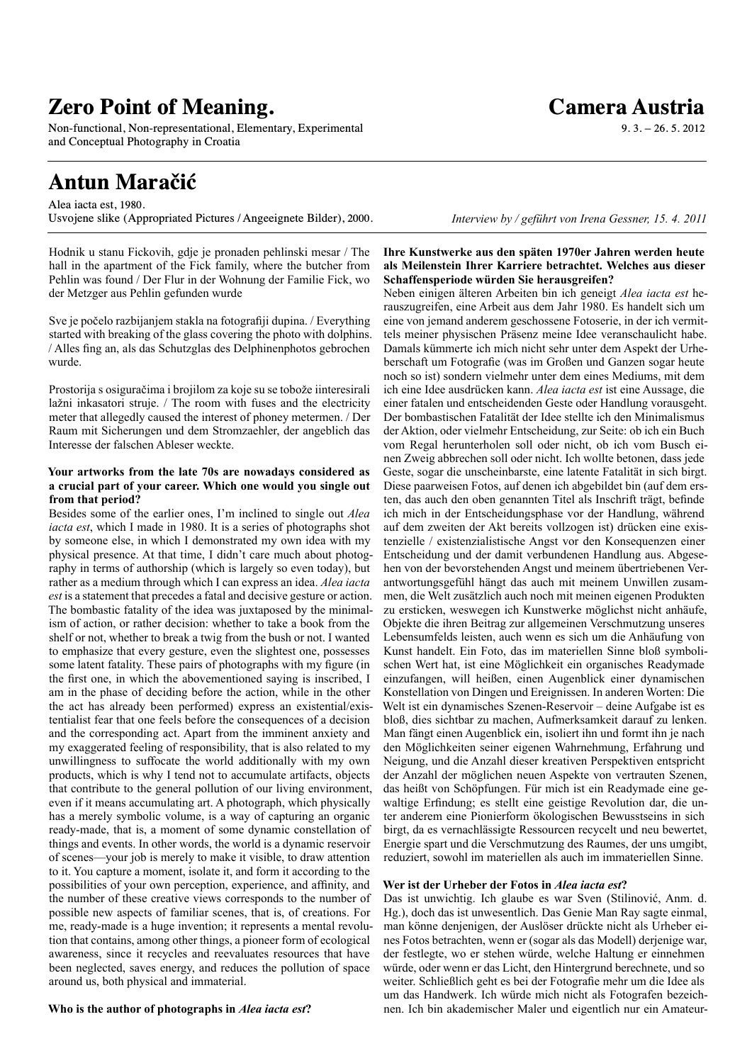# Zero Point of Meaning.

Non-functional, Non-representational, Elementary, Experimental and Conceptual Photography in Croatia

# Camera Austria

9. 3. – 26. 5. 2012

## Antun Maračić

Alea iacta est, 1980.
Usvojene slike (Appropriated Pictures / Angeeignete Bilder), 2000.

*Interview by / geführt von Irena Gessner, 15. 4. 2011*

Hodnik u stanu Fickovih, gdje je pronađen pehlinski mesar / The hall in the apartment of the Fick family, where the butcher from Pehlin was found / Der Flur in der Wohnung der Familie Fick, wo der Metzger aus Pehlin gefunden wurde

Sve je počelo razbijanjem stakla na fotografiji dupina. / Everything started with breaking of the glass covering the photo with dolphins. / Alles fing an, als das Schutzglas des Delphinenphotos gebrochen wurde.

Prostorija s osiguračima i brojilom za koje su se tobože iinteresirali lažni inkasatori struje. / The room with fuses and the electricity meter that allegedly caused the interest of phoney metermen. / Der Raum mit Sicherungen und dem Stromzaehler, der angeblich das Interesse der falschen Ableser weckte.

**Your artworks from the late 70s are nowadays considered as a crucial part of your career. Which one would you single out from that period?**

Besides some of the earlier ones, I'm inclined to single out *Alea iacta est*, which I made in 1980. It is a series of photographs shot by someone else, in which I demonstrated my own idea with my physical presence. At that time, I didn't care much about photography in terms of authorship (which is largely so even today), but rather as a medium through which I can express an idea. *Alea iacta est* is a statement that precedes a fatal and decisive gesture or action. The bombastic fatality of the idea was juxtaposed by the minimalism of action, or rather decision: whether to take a book from the shelf or not, whether to break a twig from the bush or not. I wanted to emphasize that every gesture, even the slightest one, possesses some latent fatality. These pairs of photographs with my figure (in the first one, in which the abovementioned saying is inscribed, I am in the phase of deciding before the action, while in the other the act has already been performed) express an existential/existentialist fear that one feels before the consequences of a decision and the corresponding act. Apart from the imminent anxiety and my exaggerated feeling of responsibility, that is also related to my unwillingness to suffocate the world additionally with my own products, which is why I tend not to accumulate artifacts, objects that contribute to the general pollution of our living environment, even if it means accumulating art. A photograph, which physically has a merely symbolic volume, is a way of capturing an organic ready-made, that is, a moment of some dynamic constellation of things and events. In other words, the world is a dynamic reservoir of scenes—your job is merely to make it visible, to draw attention to it. You capture a moment, isolate it, and form it according to the possibilities of your own perception, experience, and affinity, and the number of these creative views corresponds to the number of possible new aspects of familiar scenes, that is, of creations. For me, ready-made is a huge invention; it represents a mental revolution that contains, among other things, a pioneer form of ecological awareness, since it recycles and reevaluates resources that have been neglected, saves energy, and reduces the pollution of space around us, both physical and immaterial.

**Who is the author of photographs in *Alea iacta est*?**

**Ihre Kunstwerke aus den späten 1970er Jahren werden heute als Meilenstein Ihrer Karriere betrachtet. Welches aus dieser Schaffensperiode würden Sie herausgreifen?**

Neben einigen älteren Arbeiten bin ich geneigt *Alea iacta est* herauszugreifen, eine Arbeit aus dem Jahr 1980. Es handelt sich um eine von jemand anderem geschossene Fotoserie, in der ich vermittels meiner physischen Präsenz meine Idee veranschaulicht habe. Damals kümmerte ich mich nicht sehr unter dem Aspekt der Urheberschaft um Fotografie (was im Großen und Ganzen sogar heute noch so ist) sondern vielmehr unter dem eines Mediums, mit dem ich eine Idee ausdrücken kann. *Alea iacta est* ist eine Aussage, die einer fatalen und entscheidenden Geste oder Handlung vorausgeht. Der bombastischen Fatalität der Idee stellte ich den Minimalismus der Aktion, oder vielmehr Entscheidung, zur Seite: ob ich ein Buch vom Regal herunterholen soll oder nicht, ob ich vom Busch einen Zweig abbrechen soll oder nicht. Ich wollte betonen, dass jede Geste, sogar die unscheinbarste, eine latente Fatalität in sich birgt. Diese paarweisen Fotos, auf denen ich abgebildet bin (auf dem ersten, das auch den oben genannten Titel als Inschrift trägt, befinde ich mich in der Entscheidungsphase vor der Handlung, während auf dem zweiten der Akt bereits vollzogen ist) drücken eine existenzielle / existenzialistische Angst vor den Konsequenzen einer Entscheidung und der damit verbundenen Handlung aus. Abgesehen von der bevorstehenden Angst und meinem übertriebenen Verantwortungsgefühl hängt das auch mit meinem Unwillen zusammen, die Welt zusätzlich auch noch mit meinen eigenen Produkten zu ersticken, weswegen ich Kunstwerke möglichst nicht anhäufe, Objekte die ihren Beitrag zur allgemeinen Verschmutzung unseres Lebensumfelds leisten, auch wenn es sich um die Anhäufung von Kunst handelt. Ein Foto, das im materiellen Sinne bloß symbolischen Wert hat, ist eine Möglichkeit ein organisches Readymade einzufangen, will heißen, einen Augenblick einer dynamischen Konstellation von Dingen und Ereignissen. In anderen Worten: Die Welt ist ein dynamisches Szenen-Reservoir – deine Aufgabe ist es bloß, dies sichtbar zu machen, Aufmerksamkeit darauf zu lenken. Man fängt einen Augenblick ein, isoliert ihn und formt ihn je nach den Möglichkeiten seiner eigenen Wahrnehmung, Erfahrung und Neigung, und die Anzahl dieser kreativen Perspektiven entspricht der Anzahl der möglichen neuen Aspekte von vertrauten Szenen, das heißt von Schöpfungen. Für mich ist ein Readymade eine gewaltige Erfindung; es stellt eine geistige Revolution dar, die unter anderem eine Pionierform ökologischen Bewusstseins in sich birgt, da es vernachlässigte Ressourcen recycelt und neu bewertet, Energie spart und die Verschmutzung des Raumes, der uns umgibt, reduziert, sowohl im materiellen als auch im immateriellen Sinne.

**Wer ist der Urheber der Fotos in *Alea iacta est*?**

Das ist unwichtig. Ich glaube es war Sven (Stilinović, Anm. d. Hg.), doch das ist unwesentlich. Das Genie Man Ray sagte einmal, man könne denjenigen, der Auslöser drückte nicht als Urheber eines Fotos betrachten, wenn er (sogar als das Modell) derjenige war, der festlegte, wo er stehen würde, welche Haltung er einnehmen würde, oder wenn er das Licht, den Hintergrund berechnete, und so weiter. Schließlich geht es bei der Fotografie mehr um die Idee als um das Handwerk. Ich würde mich nicht als Fotografen bezeichnen. Ich bin akademischer Maler und eigentlich nur ein Amateur-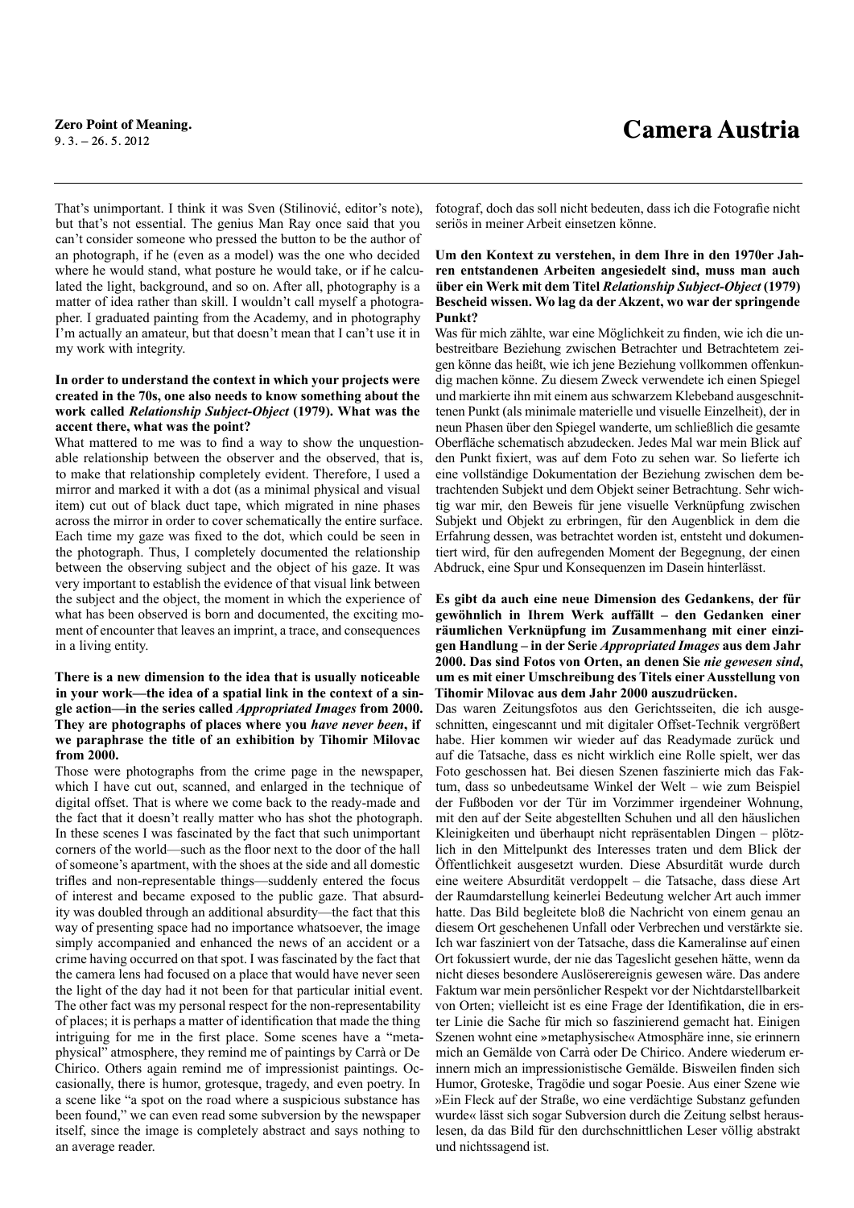That's unimportant. I think it was Sven (Stilinović, editor's note), but that's not essential. The genius Man Ray once said that you can't consider someone who pressed the button to be the author of an photograph, if he (even as a model) was the one who decided where he would stand, what posture he would take, or if he calculated the light, background, and so on. After all, photography is a matter of idea rather than skill. I wouldn't call myself a photographer. I graduated painting from the Academy, and in photography I'm actually an amateur, but that doesn't mean that I can't use it in my work with integrity.

**In order to understand the context in which your projects were created in the 70s, one also needs to know something about the work called *Relationship Subject-Object* (1979). What was the accent there, what was the point?**

What mattered to me was to find a way to show the unquestionable relationship between the observer and the observed, that is, to make that relationship completely evident. Therefore, I used a mirror and marked it with a dot (as a minimal physical and visual item) cut out of black duct tape, which migrated in nine phases across the mirror in order to cover schematically the entire surface. Each time my gaze was fixed to the dot, which could be seen in the photograph. Thus, I completely documented the relationship between the observing subject and the object of his gaze. It was very important to establish the evidence of that visual link between the subject and the object, the moment in which the experience of what has been observed is born and documented, the exciting moment of encounter that leaves an imprint, a trace, and consequences in a living entity.

**There is a new dimension to the idea that is usually noticeable in your work—the idea of a spatial link in the context of a single action—in the series called *Appropriated Images* from 2000. They are photographs of places where you *have never been*, if we paraphrase the title of an exhibition by Tihomir Milovac from 2000.**

Those were photographs from the crime page in the newspaper, which I have cut out, scanned, and enlarged in the technique of digital offset. That is where we come back to the ready-made and the fact that it doesn't really matter who has shot the photograph. In these scenes I was fascinated by the fact that such unimportant corners of the world—such as the floor next to the door of the hall of someone's apartment, with the shoes at the side and all domestic trifles and non-representable things—suddenly entered the focus of interest and became exposed to the public gaze. That absurdity was doubled through an additional absurdity—the fact that this way of presenting space had no importance whatsoever, the image simply accompanied and enhanced the news of an accident or a crime having occurred on that spot. I was fascinated by the fact that the camera lens had focused on a place that would have never seen the light of the day had it not been for that particular initial event. The other fact was my personal respect for the non-representability of places; it is perhaps a matter of identification that made the thing intriguing for me in the first place. Some scenes have a "metaphysical" atmosphere, they remind me of paintings by Carrà or De Chirico. Others again remind me of impressionist paintings. Occasionally, there is humor, grotesque, tragedy, and even poetry. In a scene like "a spot on the road where a suspicious substance has been found," we can even read some subversion by the newspaper itself, since the image is completely abstract and says nothing to an average reader.

fotograf, doch das soll nicht bedeuten, dass ich die Fotografie nicht seriös in meiner Arbeit einsetzen könne.

**Um den Kontext zu verstehen, in dem Ihre in den 1970er Jahren entstandenen Arbeiten angesiedelt sind, muss man auch über ein Werk mit dem Titel *Relationship Subject-Object* (1979) Bescheid wissen. Wo lag da der Akzent, wo war der springende Punkt?**

Was für mich zählte, war eine Möglichkeit zu finden, wie ich die unbestreitbare Beziehung zwischen Betrachter und Betrachtetem zeigen könne das heißt, wie ich jene Beziehung vollkommen offenkundig machen könne. Zu diesem Zweck verwendete ich einen Spiegel und markierte ihn mit einem aus schwarzem Klebeband ausgeschnittenen Punkt (als minimale materielle und visuelle Einzelheit), der in neun Phasen über den Spiegel wanderte, um schließlich die gesamte Oberfläche schematisch abzudecken. Jedes Mal war mein Blick auf den Punkt fixiert, was auf dem Foto zu sehen war. So lieferte ich eine vollständige Dokumentation der Beziehung zwischen dem betrachtenden Subjekt und dem Objekt seiner Betrachtung. Sehr wichtig war mir, den Beweis für jene visuelle Verknüpfung zwischen Subjekt und Objekt zu erbringen, für den Augenblick in dem die Erfahrung dessen, was betrachtet worden ist, entsteht und dokumentiert wird, für den aufregenden Moment der Begegnung, der einen Abdruck, eine Spur und Konsequenzen im Dasein hinterlässt.

**Es gibt da auch eine neue Dimension des Gedankens, der für gewöhnlich in Ihrem Werk auffällt – den Gedanken einer räumlichen Verknüpfung im Zusammenhang mit einer einzigen Handlung – in der Serie *Appropriated Images* aus dem Jahr 2000. Das sind Fotos von Orten, an denen Sie *nie gewesen sind*, um es mit einer Umschreibung des Titels einer Ausstellung von Tihomir Milovac aus dem Jahr 2000 auszudrücken.**

Das waren Zeitungsfotos aus den Gerichtsseiten, die ich ausgeschnitten, eingescannt und mit digitaler Offset-Technik vergrößert habe. Hier kommen wir wieder auf das Readymade zurück und auf die Tatsache, dass es nicht wirklich eine Rolle spielt, wer das Foto geschossen hat. Bei diesen Szenen faszinierte mich das Faktum, dass so unbedeutsame Winkel der Welt – wie zum Beispiel der Fußboden vor der Tür im Vorzimmer irgendeiner Wohnung, mit den auf der Seite abgestellten Schuhen und all den häuslichen Kleinigkeiten und überhaupt nicht repräsentablen Dingen – plötzlich in den Mittelpunkt des Interesses traten und dem Blick der Öffentlichkeit ausgesetzt wurden. Diese Absurdität wurde durch eine weitere Absurdität verdoppelt – die Tatsache, dass diese Art der Raumdarstellung keinerlei Bedeutung welcher Art auch immer hatte. Das Bild begleitete bloß die Nachricht von einem genau an diesem Ort geschehenen Unfall oder Verbrechen und verstärkte sie. Ich war fasziniert von der Tatsache, dass die Kameralinse auf einen Ort fokussiert wurde, der nie das Tageslicht gesehen hätte, wenn da nicht dieses besondere Auslöserereignis gewesen wäre. Das andere Faktum war mein persönlicher Respekt vor der Nichtdarstellbarkeit von Orten; vielleicht ist es eine Frage der Identifikation, die in erster Linie die Sache für mich so faszinierend gemacht hat. Einigen Szenen wohnt eine »metaphysische« Atmosphäre inne, sie erinnern mich an Gemälde von Carrà oder De Chirico. Andere wiederum erinnern mich an impressionistische Gemälde. Bisweilen finden sich Humor, Groteske, Tragödie und sogar Poesie. Aus einer Szene wie »Ein Fleck auf der Straße, wo eine verdächtige Substanz gefunden wurde« lässt sich sogar Subversion durch die Zeitung selbst herauslesen, da das Bild für den durchschnittlichen Leser völlig abstrakt und nichtssagend ist.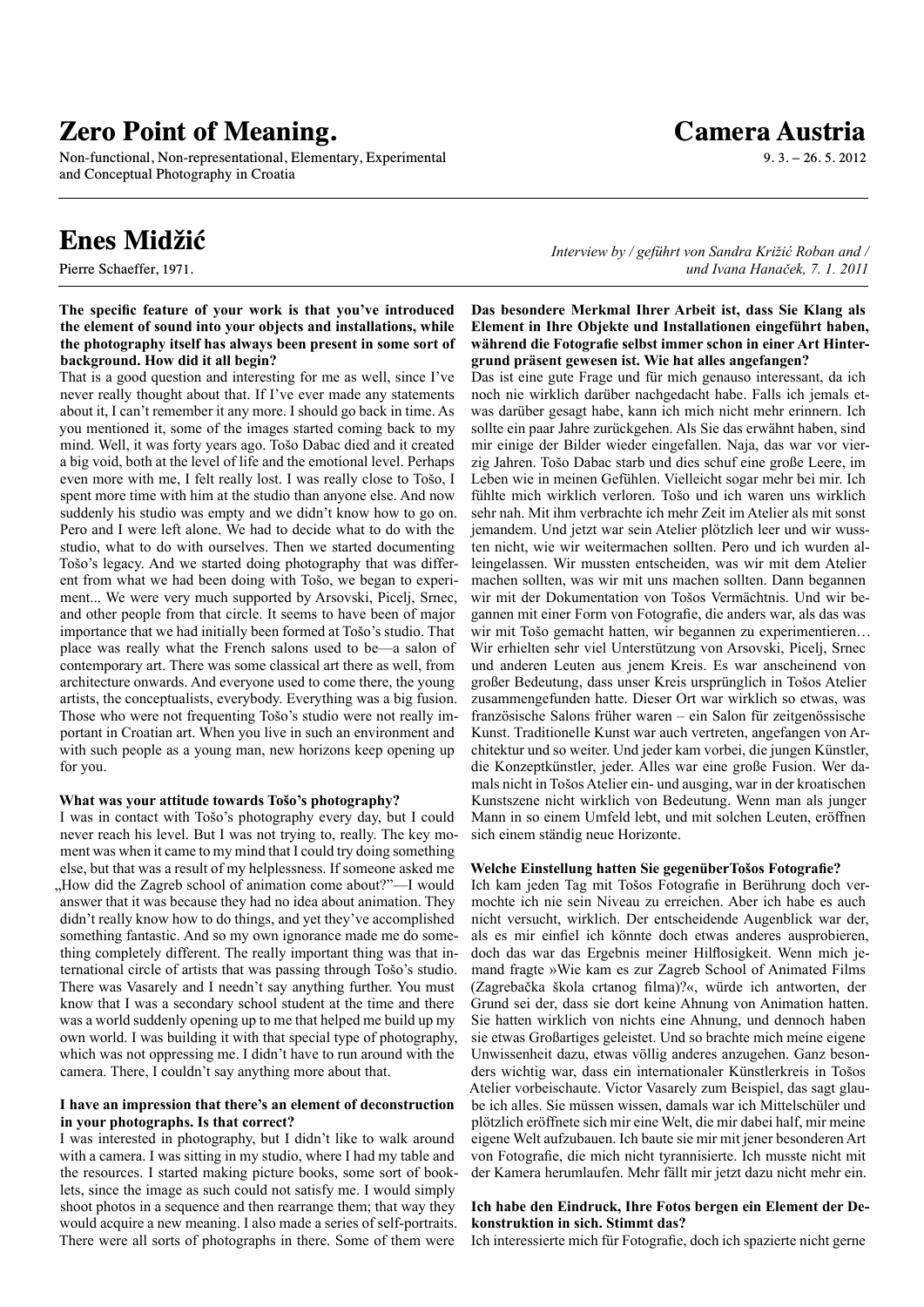# Zero Point of Meaning.

Non-functional, Non-representational, Elementary, Experimental and Conceptual Photography in Croatia

# Camera Austria

9. 3. – 26. 5. 2012

## Enes Midžić

Pierre Schaeffer, 1971.

*Interview by / geführt von Sandra Križić Roban and / und Ivana Hanaček, 7. 1. 2011*

**The specific feature of your work is that you've introduced the element of sound into your objects and installations, while the photography itself has always been present in some sort of background. How did it all begin?**

That is a good question and interesting for me as well, since I've never really thought about that. If I've ever made any statements about it, I can't remember it any more. I should go back in time. As you mentioned it, some of the images started coming back to my mind. Well, it was forty years ago. Tošo Dabac died and it created a big void, both at the level of life and the emotional level. Perhaps even more with me, I felt really lost. I was really close to Tošo, I spent more time with him at the studio than anyone else. And now suddenly his studio was empty and we didn't know how to go on. Pero and I were left alone. We had to decide what to do with the studio, what to do with ourselves. Then we started documenting Tošo's legacy. And we started doing photography that was different from what we had been doing with Tošo, we began to experiment... We were very much supported by Arsovski, Picelj, Srnec, and other people from that circle. It seems to have been of major importance that we had initially been formed at Tošo's studio. That place was really what the French salons used to be—a salon of contemporary art. There was some classical art there as well, from architecture onwards. And everyone used to come there, the young artists, the conceptualists, everybody. Everything was a big fusion. Those who were not frequenting Tošo's studio were not really important in Croatian art. When you live in such an environment and with such people as a young man, new horizons keep opening up for you.

**What was your attitude towards Tošo's photography?**

I was in contact with Tošo's photography every day, but I could never reach his level. But I was not trying to, really. The key moment was when it came to my mind that I could try doing something else, but that was a result of my helplessness. If someone asked me „How did the Zagreb school of animation come about?"—I would answer that it was because they had no idea about animation. They didn't really know how to do things, and yet they've accomplished something fantastic. And so my own ignorance made me do something completely different. The really important thing was that international circle of artists that was passing through Tošo's studio. There was Vasarely and I needn't say anything further. You must know that I was a secondary school student at the time and there was a world suddenly opening up to me that helped me build up my own world. I was building it with that special type of photography, which was not oppressing me. I didn't have to run around with the camera. There, I couldn't say anything more about that.

**I have an impression that there's an element of deconstruction in your photographs. Is that correct?**

I was interested in photography, but I didn't like to walk around with a camera. I was sitting in my studio, where I had my table and the resources. I started making picture books, some sort of booklets, since the image as such could not satisfy me. I would simply shoot photos in a sequence and then rearrange them; that way they would acquire a new meaning. I also made a series of self-portraits. There were all sorts of photographs in there. Some of them were

**Das besondere Merkmal Ihrer Arbeit ist, dass Sie Klang als Element in Ihre Objekte und Installationen eingeführt haben, während die Fotografie selbst immer schon in einer Art Hintergrund präsent gewesen ist. Wie hat alles angefangen?**

Das ist eine gute Frage und für mich genauso interessant, da ich noch nie wirklich darüber nachgedacht habe. Falls ich jemals etwas darüber gesagt habe, kann ich mich nicht mehr erinnern. Ich sollte ein paar Jahre zurückgehen. Als Sie das erwähnt haben, sind mir einige der Bilder wieder eingefallen. Naja, das war vor vierzig Jahren. Tošo Dabac starb und dies schuf eine große Leere, im Leben wie in meinen Gefühlen. Vielleicht sogar mehr bei mir. Ich fühlte mich wirklich verloren. Tošo und ich waren uns wirklich sehr nah. Mit ihm verbrachte ich mehr Zeit im Atelier als mit sonst jemandem. Und jetzt war sein Atelier plötzlich leer und wir wussten nicht, wie wir weitermachen sollten. Pero und ich wurden alleingelassen. Wir mussten entscheiden, was wir mit dem Atelier machen sollten, was wir mit uns machen sollten. Dann begannen wir mit der Dokumentation von Tošos Vermächtnis. Und wir begannen mit einer Form von Fotografie, die anders war, als das was wir mit Tošo gemacht hatten, wir begannen zu experimentieren… Wir erhielten sehr viel Unterstützung von Arsovski, Picelj, Srnec und anderen Leuten aus jenem Kreis. Es war anscheinend von großer Bedeutung, dass unser Kreis ursprünglich in Tošos Atelier zusammengefunden hatte. Dieser Ort war wirklich so etwas, was französische Salons früher waren – ein Salon für zeitgenössische Kunst. Traditionelle Kunst war auch vertreten, angefangen von Architektur und so weiter. Und jeder kam vorbei, die jungen Künstler, die Konzeptkünstler, jeder. Alles war eine große Fusion. Wer damals nicht in Tošos Atelier ein- und ausging, war in der kroatischen Kunstszene nicht wirklich von Bedeutung. Wenn man als junger Mann in so einem Umfeld lebt, und mit solchen Leuten, eröffnen sich einem ständig neue Horizonte.

**Welche Einstellung hatten Sie gegenüberTošos Fotografie?**

Ich kam jeden Tag mit Tošos Fotografie in Berührung doch vermochte ich nie sein Niveau zu erreichen. Aber ich habe es auch nicht versucht, wirklich. Der entscheidende Augenblick war der, als es mir einfiel ich könnte doch etwas anderes ausprobieren, doch das war das Ergebnis meiner Hilflosigkeit. Wenn mich jemand fragte »Wie kam es zur Zagreb School of Animated Films (Zagrebačka škola crtanog filma)?«, würde ich antworten, der Grund sei der, dass sie dort keine Ahnung von Animation hatten. Sie hatten wirklich von nichts eine Ahnung, und dennoch haben sie etwas Großartiges geleistet. Und so brachte mich meine eigene Unwissenheit dazu, etwas völlig anderes anzugehen. Ganz besonders wichtig war, dass ein internationaler Künstlerkreis in Tošos Atelier vorbeischaute. Victor Vasarely zum Beispiel, das sagt glaube ich alles. Sie müssen wissen, damals war ich Mittelschüler und plötzlich eröffnete sich mir eine Welt, die mir dabei half, mir meine eigene Welt aufzubauen. Ich baute sie mir mit jener besonderen Art von Fotografie, die mich nicht tyrannisierte. Ich musste nicht mit der Kamera herumlaufen. Mehr fällt mir jetzt dazu nicht mehr ein.

**Ich habe den Eindruck, Ihre Fotos bergen ein Element der Dekonstruktion in sich. Stimmt das?**

Ich interessierte mich für Fotografie, doch ich spazierte nicht gerne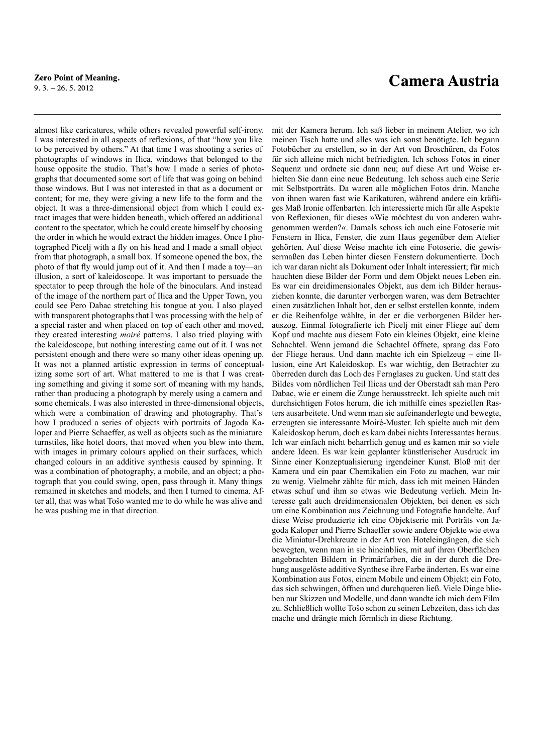almost like caricatures, while others revealed powerful self-irony. I was interested in all aspects of reflexions, of that "how you like to be perceived by others." At that time I was shooting a series of photographs of windows in Ilica, windows that belonged to the house opposite the studio. That's how I made a series of photographs that documented some sort of life that was going on behind those windows. But I was not interested in that as a document or content; for me, they were giving a new life to the form and the object. It was a three-dimensional object from which I could extract images that were hidden beneath, which offered an additional content to the spectator, which he could create himself by choosing the order in which he would extract the hidden images. Once I photographed Picelj with a fly on his head and I made a small object from that photograph, a small box. If someone opened the box, the photo of that fly would jump out of it. And then I made a toy—an illusion, a sort of kaleidoscope. It was important to persuade the spectator to peep through the hole of the binoculars. And instead of the image of the northern part of Ilica and the Upper Town, you could see Pero Dabac stretching his tongue at you. I also played with transparent photographs that I was processing with the help of a special raster and when placed on top of each other and moved, they created interesting *moiré* patterns. I also tried playing with the kaleidoscope, but nothing interesting came out of it. I was not persistent enough and there were so many other ideas opening up. It was not a planned artistic expression in terms of conceptualizing some sort of art. What mattered to me is that I was creating something and giving it some sort of meaning with my hands, rather than producing a photograph by merely using a camera and some chemicals. I was also interested in three-dimensional objects, which were a combination of drawing and photography. That's how I produced a series of objects with portraits of Jagoda Kaloper and Pierre Schaeffer, as well as objects such as the miniature turnstiles, like hotel doors, that moved when you blew into them, with images in primary colours applied on their surfaces, which changed colours in an additive synthesis caused by spinning. It was a combination of photography, a mobile, and an object; a photograph that you could swing, open, pass through it. Many things remained in sketches and models, and then I turned to cinema. After all, that was what Tošo wanted me to do while he was alive and he was pushing me in that direction.

mit der Kamera herum. Ich saß lieber in meinem Atelier, wo ich meinen Tisch hatte und alles was ich sonst benötigte. Ich begann Fotobücher zu erstellen, so in der Art von Broschüren, da Fotos für sich alleine mich nicht befriedigten. Ich schoss Fotos in einer Sequenz und ordnete sie dann neu; auf diese Art und Weise erhielten Sie dann eine neue Bedeutung. Ich schoss auch eine Serie mit Selbstporträts. Da waren alle möglichen Fotos drin. Manche von ihnen waren fast wie Karikaturen, während andere ein kräftiges Maß Ironie offenbarten. Ich interessierte mich für alle Aspekte von Reflexionen, für dieses »Wie möchtest du von anderen wahrgenommen werden?«. Damals schoss ich auch eine Fotoserie mit Fenstern in Ilica, Fenster, die zum Haus gegenüber dem Atelier gehörten. Auf diese Weise machte ich eine Fotoserie, die gewissermaßen das Leben hinter diesen Fenstern dokumentierte. Doch ich war daran nicht als Dokument oder Inhalt interessiert; für mich hauchten diese Bilder der Form und dem Objekt neues Leben ein. Es war ein dreidimensionales Objekt, aus dem ich Bilder herausziehen konnte, die darunter verborgen waren, was dem Betrachter einen zusätzlichen Inhalt bot, den er selbst erstellen konnte, indem er die Reihenfolge wählte, in der er die verborgenen Bilder herauszog. Einmal fotografierte ich Picelj mit einer Fliege auf dem Kopf und machte aus diesem Foto ein kleines Objekt, eine kleine Schachtel. Wenn jemand die Schachtel öffnete, sprang das Foto der Fliege heraus. Und dann machte ich ein Spielzeug – eine Illusion, eine Art Kaleidoskop. Es war wichtig, den Betrachter zu überreden durch das Loch des Fernglases zu gucken. Und statt des Bildes vom nördlichen Teil Ilicas und der Oberstadt sah man Pero Dabac, wie er einem die Zunge herausstreckt. Ich spielte auch mit durchsichtigen Fotos herum, die ich mithilfe eines speziellen Rasters ausarbeitete. Und wenn man sie aufeinanderlegte und bewegte, erzeugten sie interessante Moiré-Muster. Ich spielte auch mit dem Kaleidoskop herum, doch es kam dabei nichts Interessantes heraus. Ich war einfach nicht beharrlich genug und es kamen mir so viele andere Ideen. Es war kein geplanter künstlerischer Ausdruck im Sinne einer Konzeptualisierung irgendeiner Kunst. Bloß mit der Kamera und ein paar Chemikalien ein Foto zu machen, war mir zu wenig. Vielmehr zählte für mich, dass ich mit meinen Händen etwas schuf und ihm so etwas wie Bedeutung verlieh. Mein Interesse galt auch dreidimensionalen Objekten, bei denen es sich um eine Kombination aus Zeichnung und Fotografie handelte. Auf diese Weise produzierte ich eine Objektserie mit Porträts von Jagoda Kaloper und Pierre Schaeffer sowie andere Objekte wie etwa die Miniatur-Drehkreuze in der Art von Hoteleingängen, die sich bewegten, wenn man in sie hineinblies, mit auf ihren Oberflächen angebrachten Bildern in Primärfarben, die in der durch die Drehung ausgelöste additive Synthese ihre Farbe änderten. Es war eine Kombination aus Fotos, einem Mobile und einem Objekt; ein Foto, das sich schwingen, öffnen und durchqueren ließ. Viele Dinge blieben nur Skizzen und Modelle, und dann wandte ich mich dem Film zu. Schließlich wollte Tošo schon zu seinen Lebzeiten, dass ich das mache und drängte mich förmlich in diese Richtung.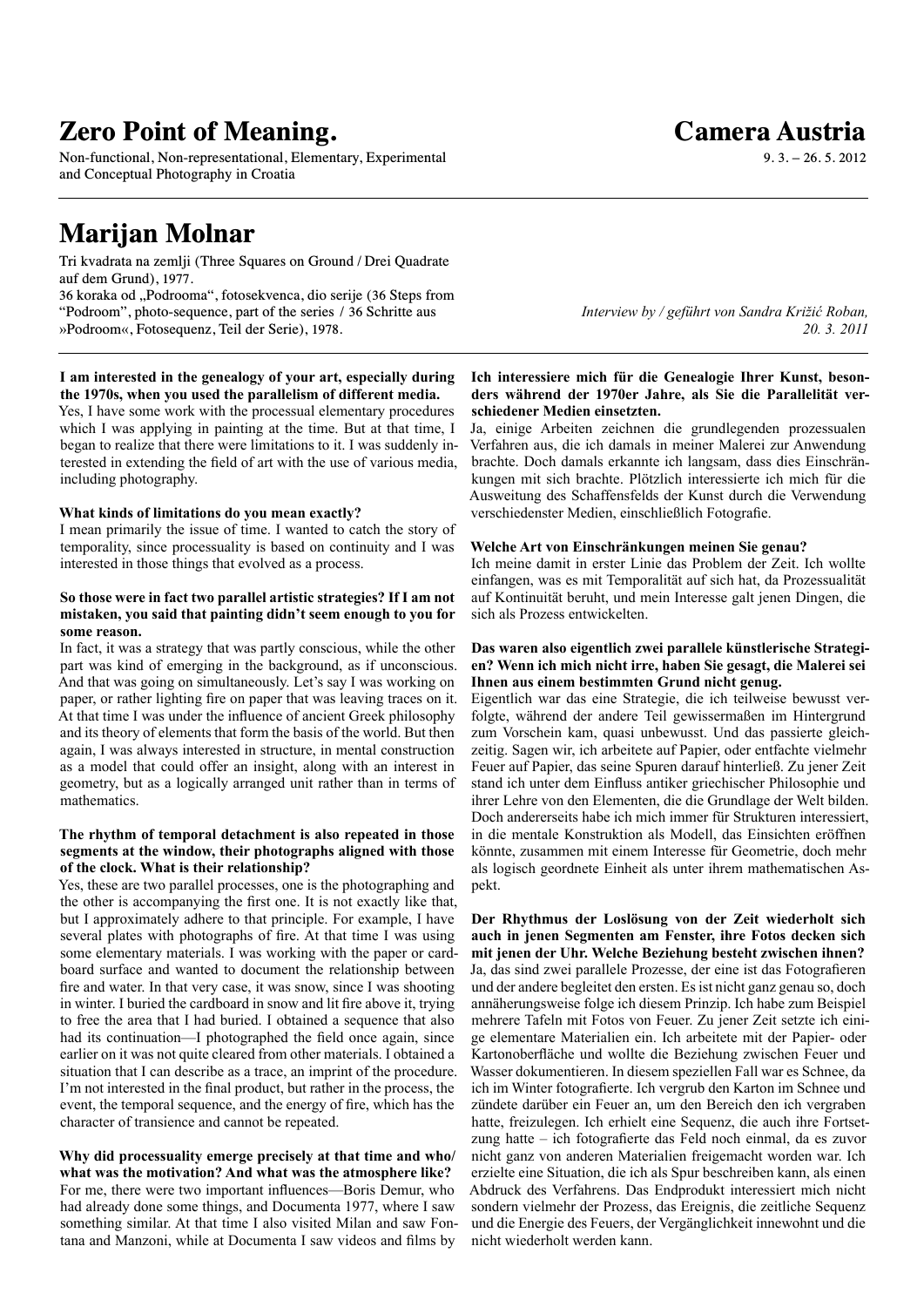# Zero Point of Meaning.

Non-functional, Non-representational, Elementary, Experimental and Conceptual Photography in Croatia

# Camera Austria

9. 3. – 26. 5. 2012

## Marijan Molnar

Tri kvadrata na zemlji (Three Squares on Ground / Drei Quadrate auf dem Grund), 1977.
36 koraka od „Podrooma", fotosekvenca, dio serije (36 Steps from "Podroom", photo-sequence, part of the series / 36 Schritte aus »Podroom«, Fotosequenz, Teil der Serie), 1978.

*Interview by / geführt von Sandra Križić Roban, 20. 3. 2011*

**I am interested in the genealogy of your art, especially during the 1970s, when you used the parallelism of different media.**
Yes, I have some work with the processual elementary procedures which I was applying in painting at the time. But at that time, I began to realize that there were limitations to it. I was suddenly interested in extending the field of art with the use of various media, including photography.

**What kinds of limitations do you mean exactly?**
I mean primarily the issue of time. I wanted to catch the story of temporality, since processuality is based on continuity and I was interested in those things that evolved as a process.

**So those were in fact two parallel artistic strategies? If I am not mistaken, you said that painting didn't seem enough to you for some reason.**
In fact, it was a strategy that was partly conscious, while the other part was kind of emerging in the background, as if unconscious. And that was going on simultaneously. Let's say I was working on paper, or rather lighting fire on paper that was leaving traces on it. At that time I was under the influence of ancient Greek philosophy and its theory of elements that form the basis of the world. But then again, I was always interested in structure, in mental construction as a model that could offer an insight, along with an interest in geometry, but as a logically arranged unit rather than in terms of mathematics.

**The rhythm of temporal detachment is also repeated in those segments at the window, their photographs aligned with those of the clock. What is their relationship?**
Yes, these are two parallel processes, one is the photographing and the other is accompanying the first one. It is not exactly like that, but I approximately adhere to that principle. For example, I have several plates with photographs of fire. At that time I was using some elementary materials. I was working with the paper or cardboard surface and wanted to document the relationship between fire and water. In that very case, it was snow, since I was shooting in winter. I buried the cardboard in snow and lit fire above it, trying to free the area that I had buried. I obtained a sequence that also had its continuation—I photographed the field once again, since earlier on it was not quite cleared from other materials. I obtained a situation that I can describe as a trace, an imprint of the procedure. I'm not interested in the final product, but rather in the process, the event, the temporal sequence, and the energy of fire, which has the character of transience and cannot be repeated.

**Why did processuality emerge precisely at that time and who/ what was the motivation? And what was the atmosphere like?**
For me, there were two important influences—Boris Demur, who had already done some things, and Documenta 1977, where I saw something similar. At that time I also visited Milan and saw Fontana and Manzoni, while at Documenta I saw videos and films by

**Ich interessiere mich für die Genealogie Ihrer Kunst, besonders während der 1970er Jahre, als Sie die Parallelität verschiedener Medien einsetzten.**
Ja, einige Arbeiten zeichnen die grundlegenden prozessualen Verfahren aus, die ich damals in meiner Malerei zur Anwendung brachte. Doch damals erkannte ich langsam, dass dies Einschränkungen mit sich brachte. Plötzlich interessierte ich mich für die Ausweitung des Schaffensfelds der Kunst durch die Verwendung verschiedenster Medien, einschließlich Fotografie.

**Welche Art von Einschränkungen meinen Sie genau?**
Ich meine damit in erster Linie das Problem der Zeit. Ich wollte einfangen, was es mit Temporalität auf sich hat, da Prozessualität auf Kontinuität beruht, und mein Interesse galt jenen Dingen, die sich als Prozess entwickelten.

**Das waren also eigentlich zwei parallele künstlerische Strategien? Wenn ich mich nicht irre, haben Sie gesagt, die Malerei sei Ihnen aus einem bestimmten Grund nicht genug.**
Eigentlich war das eine Strategie, die ich teilweise bewusst verfolgte, während der andere Teil gewissermaßen im Hintergrund zum Vorschein kam, quasi unbewusst. Und das passierte gleichzeitig. Sagen wir, ich arbeitete auf Papier, oder entfachte vielmehr Feuer auf Papier, das seine Spuren darauf hinterließ. Zu jener Zeit stand ich unter dem Einfluss antiker griechischer Philosophie und ihrer Lehre von den Elementen, die die Grundlage der Welt bilden. Doch andererseits habe ich mich immer für Strukturen interessiert, in die mentale Konstruktion als Modell, das Einsichten eröffnen könnte, zusammen mit einem Interesse für Geometrie, doch mehr als logisch geordnete Einheit als unter ihrem mathematischen Aspekt.

**Der Rhythmus der Loslösung von der Zeit wiederholt sich auch in jenen Segmenten am Fenster, ihre Fotos decken sich mit jenen der Uhr. Welche Beziehung besteht zwischen ihnen?**
Ja, das sind zwei parallele Prozesse, der eine ist das Fotografieren und der andere begleitet den ersten. Es ist nicht ganz genau so, doch annäherungsweise folge ich diesem Prinzip. Ich habe zum Beispiel mehrere Tafeln mit Fotos von Feuer. Zu jener Zeit setzte ich einige elementare Materialien ein. Ich arbeitete mit der Papier- oder Kartonoberfläche und wollte die Beziehung zwischen Feuer und Wasser dokumentieren. In diesem speziellen Fall war es Schnee, da ich im Winter fotografierte. Ich vergrub den Karton im Schnee und zündete darüber ein Feuer an, um den Bereich den ich vergraben hatte, freizulegen. Ich erhielt eine Sequenz, die auch ihre Fortsetzung hatte – ich fotografierte das Feld noch einmal, da es zuvor nicht ganz von anderen Materialien freigemacht worden war. Ich erzielte eine Situation, die ich als Spur beschreiben kann, als einen Abdruck des Verfahrens. Das Endprodukt interessiert mich nicht sondern vielmehr der Prozess, das Ereignis, die zeitliche Sequenz und die Energie des Feuers, der Vergänglichkeit innewohnt und die nicht wiederholt werden kann.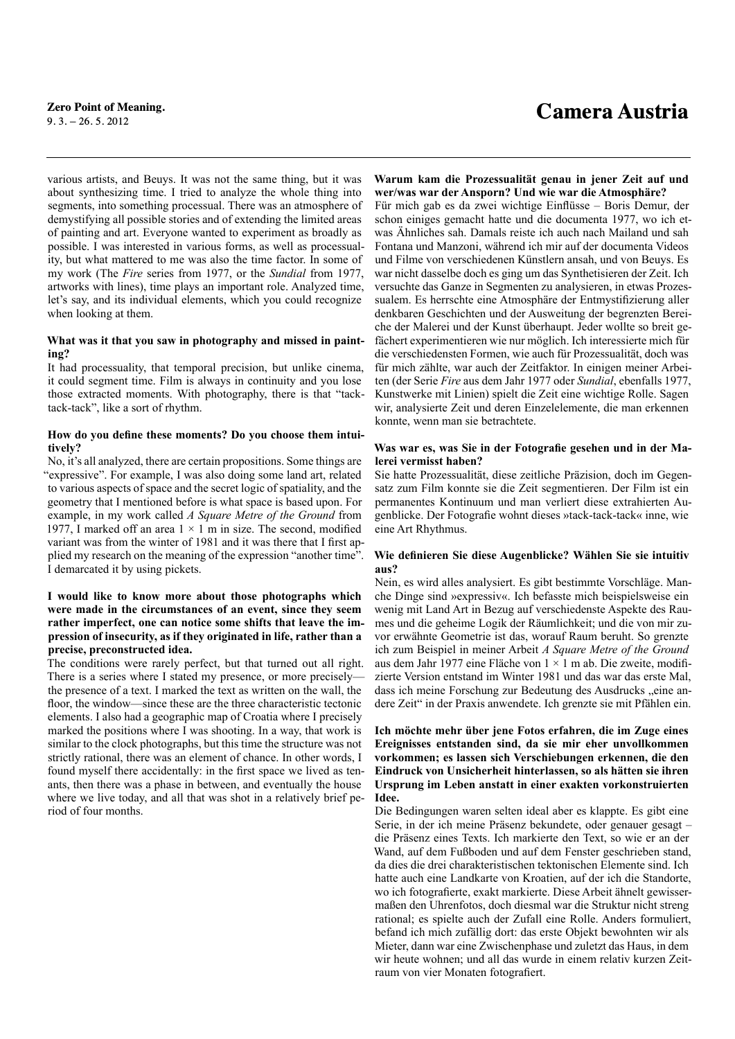various artists, and Beuys. It was not the same thing, but it was about synthesizing time. I tried to analyze the whole thing into segments, into something processual. There was an atmosphere of demystifying all possible stories and of extending the limited areas of painting and art. Everyone wanted to experiment as broadly as possible. I was interested in various forms, as well as processuality, but what mattered to me was also the time factor. In some of my work (The *Fire* series from 1977, or the *Sundial* from 1977, artworks with lines), time plays an important role. Analyzed time, let's say, and its individual elements, which you could recognize when looking at them.

**What was it that you saw in photography and missed in painting?**

It had processuality, that temporal precision, but unlike cinema, it could segment time. Film is always in continuity and you lose those extracted moments. With photography, there is that "tack-tack-tack", like a sort of rhythm.

**How do you define these moments? Do you choose them intuitively?**

No, it's all analyzed, there are certain propositions. Some things are "expressive". For example, I was also doing some land art, related to various aspects of space and the secret logic of spatiality, and the geometry that I mentioned before is what space is based upon. For example, in my work called *A Square Metre of the Ground* from 1977, I marked off an area 1 × 1 m in size. The second, modified variant was from the winter of 1981 and it was there that I first applied my research on the meaning of the expression "another time". I demarcated it by using pickets.

**I would like to know more about those photographs which were made in the circumstances of an event, since they seem rather imperfect, one can notice some shifts that leave the impression of insecurity, as if they originated in life, rather than a precise, preconstructed idea.**

The conditions were rarely perfect, but that turned out all right. There is a series where I stated my presence, or more precisely—the presence of a text. I marked the text as written on the wall, the floor, the window—since these are the three characteristic tectonic elements. I also had a geographic map of Croatia where I precisely marked the positions where I was shooting. In a way, that work is similar to the clock photographs, but this time the structure was not strictly rational, there was an element of chance. In other words, I found myself there accidentally: in the first space we lived as tenants, then there was a phase in between, and eventually the house where we live today, and all that was shot in a relatively brief period of four months.

**Warum kam die Prozessualität genau in jener Zeit auf und wer/was war der Ansporn? Und wie war die Atmosphäre?**

Für mich gab es da zwei wichtige Einflüsse – Boris Demur, der schon einiges gemacht hatte und die documenta 1977, wo ich etwas Ähnliches sah. Damals reiste ich auch nach Mailand und sah Fontana und Manzoni, während ich mir auf der documenta Videos und Filme von verschiedenen Künstlern ansah, und von Beuys. Es war nicht dasselbe doch es ging um das Synthetisieren der Zeit. Ich versuchte das Ganze in Segmenten zu analysieren, in etwas Prozessualem. Es herrschte eine Atmosphäre der Entmystifizierung aller denkbaren Geschichten und der Ausweitung der begrenzten Bereiche der Malerei und der Kunst überhaupt. Jeder wollte so breit gefächert experimentieren wie nur möglich. Ich interessierte mich für die verschiedensten Formen, wie auch für Prozessualität, doch was für mich zählte, war auch der Zeitfaktor. In einigen meiner Arbeiten (der Serie *Fire* aus dem Jahr 1977 oder *Sundial*, ebenfalls 1977, Kunstwerke mit Linien) spielt die Zeit eine wichtige Rolle. Sagen wir, analysierte Zeit und deren Einzelelemente, die man erkennen konnte, wenn man sie betrachtete.

**Was war es, was Sie in der Fotografie gesehen und in der Malerei vermisst haben?**

Sie hatte Prozessualität, diese zeitliche Präzision, doch im Gegensatz zum Film konnte sie die Zeit segmentieren. Der Film ist ein permanentes Kontinuum und man verliert diese extrahierten Augenblicke. Der Fotografie wohnt dieses »tack-tack-tack« inne, wie eine Art Rhythmus.

**Wie definieren Sie diese Augenblicke? Wählen Sie sie intuitiv aus?**

Nein, es wird alles analysiert. Es gibt bestimmte Vorschläge. Manche Dinge sind »expressiv«. Ich befasste mich beispielsweise ein wenig mit Land Art in Bezug auf verschiedenste Aspekte des Raumes und die geheime Logik der Räumlichkeit; und die von mir zuvor erwähnte Geometrie ist das, worauf Raum beruht. So grenzte ich zum Beispiel in meiner Arbeit *A Square Metre of the Ground* aus dem Jahr 1977 eine Fläche von 1 × 1 m ab. Die zweite, modifizierte Version entstand im Winter 1981 und das war das erste Mal, dass ich meine Forschung zur Bedeutung des Ausdrucks „eine andere Zeit" in der Praxis anwendete. Ich grenzte sie mit Pfählen ein.

**Ich möchte mehr über jene Fotos erfahren, die im Zuge eines Ereignisses entstanden sind, da sie mir eher unvollkommen vorkommen; es lassen sich Verschiebungen erkennen, die den Eindruck von Unsicherheit hinterlassen, so als hätten sie ihren Ursprung im Leben anstatt in einer exakten vorkonstruierten Idee.**

Die Bedingungen waren selten ideal aber es klappte. Es gibt eine Serie, in der ich meine Präsenz bekundete, oder genauer gesagt – die Präsenz eines Texts. Ich markierte den Text, so wie er an der Wand, auf dem Fußboden und auf dem Fenster geschrieben stand, da dies die drei charakteristischen tektonischen Elemente sind. Ich hatte auch eine Landkarte von Kroatien, auf der ich die Standorte, wo ich fotografierte, exakt markierte. Diese Arbeit ähnelt gewissermaßen den Uhrenfotos, doch diesmal war die Struktur nicht streng rational; es spielte auch der Zufall eine Rolle. Anders formuliert, befand ich mich zufällig dort: das erste Objekt bewohnten wir als Mieter, dann war eine Zwischenphase und zuletzt das Haus, in dem wir heute wohnen; und all das wurde in einem relativ kurzen Zeitraum von vier Monaten fotografiert.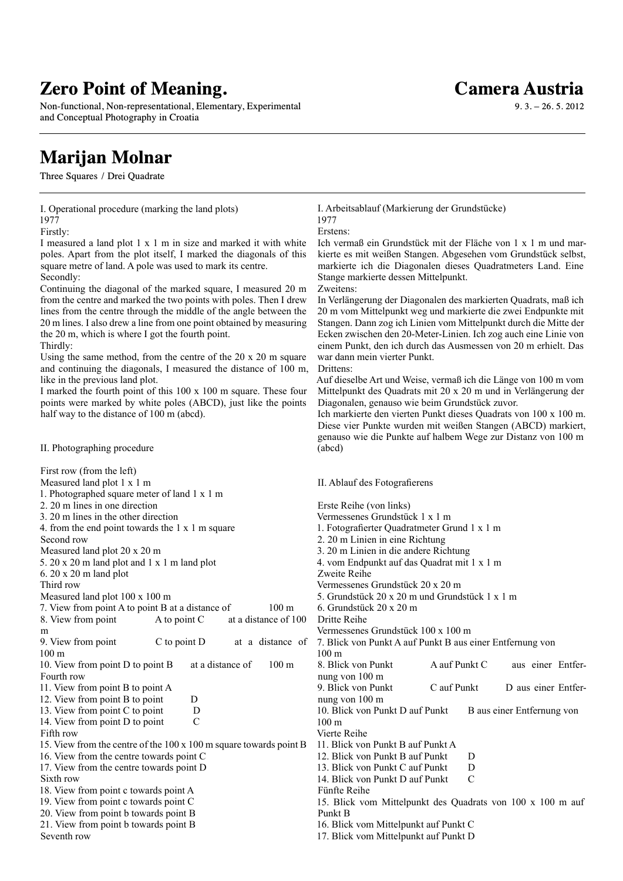# Zero Point of Meaning.

Non-functional, Non-representational, Elementary, Experimental and Conceptual Photography in Croatia

# Camera Austria

9. 3. – 26. 5. 2012

## Marijan Molnar

Three Squares / Drei Quadrate

I. Operational procedure (marking the land plots)
1977
Firstly:
I measured a land plot 1 x 1 m in size and marked it with white poles. Apart from the plot itself, I marked the diagonals of this square metre of land. A pole was used to mark its centre.
Secondly:
Continuing the diagonal of the marked square, I measured 20 m from the centre and marked the two points with poles. Then I drew lines from the centre through the middle of the angle between the 20 m lines. I also drew a line from one point obtained by measuring the 20 m, which is where I got the fourth point.
Thirdly:
Using the same method, from the centre of the 20 x 20 m square and continuing the diagonals, I measured the distance of 100 m, like in the previous land plot.
I marked the fourth point of this 100 x 100 m square. These four points were marked by white poles (ABCD), just like the points half way to the distance of 100 m (abcd).

II. Photographing procedure

First row (from the left)
Measured land plot 1 x 1 m
1. Photographed square meter of land 1 x 1 m
2. 20 m lines in one direction
3. 20 m lines in the other direction
4. from the end point towards the 1 x 1 m square
Second row
Measured land plot 20 x 20 m
5. 20 x 20 m land plot and 1 x 1 m land plot
6. 20 x 20 m land plot
Third row
Measured land plot 100 x 100 m
7. View from point A to point B at a distance of 100 m
8. View from point A to point C at a distance of 100 m
9. View from point C to point D at a distance of 100 m
10. View from point D to point B at a distance of 100 m
Fourth row
11. View from point B to point A
12. View from point B to point D
13. View from point C to point D
14. View from point D to point C
Fifth row
15. View from the centre of the 100 x 100 m square towards point B
16. View from the centre towards point C
17. View from the centre towards point D
Sixth row
18. View from point c towards point A
19. View from point c towards point C
20. View from point b towards point B
21. View from point b towards point B
Seventh row

I. Arbeitsablauf (Markierung der Grundstücke)
1977
Erstens:
Ich vermaß ein Grundstück mit der Fläche von 1 x 1 m und markierte es mit weißen Stangen. Abgesehen vom Grundstück selbst, markierte ich die Diagonalen dieses Quadratmeters Land. Eine Stange markierte dessen Mittelpunkt.
Zweitens:
In Verlängerung der Diagonalen des markierten Quadrats, maß ich 20 m vom Mittelpunkt weg und markierte die zwei Endpunkte mit Stangen. Dann zog ich Linien vom Mittelpunkt durch die Mitte der Ecken zwischen den 20-Meter-Linien. Ich zog auch eine Linie von einem Punkt, den ich durch das Ausmessen von 20 m erhielt. Das war dann mein vierter Punkt.
Drittens:
Auf dieselbe Art und Weise, vermaß ich die Länge von 100 m vom Mittelpunkt des Quadrats mit 20 x 20 m und in Verlängerung der Diagonalen, genauso wie beim Grundstück zuvor.
Ich markierte den vierten Punkt dieses Quadrats von 100 x 100 m. Diese vier Punkte wurden mit weißen Stangen (ABCD) markiert, genauso wie die Punkte auf halbem Wege zur Distanz von 100 m (abcd)

II. Ablauf des Fotografierens

Erste Reihe (von links)
Vermessenes Grundstück 1 x 1 m
1. Fotografierter Quadratmeter Grund 1 x 1 m
2. 20 m Linien in eine Richtung
3. 20 m Linien in die andere Richtung
4. vom Endpunkt auf das Quadrat mit 1 x 1 m
Zweite Reihe
Vermessenes Grundstück 20 x 20 m
5. Grundstück 20 x 20 m und Grundstück 1 x 1 m
6. Grundstück 20 x 20 m
Dritte Reihe
Vermessenes Grundstück 100 x 100 m
7. Blick von Punkt A auf Punkt B aus einer Entfernung von 100 m
8. Blick von Punkt A auf Punkt C aus einer Entfernung von 100 m
9. Blick von Punkt C auf Punkt D aus einer Entfernung von 100 m
10. Blick von Punkt D auf Punkt B aus einer Entfernung von 100 m
Vierte Reihe
11. Blick von Punkt B auf Punkt A
12. Blick von Punkt B auf Punkt D
13. Blick von Punkt C auf Punkt D
14. Blick von Punkt D auf Punkt C
Fünfte Reihe
15. Blick vom Mittelpunkt des Quadrats von 100 x 100 m auf Punkt B
16. Blick vom Mittelpunkt auf Punkt C
17. Blick vom Mittelpunkt auf Punkt D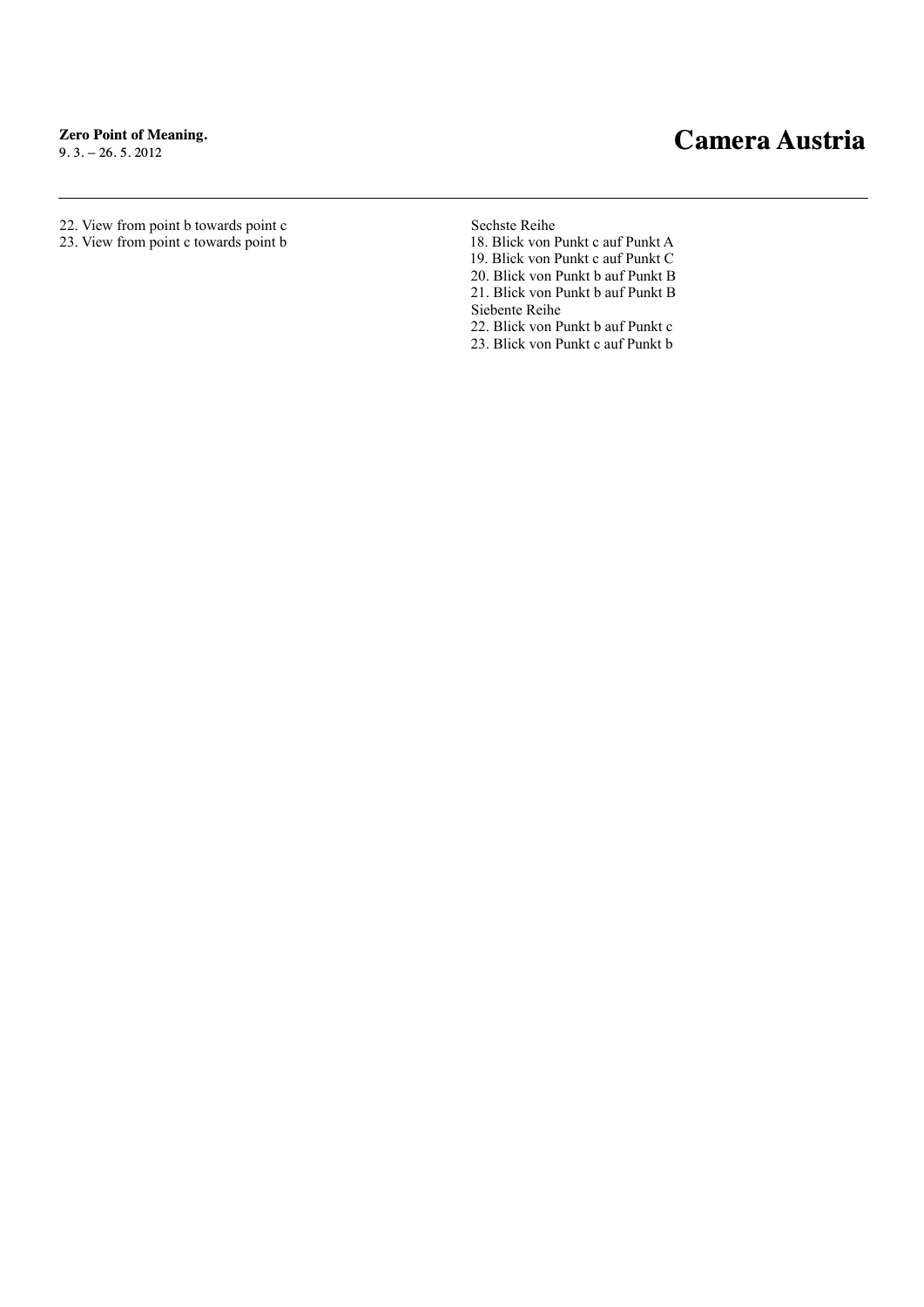22. View from point b towards point c
23. View from point c towards point b

Sechste Reihe
18. Blick von Punkt c auf Punkt A
19. Blick von Punkt c auf Punkt C
20. Blick von Punkt b auf Punkt B
21. Blick von Punkt b auf Punkt B
Siebente Reihe
22. Blick von Punkt b auf Punkt c
23. Blick von Punkt c auf Punkt b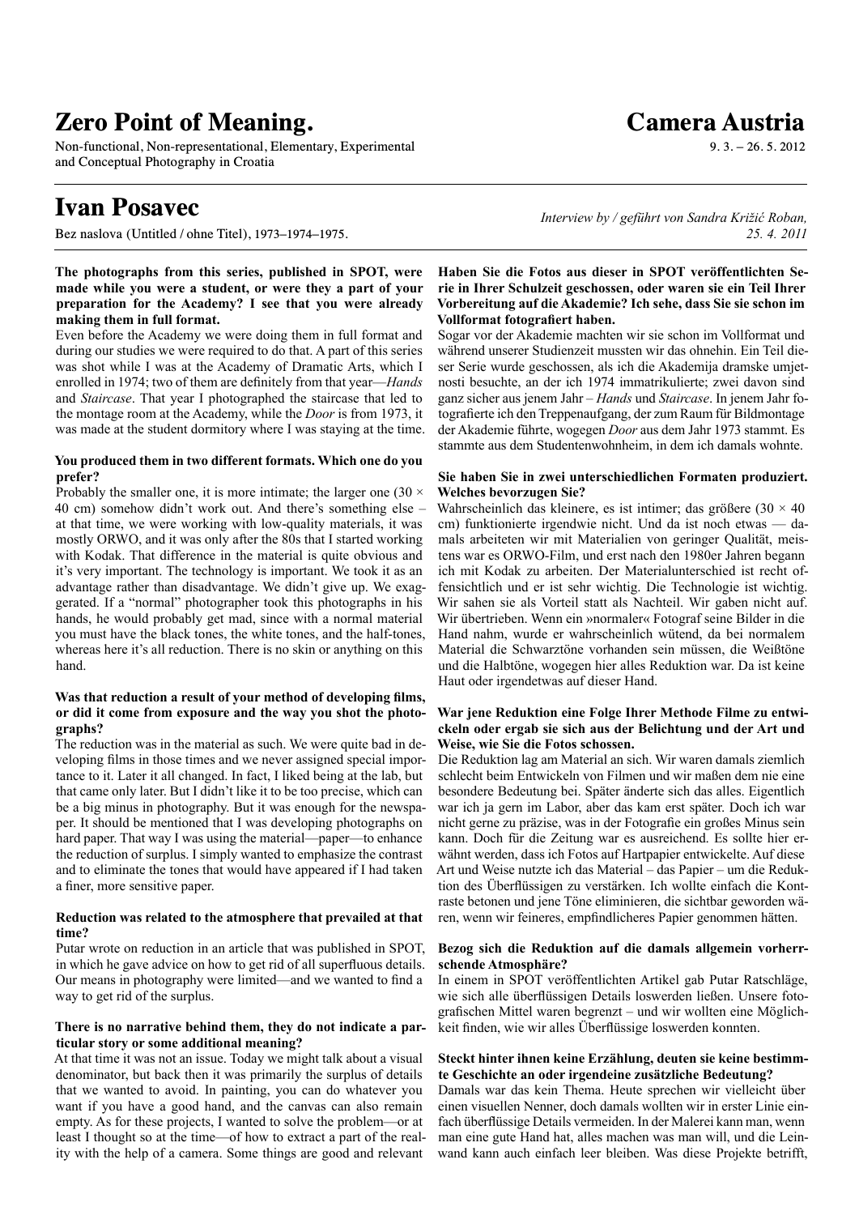# Zero Point of Meaning.

Non-functional, Non-representational, Elementary, Experimental and Conceptual Photography in Croatia

# Camera Austria

9. 3. – 26. 5. 2012

## Ivan Posavec

Bez naslova (Untitled / ohne Titel), 1973–1974–1975.

*Interview by / geführt von Sandra Križić Roban, 25. 4. 2011*

**The photographs from this series, published in SPOT, were made while you were a student, or were they a part of your preparation for the Academy? I see that you were already making them in full format.**

Even before the Academy we were doing them in full format and during our studies we were required to do that. A part of this series was shot while I was at the Academy of Dramatic Arts, which I enrolled in 1974; two of them are definitely from that year—*Hands* and *Staircase*. That year I photographed the staircase that led to the montage room at the Academy, while the *Door* is from 1973, it was made at the student dormitory where I was staying at the time.

**You produced them in two different formats. Which one do you prefer?**

Probably the smaller one, it is more intimate; the larger one (30 × 40 cm) somehow didn't work out. And there's something else – at that time, we were working with low-quality materials, it was mostly ORWO, and it was only after the 80s that I started working with Kodak. That difference in the material is quite obvious and it's very important. The technology is important. We took it as an advantage rather than disadvantage. We didn't give up. We exaggerated. If a "normal" photographer took this photographs in his hands, he would probably get mad, since with a normal material you must have the black tones, the white tones, and the half-tones, whereas here it's all reduction. There is no skin or anything on this hand.

**Was that reduction a result of your method of developing films, or did it come from exposure and the way you shot the photographs?**

The reduction was in the material as such. We were quite bad in developing films in those times and we never assigned special importance to it. Later it all changed. In fact, I liked being at the lab, but that came only later. But I didn't like it to be too precise, which can be a big minus in photography. But it was enough for the newspaper. It should be mentioned that I was developing photographs on hard paper. That way I was using the material—paper—to enhance the reduction of surplus. I simply wanted to emphasize the contrast and to eliminate the tones that would have appeared if I had taken a finer, more sensitive paper.

**Reduction was related to the atmosphere that prevailed at that time?**

Putar wrote on reduction in an article that was published in SPOT, in which he gave advice on how to get rid of all superfluous details. Our means in photography were limited—and we wanted to find a way to get rid of the surplus.

**There is no narrative behind them, they do not indicate a particular story or some additional meaning?**

At that time it was not an issue. Today we might talk about a visual denominator, but back then it was primarily the surplus of details that we wanted to avoid. In painting, you can do whatever you want if you have a good hand, and the canvas can also remain empty. As for these projects, I wanted to solve the problem—or at least I thought so at the time—of how to extract a part of the reality with the help of a camera. Some things are good and relevant

**Haben Sie die Fotos aus dieser in SPOT veröffentlichten Serie in Ihrer Schulzeit geschossen, oder waren sie ein Teil Ihrer Vorbereitung auf die Akademie? Ich sehe, dass Sie sie schon im Vollformat fotografiert haben.**

Sogar vor der Akademie machten wir sie schon im Vollformat und während unserer Studienzeit mussten wir das ohnehin. Ein Teil dieser Serie wurde geschossen, als ich die Akademija dramske umjetnosti besuchte, an der ich 1974 immatrikulierte; zwei davon sind ganz sicher aus jenem Jahr – *Hands* und *Staircase*. In jenem Jahr fotografierte ich den Treppenaufgang, der zum Raum für Bildmontage der Akademie führte, wogegen *Door* aus dem Jahr 1973 stammt. Es stammte aus dem Studentenwohnheim, in dem ich damals wohnte.

**Sie haben Sie in zwei unterschiedlichen Formaten produziert. Welches bevorzugen Sie?**

Wahrscheinlich das kleinere, es ist intimer; das größere (30 × 40 cm) funktionierte irgendwie nicht. Und da ist noch etwas — damals arbeiteten wir mit Materialien von geringer Qualität, meistens war es ORWO-Film, und erst nach den 1980er Jahren begann ich mit Kodak zu arbeiten. Der Materialunterschied ist recht offensichtlich und er ist sehr wichtig. Die Technologie ist wichtig. Wir sahen sie als Vorteil statt als Nachteil. Wir gaben nicht auf. Wir übertrieben. Wenn ein »normaler« Fotograf seine Bilder in die Hand nahm, wurde er wahrscheinlich wütend, da bei normalem Material die Schwarztöne vorhanden sein müssen, die Weißtöne und die Halbtöne, wogegen hier alles Reduktion war. Da ist keine Haut oder irgendetwas auf dieser Hand.

**War jene Reduktion eine Folge Ihrer Methode Filme zu entwickeln oder ergab sie sich aus der Belichtung und der Art und Weise, wie Sie die Fotos schossen.**

Die Reduktion lag am Material an sich. Wir waren damals ziemlich schlecht beim Entwickeln von Filmen und wir maßen dem nie eine besondere Bedeutung bei. Später änderte sich das alles. Eigentlich war ich ja gern im Labor, aber das kam erst später. Doch ich war nicht gerne zu präzise, was in der Fotografie ein großes Minus sein kann. Doch für die Zeitung war es ausreichend. Es sollte hier erwähnt werden, dass ich Fotos auf Hartpapier entwickelte. Auf diese Art und Weise nutzte ich das Material – das Papier – um die Reduktion des Überflüssigen zu verstärken. Ich wollte einfach die Kontraste betonen und jene Töne eliminieren, die sichtbar geworden wären, wenn wir feineres, empfindlicheres Papier genommen hätten.

**Bezog sich die Reduktion auf die damals allgemein vorherrschende Atmosphäre?**

In einem in SPOT veröffentlichten Artikel gab Putar Ratschläge, wie sich alle überflüssigen Details loswerden ließen. Unsere fotografischen Mittel waren begrenzt – und wir wollten eine Möglichkeit finden, wie wir alles Überflüssige loswerden konnten.

**Steckt hinter ihnen keine Erzählung, deuten sie keine bestimmte Geschichte an oder irgendeine zusätzliche Bedeutung?**

Damals war das kein Thema. Heute sprechen wir vielleicht über einen visuellen Nenner, doch damals wollten wir in erster Linie einfach überflüssige Details vermeiden. In der Malerei kann man, wenn man eine gute Hand hat, alles machen was man will, und die Leinwand kann auch einfach leer bleiben. Was diese Projekte betrifft,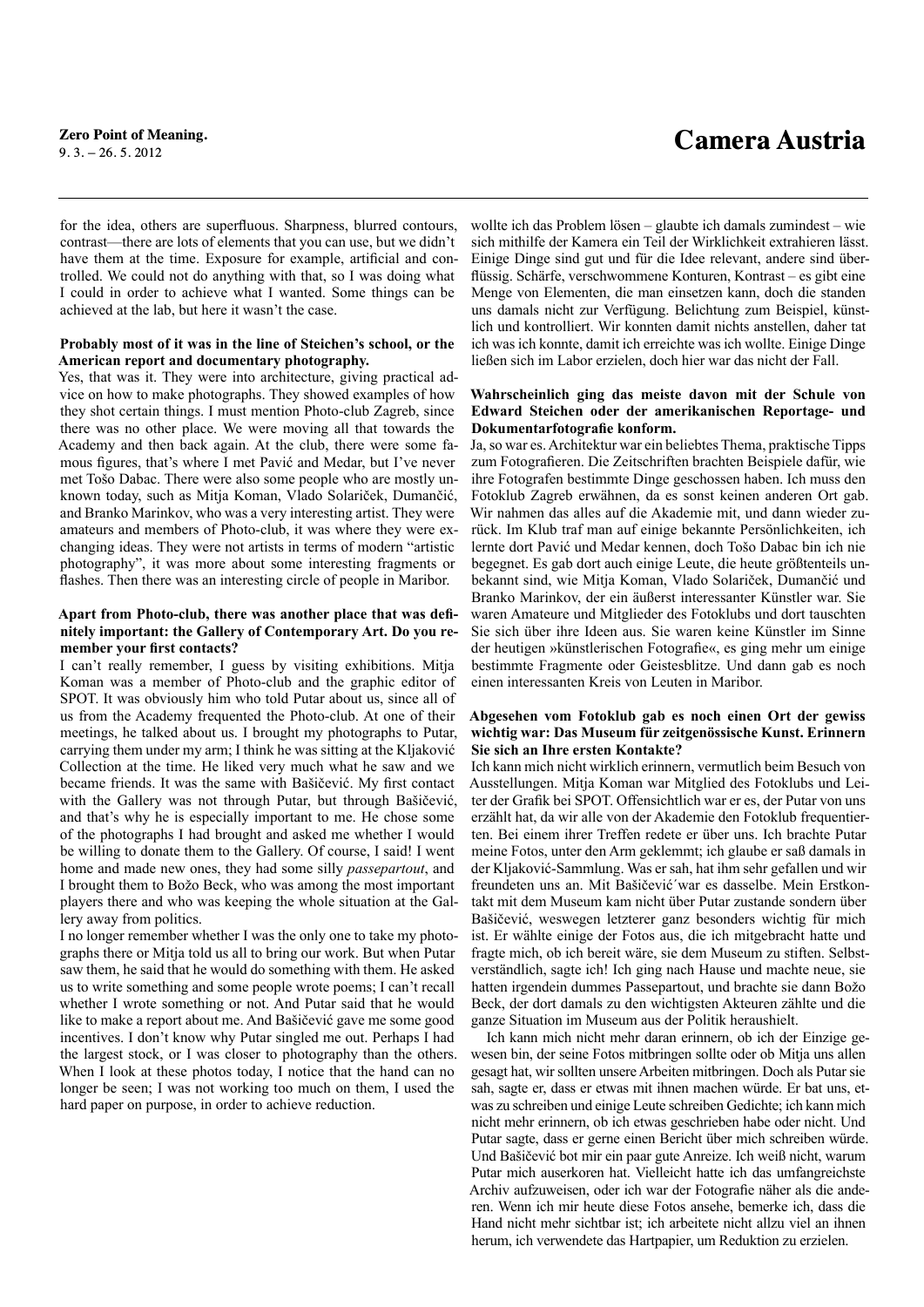for the idea, others are superfluous. Sharpness, blurred contours, contrast—there are lots of elements that you can use, but we didn't have them at the time. Exposure for example, artificial and controlled. We could not do anything with that, so I was doing what I could in order to achieve what I wanted. Some things can be achieved at the lab, but here it wasn't the case.

**Probably most of it was in the line of Steichen's school, or the American report and documentary photography.**

Yes, that was it. They were into architecture, giving practical advice on how to make photographs. They showed examples of how they shot certain things. I must mention Photo-club Zagreb, since there was no other place. We were moving all that towards the Academy and then back again. At the club, there were some famous figures, that's where I met Pavić and Medar, but I've never met Tošo Dabac. There were also some people who are mostly unknown today, such as Mitja Koman, Vlado Solariček, Dumančić, and Branko Marinkov, who was a very interesting artist. They were amateurs and members of Photo-club, it was where they were exchanging ideas. They were not artists in terms of modern "artistic photography", it was more about some interesting fragments or flashes. Then there was an interesting circle of people in Maribor.

**Apart from Photo-club, there was another place that was definitely important: the Gallery of Contemporary Art. Do you remember your first contacts?**

I can't really remember, I guess by visiting exhibitions. Mitja Koman was a member of Photo-club and the graphic editor of SPOT. It was obviously him who told Putar about us, since all of us from the Academy frequented the Photo-club. At one of their meetings, he talked about us. I brought my photographs to Putar, carrying them under my arm; I think he was sitting at the Kljaković Collection at the time. He liked very much what he saw and we became friends. It was the same with Bašičević. My first contact with the Gallery was not through Putar, but through Bašičević, and that's why he is especially important to me. He chose some of the photographs I had brought and asked me whether I would be willing to donate them to the Gallery. Of course, I said! I went home and made new ones, they had some silly *passepartout*, and I brought them to Božo Beck, who was among the most important players there and who was keeping the whole situation at the Gallery away from politics.

I no longer remember whether I was the only one to take my photographs there or Mitja told us all to bring our work. But when Putar saw them, he said that he would do something with them. He asked us to write something and some people wrote poems; I can't recall whether I wrote something or not. And Putar said that he would like to make a report about me. And Bašičević gave me some good incentives. I don't know why Putar singled me out. Perhaps I had the largest stock, or I was closer to photography than the others. When I look at these photos today, I notice that the hand can no longer be seen; I was not working too much on them, I used the hard paper on purpose, in order to achieve reduction.

wollte ich das Problem lösen – glaubte ich damals zumindest – wie sich mithilfe der Kamera ein Teil der Wirklichkeit extrahieren lässt. Einige Dinge sind gut und für die Idee relevant, andere sind überflüssig. Schärfe, verschwommene Konturen, Kontrast – es gibt eine Menge von Elementen, die man einsetzen kann, doch die standen uns damals nicht zur Verfügung. Belichtung zum Beispiel, künstlich und kontrolliert. Wir konnten damit nichts anstellen, daher tat ich was ich konnte, damit ich erreichte was ich wollte. Einige Dinge ließen sich im Labor erzielen, doch hier war das nicht der Fall.

**Wahrscheinlich ging das meiste davon mit der Schule von Edward Steichen oder der amerikanischen Reportage- und Dokumentarfotografie konform.**

Ja, so war es. Architektur war ein beliebtes Thema, praktische Tipps zum Fotografieren. Die Zeitschriften brachten Beispiele dafür, wie ihre Fotografen bestimmte Dinge geschossen haben. Ich muss den Fotoklub Zagreb erwähnen, da es sonst keinen anderen Ort gab. Wir nahmen das alles auf die Akademie mit, und dann wieder zurück. Im Klub traf man auf einige bekannte Persönlichkeiten, ich lernte dort Pavić und Medar kennen, doch Tošo Dabac bin ich nie begegnet. Es gab dort auch einige Leute, die heute größtenteils unbekannt sind, wie Mitja Koman, Vlado Solariček, Dumančić und Branko Marinkov, der ein äußerst interessanter Künstler war. Sie waren Amateure und Mitglieder des Fotoklubs und dort tauschten Sie sich über ihre Ideen aus. Sie waren keine Künstler im Sinne der heutigen »künstlerischen Fotografie«, es ging mehr um einige bestimmte Fragmente oder Geistesblitze. Und dann gab es noch einen interessanten Kreis von Leuten in Maribor.

**Abgesehen vom Fotoklub gab es noch einen Ort der gewiss wichtig war: Das Museum für zeitgenössische Kunst. Erinnern Sie sich an Ihre ersten Kontakte?**

Ich kann mich nicht wirklich erinnern, vermutlich beim Besuch von Ausstellungen. Mitja Koman war Mitglied des Fotoklubs und Leiter der Grafik bei SPOT. Offensichtlich war er es, der Putar von uns erzählt hat, da wir alle von der Akademie den Fotoklub frequentierten. Bei einem ihrer Treffen redete er über uns. Ich brachte Putar meine Fotos, unter den Arm geklemmt; ich glaube er saß damals in der Kljaković-Sammlung. Was er sah, hat ihm sehr gefallen und wir freundeten uns an. Mit Bašičević´war es dasselbe. Mein Erstkontakt mit dem Museum kam nicht über Putar zustande sondern über Bašičević, weswegen letzterer ganz besonders wichtig für mich ist. Er wählte einige der Fotos aus, die ich mitgebracht hatte und fragte mich, ob ich bereit wäre, sie dem Museum zu stiften. Selbstverständlich, sagte ich! Ich ging nach Hause und machte neue, sie hatten irgendein dummes Passepartout, und brachte sie dann Božo Beck, der dort damals zu den wichtigsten Akteuren zählte und die ganze Situation im Museum aus der Politik heraushielt.

Ich kann mich nicht mehr daran erinnern, ob ich der Einzige gewesen bin, der seine Fotos mitbringen sollte oder ob Mitja uns allen gesagt hat, wir sollten unsere Arbeiten mitbringen. Doch als Putar sie sah, sagte er, dass er etwas mit ihnen machen würde. Er bat uns, etwas zu schreiben und einige Leute schreiben Gedichte; ich kann mich nicht mehr erinnern, ob ich etwas geschrieben habe oder nicht. Und Putar sagte, dass er gerne einen Bericht über mich schreiben würde. Und Bašičević bot mir ein paar gute Anreize. Ich weiß nicht, warum Putar mich auserkoren hat. Vielleicht hatte ich das umfangreichste Archiv aufzuweisen, oder ich war der Fotografie näher als die anderen. Wenn ich mir heute diese Fotos ansehe, bemerke ich, dass die Hand nicht mehr sichtbar ist; ich arbeitete nicht allzu viel an ihnen herum, ich verwendete das Hartpapier, um Reduktion zu erzielen.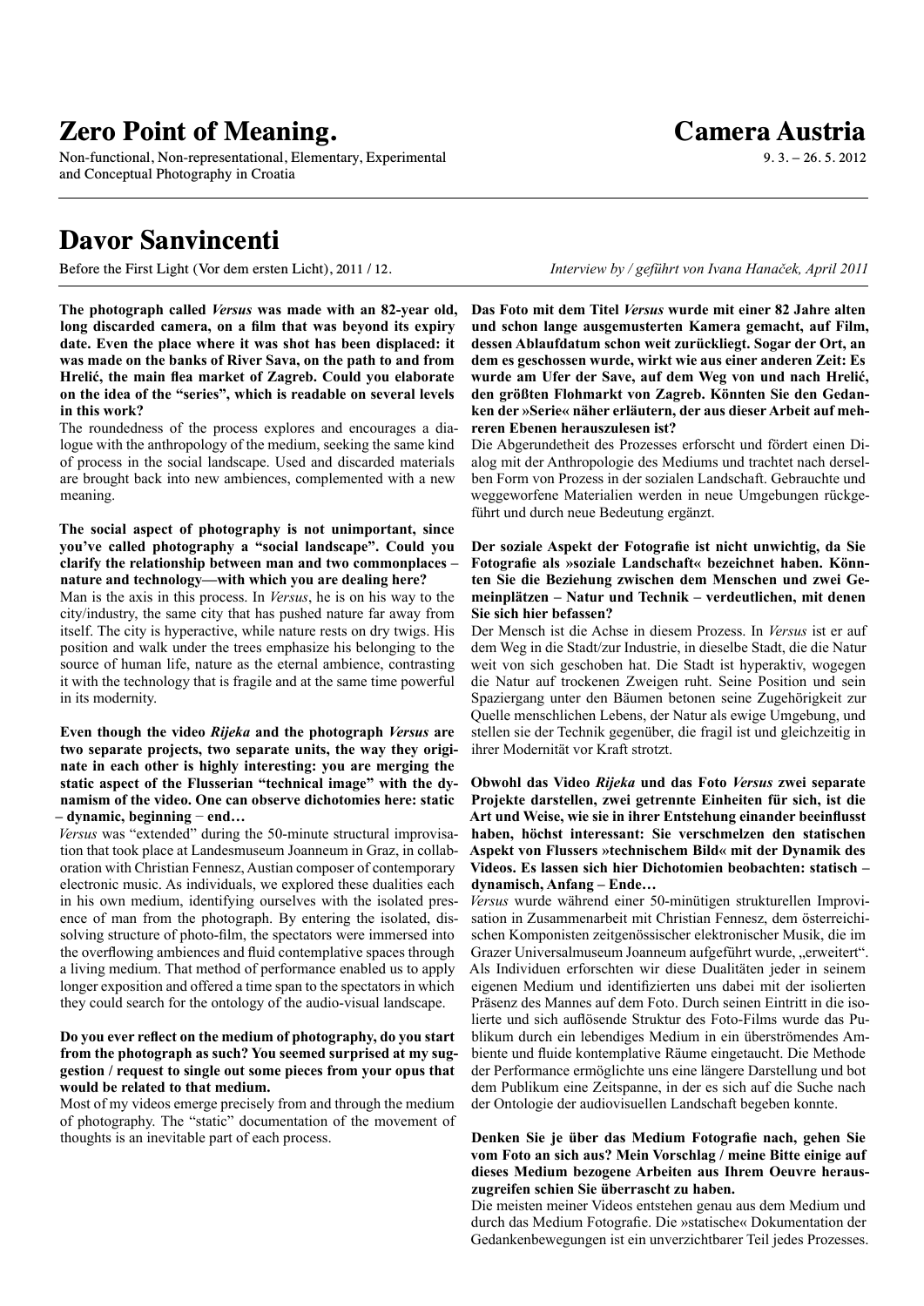# Zero Point of Meaning.

Non-functional, Non-representational, Elementary, Experimental and Conceptual Photography in Croatia

# Camera Austria

9. 3. – 26. 5. 2012

## Davor Sanvincenti

Before the First Light (Vor dem ersten Licht), 2011 / 12.

*Interview by / geführt von Ivana Hanaček, April 2011*

**The photograph called *Versus* was made with an 82-year old, long discarded camera, on a film that was beyond its expiry date. Even the place where it was shot has been displaced: it was made on the banks of River Sava, on the path to and from Hrelić, the main flea market of Zagreb. Could you elaborate on the idea of the "series", which is readable on several levels in this work?**

The roundedness of the process explores and encourages a dialogue with the anthropology of the medium, seeking the same kind of process in the social landscape. Used and discarded materials are brought back into new ambiences, complemented with a new meaning.

**The social aspect of photography is not unimportant, since you've called photography a "social landscape". Could you clarify the relationship between man and two commonplaces – nature and technology—with which you are dealing here?**

Man is the axis in this process. In *Versus*, he is on his way to the city/industry, the same city that has pushed nature far away from itself. The city is hyperactive, while nature rests on dry twigs. His position and walk under the trees emphasize his belonging to the source of human life, nature as the eternal ambience, contrasting it with the technology that is fragile and at the same time powerful in its modernity.

**Even though the video *Rijeka* and the photograph *Versus* are two separate projects, two separate units, the way they originate in each other is highly interesting: you are merging the static aspect of the Flusserian "technical image" with the dynamism of the video. One can observe dichotomies here: static – dynamic, beginning − end…**

*Versus* was "extended" during the 50-minute structural improvisation that took place at Landesmuseum Joanneum in Graz, in collaboration with Christian Fennesz, Austian composer of contemporary electronic music. As individuals, we explored these dualities each in his own medium, identifying ourselves with the isolated presence of man from the photograph. By entering the isolated, dissolving structure of photo-film, the spectators were immersed into the overflowing ambiences and fluid contemplative spaces through a living medium. That method of performance enabled us to apply longer exposition and offered a time span to the spectators in which they could search for the ontology of the audio-visual landscape.

**Do you ever reflect on the medium of photography, do you start from the photograph as such? You seemed surprised at my suggestion / request to single out some pieces from your opus that would be related to that medium.**

Most of my videos emerge precisely from and through the medium of photography. The "static" documentation of the movement of thoughts is an inevitable part of each process.

**Das Foto mit dem Titel *Versus* wurde mit einer 82 Jahre alten und schon lange ausgemusterten Kamera gemacht, auf Film, dessen Ablaufdatum schon weit zurückliegt. Sogar der Ort, an dem es geschossen wurde, wirkt wie aus einer anderen Zeit: Es wurde am Ufer der Save, auf dem Weg von und nach Hrelić, den größten Flohmarkt von Zagreb. Könnten Sie den Gedanken der »Serie« näher erläutern, der aus dieser Arbeit auf mehreren Ebenen herauszulesen ist?**

Die Abgerundetheit des Prozesses erforscht und fördert einen Dialog mit der Anthropologie des Mediums und trachtet nach derselben Form von Prozess in der sozialen Landschaft. Gebrauchte und weggeworfene Materialien werden in neue Umgebungen rückgeführt und durch neue Bedeutung ergänzt.

**Der soziale Aspekt der Fotografie ist nicht unwichtig, da Sie Fotografie als »soziale Landschaft« bezeichnet haben. Könnten Sie die Beziehung zwischen dem Menschen und zwei Gemeinplätzen – Natur und Technik – verdeutlichen, mit denen Sie sich hier befassen?**

Der Mensch ist die Achse in diesem Prozess. In *Versus* ist er auf dem Weg in die Stadt/zur Industrie, in dieselbe Stadt, die die Natur weit von sich geschoben hat. Die Stadt ist hyperaktiv, wogegen die Natur auf trockenen Zweigen ruht. Seine Position und sein Spaziergang unter den Bäumen betonen seine Zugehörigkeit zur Quelle menschlichen Lebens, der Natur als ewige Umgebung, und stellen sie der Technik gegenüber, die fragil ist und gleichzeitig in ihrer Modernität vor Kraft strotzt.

**Obwohl das Video *Rijeka* und das Foto *Versus* zwei separate Projekte darstellen, zwei getrennte Einheiten für sich, ist die Art und Weise, wie sie in ihrer Entstehung einander beeinflusst haben, höchst interessant: Sie verschmelzen den statischen Aspekt von Flussers »technischem Bild« mit der Dynamik des Videos. Es lassen sich hier Dichotomien beobachten: statisch – dynamisch, Anfang – Ende…**

*Versus* wurde während einer 50-minütigen strukturellen Improvisation in Zusammenarbeit mit Christian Fennesz, dem österreichischen Komponisten zeitgenössischer elektronischer Musik, die im Grazer Universalmuseum Joanneum aufgeführt wurde, „erweitert". Als Individuen erforschten wir diese Dualitäten jeder in seinem eigenen Medium und identifizierten uns dabei mit der isolierten Präsenz des Mannes auf dem Foto. Durch seinen Eintritt in die isolierte und sich auflösende Struktur des Foto-Films wurde das Publikum durch ein lebendiges Medium in ein überströmendes Ambiente und fluide kontemplative Räume eingetaucht. Die Methode der Performance ermöglichte uns eine längere Darstellung und bot dem Publikum eine Zeitspanne, in der es sich auf die Suche nach der Ontologie der audiovisuellen Landschaft begeben konnte.

**Denken Sie je über das Medium Fotografie nach, gehen Sie vom Foto an sich aus? Mein Vorschlag / meine Bitte einige auf dieses Medium bezogene Arbeiten aus Ihrem Oeuvre herauszugreifen schien Sie überrascht zu haben.**

Die meisten meiner Videos entstehen genau aus dem Medium und durch das Medium Fotografie. Die »statische« Dokumentation der Gedankenbewegungen ist ein unverzichtbarer Teil jedes Prozesses.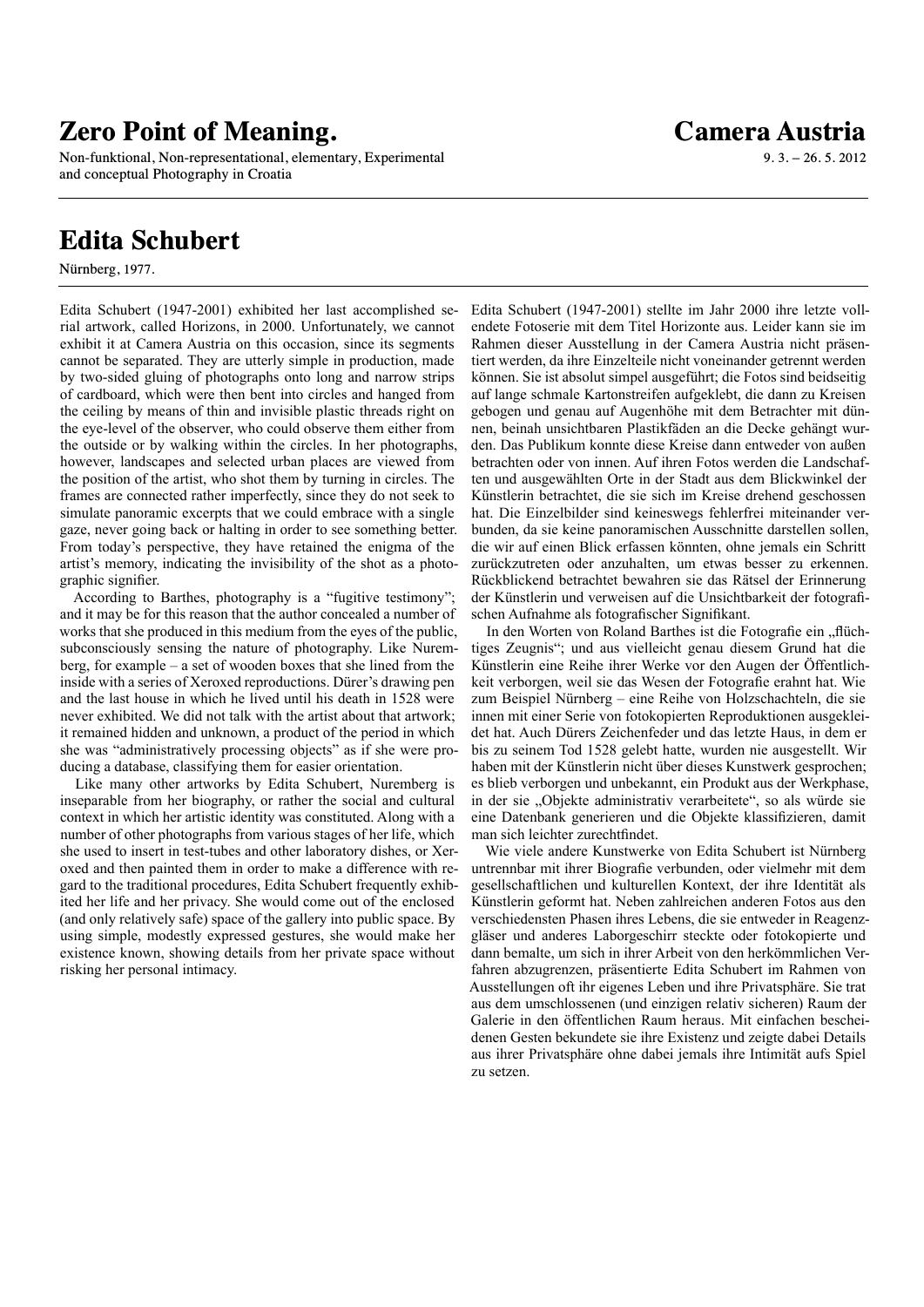# Zero Point of Meaning.

Non-funktional, Non-representational, elementary, Experimental and conceptual Photography in Croatia

# Camera Austria

9. 3. – 26. 5. 2012

## Edita Schubert

Nürnberg, 1977.

Edita Schubert (1947-2001) exhibited her last accomplished serial artwork, called Horizons, in 2000. Unfortunately, we cannot exhibit it at Camera Austria on this occasion, since its segments cannot be separated. They are utterly simple in production, made by two-sided gluing of photographs onto long and narrow strips of cardboard, which were then bent into circles and hanged from the ceiling by means of thin and invisible plastic threads right on the eye-level of the observer, who could observe them either from the outside or by walking within the circles. In her photographs, however, landscapes and selected urban places are viewed from the position of the artist, who shot them by turning in circles. The frames are connected rather imperfectly, since they do not seek to simulate panoramic excerpts that we could embrace with a single gaze, never going back or halting in order to see something better. From today's perspective, they have retained the enigma of the artist's memory, indicating the invisibility of the shot as a photographic signifier.

According to Barthes, photography is a "fugitive testimony"; and it may be for this reason that the author concealed a number of works that she produced in this medium from the eyes of the public, subconsciously sensing the nature of photography. Like Nuremberg, for example – a set of wooden boxes that she lined from the inside with a series of Xeroxed reproductions. Dürer's drawing pen and the last house in which he lived until his death in 1528 were never exhibited. We did not talk with the artist about that artwork; it remained hidden and unknown, a product of the period in which she was "administratively processing objects" as if she were producing a database, classifying them for easier orientation.

Like many other artworks by Edita Schubert, Nuremberg is inseparable from her biography, or rather the social and cultural context in which her artistic identity was constituted. Along with a number of other photographs from various stages of her life, which she used to insert in test-tubes and other laboratory dishes, or Xeroxed and then painted them in order to make a difference with regard to the traditional procedures, Edita Schubert frequently exhibited her life and her privacy. She would come out of the enclosed (and only relatively safe) space of the gallery into public space. By using simple, modestly expressed gestures, she would make her existence known, showing details from her private space without risking her personal intimacy.

Edita Schubert (1947-2001) stellte im Jahr 2000 ihre letzte vollendete Fotoserie mit dem Titel Horizonte aus. Leider kann sie im Rahmen dieser Ausstellung in der Camera Austria nicht präsentiert werden, da ihre Einzelteile nicht voneinander getrennt werden können. Sie ist absolut simpel ausgeführt; die Fotos sind beidseitig auf lange schmale Kartonstreifen aufgeklebt, die dann zu Kreisen gebogen und genau auf Augenhöhe mit dem Betrachter mit dünnen, beinah unsichtbaren Plastikfäden an die Decke gehängt wurden. Das Publikum konnte diese Kreise dann entweder von außen betrachten oder von innen. Auf ihren Fotos werden die Landschaften und ausgewählten Orte in der Stadt aus dem Blickwinkel der Künstlerin betrachtet, die sie sich im Kreise drehend geschossen hat. Die Einzelbilder sind keineswegs fehlerfrei miteinander verbunden, da sie keine panoramischen Ausschnitte darstellen sollen, die wir auf einen Blick erfassen könnten, ohne jemals ein Schritt zurückzutreten oder anzuhalten, um etwas besser zu erkennen. Rückblickend betrachtet bewahren sie das Rätsel der Erinnerung der Künstlerin und verweisen auf die Unsichtbarkeit der fotografischen Aufnahme als fotografischer Signifikant.

In den Worten von Roland Barthes ist die Fotografie ein „flüchtiges Zeugnis"; und aus vielleicht genau diesem Grund hat die Künstlerin eine Reihe ihrer Werke vor den Augen der Öffentlichkeit verborgen, weil sie das Wesen der Fotografie erahnt hat. Wie zum Beispiel Nürnberg – eine Reihe von Holzschachteln, die sie innen mit einer Serie von fotokopierten Reproduktionen ausgekleidet hat. Auch Dürers Zeichenfeder und das letzte Haus, in dem er bis zu seinem Tod 1528 gelebt hatte, wurden nie ausgestellt. Wir haben mit der Künstlerin nicht über dieses Kunstwerk gesprochen; es blieb verborgen und unbekannt, ein Produkt aus der Werkphase, in der sie „Objekte administrativ verarbeitete", so als würde sie eine Datenbank generieren und die Objekte klassifizieren, damit man sich leichter zurechtfindet.

Wie viele andere Kunstwerke von Edita Schubert ist Nürnberg untrennbar mit ihrer Biografie verbunden, oder vielmehr mit dem gesellschaftlichen und kulturellen Kontext, der ihre Identität als Künstlerin geformt hat. Neben zahlreichen anderen Fotos aus den verschiedensten Phasen ihres Lebens, die sie entweder in Reagenzgläser und anderes Laborgeschirr steckte oder fotokopierte und dann bemalte, um sich in ihrer Arbeit von den herkömmlichen Verfahren abzugrenzen, präsentierte Edita Schubert im Rahmen von Ausstellungen oft ihr eigenes Leben und ihre Privatsphäre. Sie trat aus dem umschlossenen (und einzigen relativ sicheren) Raum der Galerie in den öffentlichen Raum heraus. Mit einfachen bescheidenen Gesten bekundete sie ihre Existenz und zeigte dabei Details aus ihrer Privatsphäre ohne dabei jemals ihre Intimität aufs Spiel zu setzen.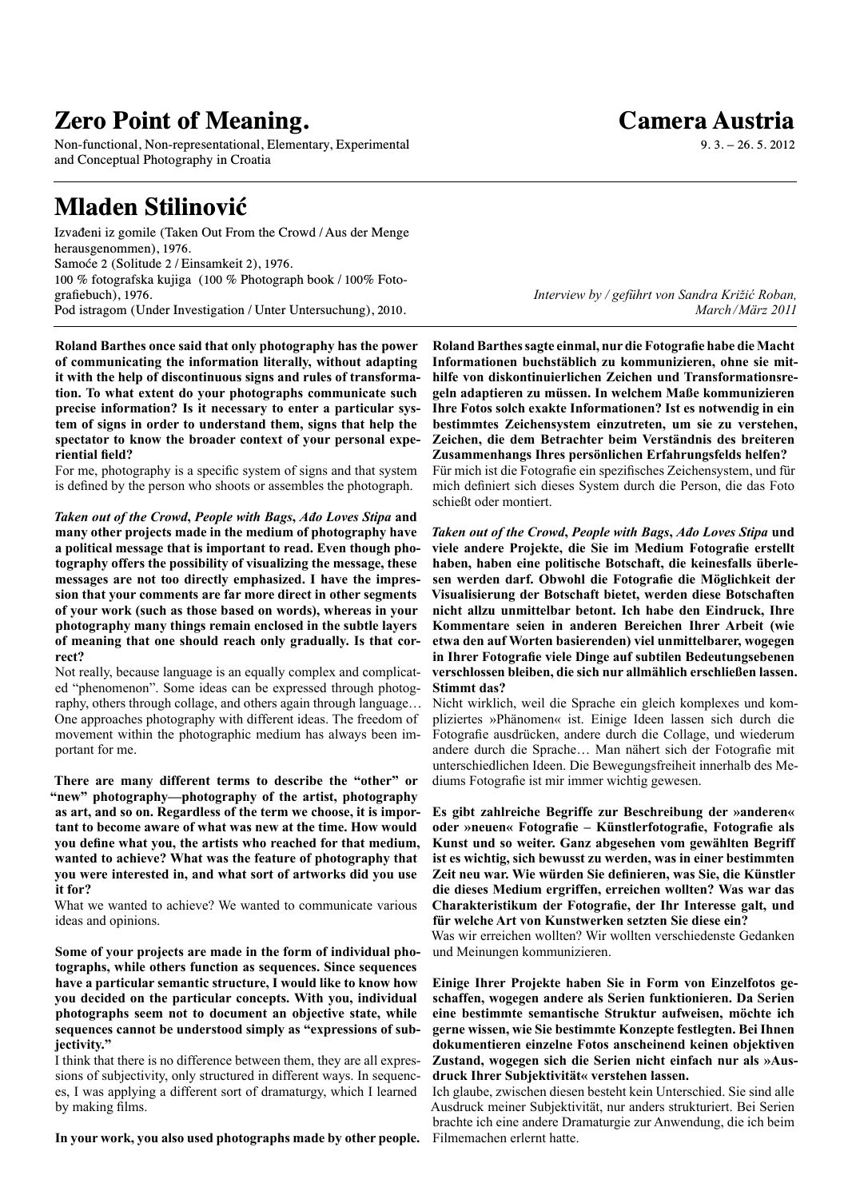# Zero Point of Meaning.

Non-functional, Non-representational, Elementary, Experimental and Conceptual Photography in Croatia

# Camera Austria

9. 3. – 26. 5. 2012

## Mladen Stilinović

Izvađeni iz gomile (Taken Out From the Crowd / Aus der Menge herausgenommen), 1976.
Samoće 2 (Solitude 2 / Einsamkeit 2), 1976.
100 % fotografska kujiga (100 % Photograph book / 100% Fotografiebuch), 1976.
Pod istragom (Under Investigation / Unter Untersuchung), 2010.

*Interview by / geführt von Sandra Križić Roban, March / März 2011*

**Roland Barthes once said that only photography has the power of communicating the information literally, without adapting it with the help of discontinuous signs and rules of transformation. To what extent do your photographs communicate such precise information? Is it necessary to enter a particular system of signs in order to understand them, signs that help the spectator to know the broader context of your personal experiential field?**

For me, photography is a specific system of signs and that system is defined by the person who shoots or assembles the photograph.

***Taken out of the Crowd*, *People with Bags*, *Ađo Loves Stipa* and many other projects made in the medium of photography have a political message that is important to read. Even though photography offers the possibility of visualizing the message, these messages are not too directly emphasized. I have the impression that your comments are far more direct in other segments of your work (such as those based on words), whereas in your photography many things remain enclosed in the subtle layers of meaning that one should reach only gradually. Is that correct?**

Not really, because language is an equally complex and complicated "phenomenon". Some ideas can be expressed through photography, others through collage, and others again through language… One approaches photography with different ideas. The freedom of movement within the photographic medium has always been important for me.

**There are many different terms to describe the "other" or "new" photography—photography of the artist, photography as art, and so on. Regardless of the term we choose, it is important to become aware of what was new at the time. How would you define what you, the artists who reached for that medium, wanted to achieve? What was the feature of photography that you were interested in, and what sort of artworks did you use it for?**

What we wanted to achieve? We wanted to communicate various ideas and opinions.

**Some of your projects are made in the form of individual photographs, while others function as sequences. Since sequences have a particular semantic structure, I would like to know how you decided on the particular concepts. With you, individual photographs seem not to document an objective state, while sequences cannot be understood simply as "expressions of subjectivity."**

I think that there is no difference between them, they are all expressions of subjectivity, only structured in different ways. In sequences, I was applying a different sort of dramaturgy, which I learned by making films.

**In your work, you also used photographs made by other people.**

**Roland Barthes sagte einmal, nur die Fotografie habe die Macht Informationen buchstäblich zu kommunizieren, ohne sie mithilfe von diskontinuierlichen Zeichen und Transformationsregeln adaptieren zu müssen. In welchem Maße kommunizieren Ihre Fotos solch exakte Informationen? Ist es notwendig in ein bestimmtes Zeichensystem einzutreten, um sie zu verstehen, Zeichen, die dem Betrachter beim Verständnis des breiteren Zusammenhangs Ihres persönlichen Erfahrungsfelds helfen?**

Für mich ist die Fotografie ein spezifisches Zeichensystem, und für mich definiert sich dieses System durch die Person, die das Foto schießt oder montiert.

***Taken out of the Crowd*, *People with Bags*, *Ađo Loves Stipa* und viele andere Projekte, die Sie im Medium Fotografie erstellt haben, haben eine politische Botschaft, die keinesfalls überlesen werden darf. Obwohl die Fotografie die Möglichkeit der Visualisierung der Botschaft bietet, werden diese Botschaften nicht allzu unmittelbar betont. Ich habe den Eindruck, Ihre Kommentare seien in anderen Bereichen Ihrer Arbeit (wie etwa den auf Worten basierenden) viel unmittelbarer, wogegen in Ihrer Fotografie viele Dinge auf subtilen Bedeutungsebenen verschlossen bleiben, die sich nur allmählich erschließen lassen. Stimmt das?**

Nicht wirklich, weil die Sprache ein gleich komplexes und kompliziertes »Phänomen« ist. Einige Ideen lassen sich durch die Fotografie ausdrücken, andere durch die Collage, und wiederum andere durch die Sprache… Man nähert sich der Fotografie mit unterschiedlichen Ideen. Die Bewegungsfreiheit innerhalb des Mediums Fotografie ist mir immer wichtig gewesen.

**Es gibt zahlreiche Begriffe zur Beschreibung der »anderen« oder »neuen« Fotografie – Künstlerfotografie, Fotografie als Kunst und so weiter. Ganz abgesehen vom gewählten Begriff ist es wichtig, sich bewusst zu werden, was in einer bestimmten Zeit neu war. Wie würden Sie definieren, was Sie, die Künstler die dieses Medium ergriffen, erreichen wollten? Was war das Charakteristikum der Fotografie, der Ihr Interesse galt, und für welche Art von Kunstwerken setzten Sie diese ein?**

Was wir erreichen wollten? Wir wollten verschiedenste Gedanken und Meinungen kommunizieren.

**Einige Ihrer Projekte haben Sie in Form von Einzelfotos geschaffen, wogegen andere als Serien funktionieren. Da Serien eine bestimmte semantische Struktur aufweisen, möchte ich gerne wissen, wie Sie bestimmte Konzepte festlegten. Bei Ihnen dokumentieren einzelne Fotos anscheinend keinen objektiven Zustand, wogegen sich die Serien nicht einfach nur als »Ausdruck Ihrer Subjektivität« verstehen lassen.**

Ich glaube, zwischen diesen besteht kein Unterschied. Sie sind alle Ausdruck meiner Subjektivität, nur anders strukturiert. Bei Serien brachte ich eine andere Dramaturgie zur Anwendung, die ich beim Filmemachen erlernt hatte.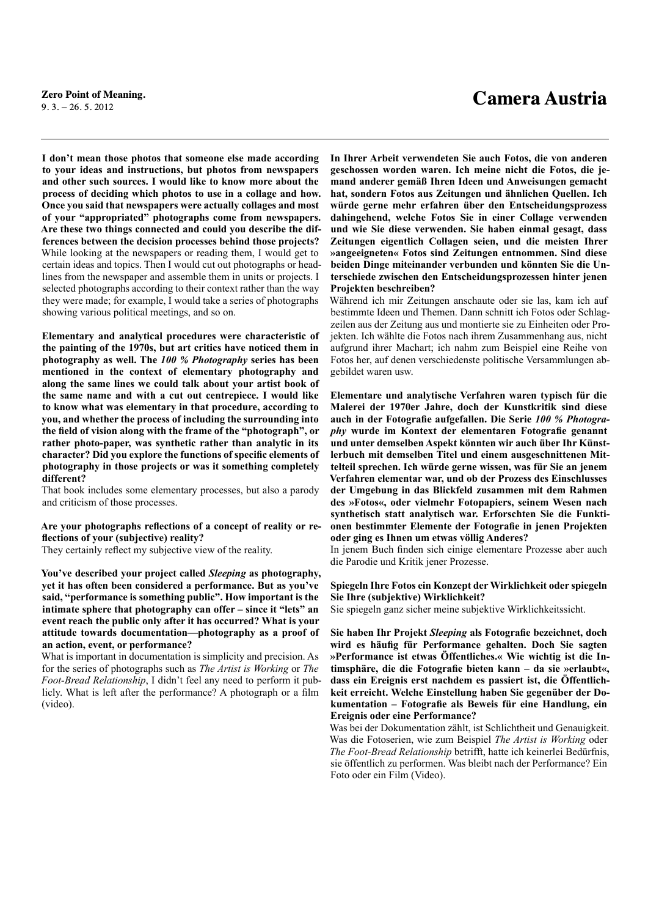I don't mean those photos that someone else made according to your ideas and instructions, but photos from newspapers and other such sources. I would like to know more about the process of deciding which photos to use in a collage and how. Once you said that newspapers were actually collages and most of your "appropriated" photographs come from newspapers. Are these two things connected and could you describe the differences between the decision processes behind those projects?**
While looking at the newspapers or reading them, I would get to certain ideas and topics. Then I would cut out photographs or headlines from the newspaper and assemble them in units or projects. I selected photographs according to their context rather than the way they were made; for example, I would take a series of photographs showing various political meetings, and so on.

**Elementary and analytical procedures were characteristic of the painting of the 1970s, but art critics have noticed them in photography as well. The *100 % Photography* series has been mentioned in the context of elementary photography and along the same lines we could talk about your artist book of the same name and with a cut out centrepiece. I would like to know what was elementary in that procedure, according to you, and whether the process of including the surrounding into the field of vision along with the frame of the "photograph", or rather photo-paper, was synthetic rather than analytic in its character? Did you explore the functions of specific elements of photography in those projects or was it something completely different?**
That book includes some elementary processes, but also a parody and criticism of those processes.

**Are your photographs reflections of a concept of reality or reflections of your (subjective) reality?**
They certainly reflect my subjective view of the reality.

**You've described your project called *Sleeping* as photography, yet it has often been considered a performance. But as you've said, "performance is something public". How important is the intimate sphere that photography can offer – since it "lets" an event reach the public only after it has occurred? What is your attitude towards documentation—photography as a proof of an action, event, or performance?**
What is important in documentation is simplicity and precision. As for the series of photographs such as *The Artist is Working* or *The Foot-Bread Relationship*, I didn't feel any need to perform it publicly. What is left after the performance? A photograph or a film (video).

**In Ihrer Arbeit verwendeten Sie auch Fotos, die von anderen geschossen worden waren. Ich meine nicht die Fotos, die jemand anderer gemäß Ihren Ideen und Anweisungen gemacht hat, sondern Fotos aus Zeitungen und ähnlichen Quellen. Ich würde gerne mehr erfahren über den Entscheidungsprozess dahingehend, welche Fotos Sie in einer Collage verwenden und wie Sie diese verwenden. Sie haben einmal gesagt, dass Zeitungen eigentlich Collagen seien, und die meisten Ihrer »angeeigneten« Fotos sind Zeitungen entnommen. Sind diese beiden Dinge miteinander verbunden und könnten Sie die Unterschiede zwischen den Entscheidungsprozessen hinter jenen Projekten beschreiben?**
Während ich mir Zeitungen anschaute oder sie las, kam ich auf bestimmte Ideen und Themen. Dann schnitt ich Fotos oder Schlagzeilen aus der Zeitung aus und montierte sie zu Einheiten oder Projekten. Ich wählte die Fotos nach ihrem Zusammenhang aus, nicht aufgrund ihrer Machart; ich nahm zum Beispiel eine Reihe von Fotos her, auf denen verschiedenste politische Versammlungen abgebildet waren usw.

**Elementare und analytische Verfahren waren typisch für die Malerei der 1970er Jahre, doch der Kunstkritik sind diese auch in der Fotografie aufgefallen. Die Serie *100 % Photography* wurde im Kontext der elementaren Fotografie genannt und unter demselben Aspekt könnten wir auch über Ihr Künstlerbuch mit demselben Titel und einem ausgeschnittenen Mittelteil sprechen. Ich würde gerne wissen, was für Sie an jenem Verfahren elementar war, und ob der Prozess des Einschlusses der Umgebung in das Blickfeld zusammen mit dem Rahmen des »Fotos«, oder vielmehr Fotopapiers, seinem Wesen nach synthetisch statt analytisch war. Erforschten Sie die Funktionen bestimmter Elemente der Fotografie in jenen Projekten oder ging es Ihnen um etwas völlig Anderes?**
In jenem Buch finden sich einige elementare Prozesse aber auch die Parodie und Kritik jener Prozesse.

**Spiegeln Ihre Fotos ein Konzept der Wirklichkeit oder spiegeln Sie Ihre (subjektive) Wirklichkeit?**
Sie spiegeln ganz sicher meine subjektive Wirklichkeitssicht.

**Sie haben Ihr Projekt *Sleeping* als Fotografie bezeichnet, doch wird es häufig für Performance gehalten. Doch Sie sagten »Performance ist etwas Öffentliches.« Wie wichtig ist die Intimsphäre, die die Fotografie bieten kann – da sie »erlaubt«, dass ein Ereignis erst nachdem es passiert ist, die Öffentlichkeit erreicht. Welche Einstellung haben Sie gegenüber der Dokumentation – Fotografie als Beweis für eine Handlung, ein Ereignis oder eine Performance?**
Was bei der Dokumentation zählt, ist Schlichtheit und Genauigkeit. Was die Fotoserien, wie zum Beispiel *The Artist is Working* oder *The Foot-Bread Relationship* betrifft, hatte ich keinerlei Bedürfnis, sie öffentlich zu performen. Was bleibt nach der Performance? Ein Foto oder ein Film (Video).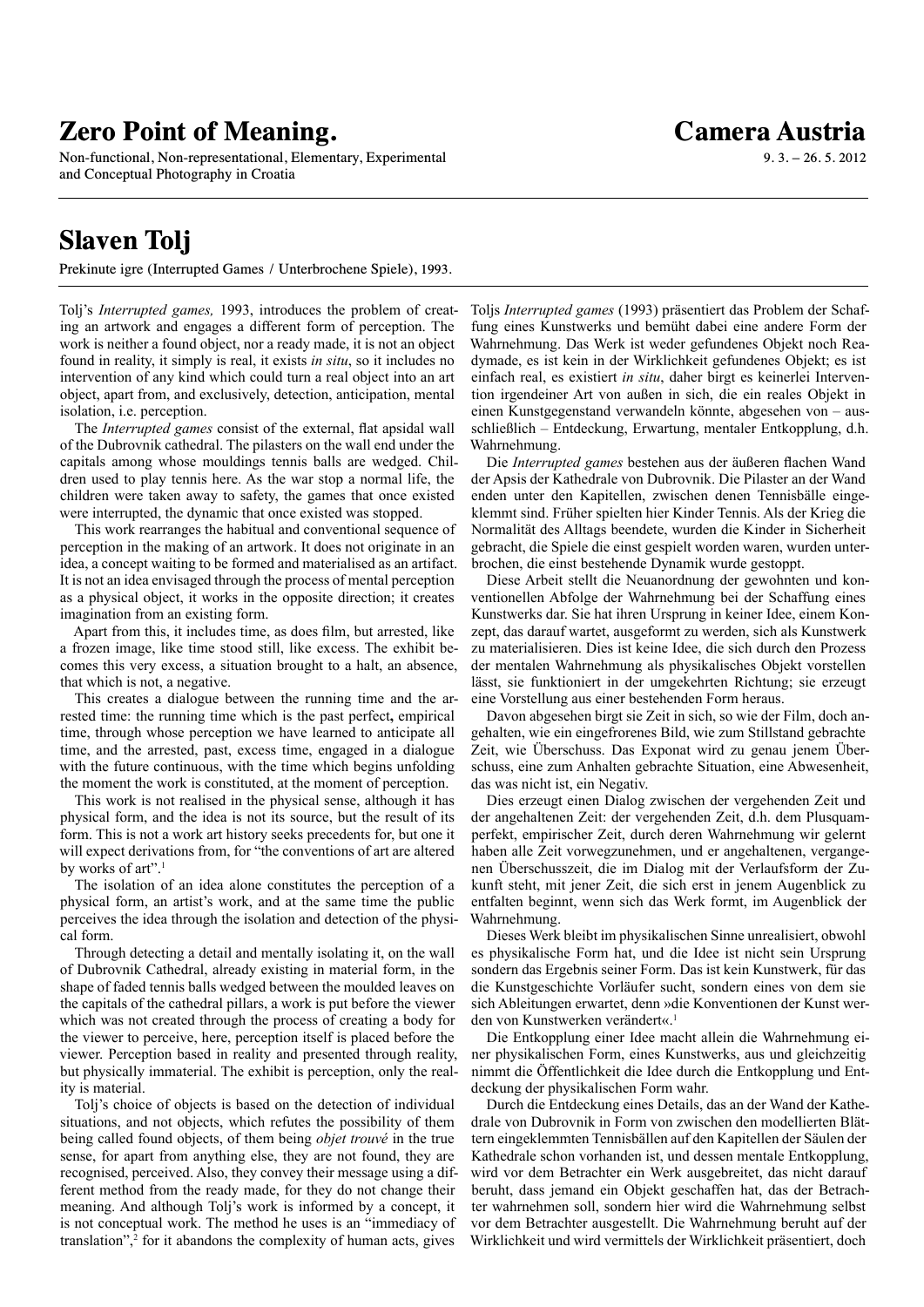# Zero Point of Meaning.

Non-functional, Non-representational, Elementary, Experimental and Conceptual Photography in Croatia

# Camera Austria

9. 3. – 26. 5. 2012

## Slaven Tolj

Prekinute igre (Interrupted Games / Unterbrochene Spiele), 1993.

Tolj's *Interrupted games,* 1993, introduces the problem of creating an artwork and engages a different form of perception. The work is neither a found object, nor a ready made, it is not an object found in reality, it simply is real, it exists *in situ*, so it includes no intervention of any kind which could turn a real object into an art object, apart from, and exclusively, detection, anticipation, mental isolation, i.e. perception.

The *Interrupted games* consist of the external, flat apsidal wall of the Dubrovnik cathedral. The pilasters on the wall end under the capitals among whose mouldings tennis balls are wedged. Children used to play tennis here. As the war stop a normal life, the children were taken away to safety, the games that once existed were interrupted, the dynamic that once existed was stopped.

This work rearranges the habitual and conventional sequence of perception in the making of an artwork. It does not originate in an idea, a concept waiting to be formed and materialised as an artifact. It is not an idea envisaged through the process of mental perception as a physical object, it works in the opposite direction; it creates imagination from an existing form.

Apart from this, it includes time, as does film, but arrested, like a frozen image, like time stood still, like excess. The exhibit becomes this very excess, a situation brought to a halt, an absence, that which is not, a negative.

This creates a dialogue between the running time and the arrested time: the running time which is the past perfect**,** empirical time, through whose perception we have learned to anticipate all time, and the arrested, past, excess time, engaged in a dialogue with the future continuous, with the time which begins unfolding the moment the work is constituted, at the moment of perception.

This work is not realised in the physical sense, although it has physical form, and the idea is not its source, but the result of its form. This is not a work art history seeks precedents for, but one it will expect derivations from, for "the conventions of art are altered by works of art".[1]

The isolation of an idea alone constitutes the perception of a physical form, an artist's work, and at the same time the public perceives the idea through the isolation and detection of the physical form.

Through detecting a detail and mentally isolating it, on the wall of Dubrovnik Cathedral, already existing in material form, in the shape of faded tennis balls wedged between the moulded leaves on the capitals of the cathedral pillars, a work is put before the viewer which was not created through the process of creating a body for the viewer to perceive, here, perception itself is placed before the viewer. Perception based in reality and presented through reality, but physically immaterial. The exhibit is perception, only the reality is material.

Tolj's choice of objects is based on the detection of individual situations, and not objects, which refutes the possibility of them being called found objects, of them being *objet trouvé* in the true sense, for apart from anything else, they are not found, they are recognised, perceived. Also, they convey their message using a different method from the ready made, for they do not change their meaning. And although Tolj's work is informed by a concept, it is not conceptual work. The method he uses is an "immediacy of translation",[2] for it abandons the complexity of human acts, gives

Toljs *Interrupted games* (1993) präsentiert das Problem der Schaffung eines Kunstwerks und bemüht dabei eine andere Form der Wahrnehmung. Das Werk ist weder gefundenes Objekt noch Readymade, es ist kein in der Wirklichkeit gefundenes Objekt; es ist einfach real, es existiert *in situ*, daher birgt es keinerlei Intervention irgendeiner Art von außen in sich, die ein reales Objekt in einen Kunstgegenstand verwandeln könnte, abgesehen von – ausschließlich – Entdeckung, Erwartung, mentaler Entkopplung, d.h. Wahrnehmung.

Die *Interrupted games* bestehen aus der äußeren flachen Wand der Apsis der Kathedrale von Dubrovnik. Die Pilaster an der Wand enden unter den Kapitellen, zwischen denen Tennisbälle eingeklemmt sind. Früher spielten hier Kinder Tennis. Als der Krieg die Normalität des Alltags beendete, wurden die Kinder in Sicherheit gebracht, die Spiele die einst gespielt worden waren, wurden unterbrochen, die einst bestehende Dynamik wurde gestoppt.

Diese Arbeit stellt die Neuanordnung der gewohnten und konventionellen Abfolge der Wahrnehmung bei der Schaffung eines Kunstwerks dar. Sie hat ihren Ursprung in keiner Idee, einem Konzept, das darauf wartet, ausgeformt zu werden, sich als Kunstwerk zu materialisieren. Dies ist keine Idee, die sich durch den Prozess der mentalen Wahrnehmung als physikalisches Objekt vorstellen lässt, sie funktioniert in der umgekehrten Richtung; sie erzeugt eine Vorstellung aus einer bestehenden Form heraus.

Davon abgesehen birgt sie Zeit in sich, so wie der Film, doch angehalten, wie ein eingefrorenes Bild, wie zum Stillstand gebrachte Zeit, wie Überschuss. Das Exponat wird zu genau jenem Überschuss, eine zum Anhalten gebrachte Situation, eine Abwesenheit, das was nicht ist, ein Negativ.

Dies erzeugt einen Dialog zwischen der vergehenden Zeit und der angehaltenen Zeit: der vergehenden Zeit, d.h. dem Plusquamperfekt, empirischer Zeit, durch deren Wahrnehmung wir gelernt haben alle Zeit vorwegzunehmen, und er angehaltenen, vergangenen Überschusszeit, die im Dialog mit der Verlaufsform der Zukunft steht, mit jener Zeit, die sich erst in jenem Augenblick zu entfalten beginnt, wenn sich das Werk formt, im Augenblick der Wahrnehmung.

Dieses Werk bleibt im physikalischen Sinne unrealisiert, obwohl es physikalische Form hat, und die Idee ist nicht sein Ursprung sondern das Ergebnis seiner Form. Das ist kein Kunstwerk, für das die Kunstgeschichte Vorläufer sucht, sondern eines von dem sie sich Ableitungen erwartet, denn »die Konventionen der Kunst werden von Kunstwerken verändert«.[1]

Die Entkopplung einer Idee macht allein die Wahrnehmung einer physikalischen Form, eines Kunstwerks, aus und gleichzeitig nimmt die Öffentlichkeit die Idee durch die Entkopplung und Entdeckung der physikalischen Form wahr.

Durch die Entdeckung eines Details, das an der Wand der Kathedrale von Dubrovnik in Form von zwischen den modellierten Blättern eingeklemmten Tennisbällen auf den Kapitellen der Säulen der Kathedrale schon vorhanden ist, und dessen mentale Entkopplung, wird vor dem Betrachter ein Werk ausgebreitet, das nicht darauf beruht, dass jemand ein Objekt geschaffen hat, das der Betrachter wahrnehmen soll, sondern hier wird die Wahrnehmung selbst vor dem Betrachter ausgestellt. Die Wahrnehmung beruht auf der Wirklichkeit und wird vermittels der Wirklichkeit präsentiert, doch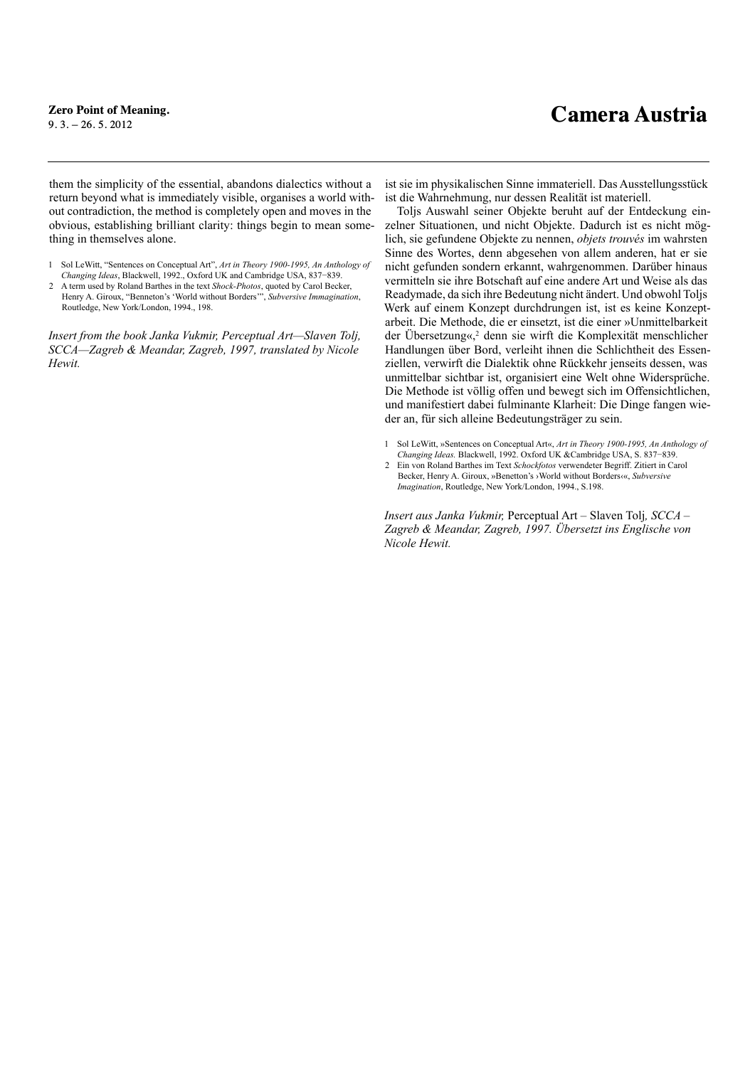them the simplicity of the essential, abandons dialectics without a return beyond what is immediately visible, organises a world without contradiction, the method is completely open and moves in the obvious, establishing brilliant clarity: things begin to mean something in themselves alone.

1 Sol LeWitt, "Sentences on Conceptual Art", *Art in Theory 1900-1995, An Anthology of Changing Ideas*, Blackwell, 1992., Oxford UK and Cambridge USA, 837–839.

2 A term used by Roland Barthes in the text *Shock-Photos*, quoted by Carol Becker, Henry A. Giroux, "Benneton's 'World without Borders'", *Subversive Immagination*, Routledge, New York/London, 1994., 198.

*Insert from the book Janka Vukmir, Perceptual Art—Slaven Tolj, SCCA—Zagreb & Meandar, Zagreb, 1997, translated by Nicole Hewit.*

ist sie im physikalischen Sinne immateriell. Das Ausstellungsstück ist die Wahrnehmung, nur dessen Realität ist materiell.

Toljs Auswahl seiner Objekte beruht auf der Entdeckung einzelner Situationen, und nicht Objekte. Dadurch ist es nicht möglich, sie gefundene Objekte zu nennen, *objets trouvés* im wahrsten Sinne des Wortes, denn abgesehen von allem anderen, hat er sie nicht gefunden sondern erkannt, wahrgenommen. Darüber hinaus vermitteln sie ihre Botschaft auf eine andere Art und Weise als das Readymade, da sich ihre Bedeutung nicht ändert. Und obwohl Toljs Werk auf einem Konzept durchdrungen ist, ist es keine Konzeptarbeit. Die Methode, die er einsetzt, ist die einer »Unmittelbarkeit der Übersetzung«,[2] denn sie wirft die Komplexität menschlicher Handlungen über Bord, verleiht ihnen die Schlichtheit des Essenziellen, verwirft die Dialektik ohne Rückkehr jenseits dessen, was unmittelbar sichtbar ist, organisiert eine Welt ohne Widersprüche. Die Methode ist völlig offen und bewegt sich im Offensichtlichen, und manifestiert dabei fulminante Klarheit: Die Dinge fangen wieder an, für sich alleine Bedeutungsträger zu sein.

1 Sol LeWitt, »Sentences on Conceptual Art«, *Art in Theory 1900-1995, An Anthology of Changing Ideas.* Blackwell, 1992. Oxford UK &Cambridge USA, S. 837–839.

2 Ein von Roland Barthes im Text *Schockfotos* verwendeter Begriff. Zitiert in Carol Becker, Henry A. Giroux, »Benetton's ›World without Borders‹«, *Subversive Imagination*, Routledge, New York/London, 1994., S.198.

*Insert aus Janka Vukmir,* Perceptual Art – Slaven Tolj*, SCCA – Zagreb & Meandar, Zagreb, 1997. Übersetzt ins Englische von Nicole Hewit.*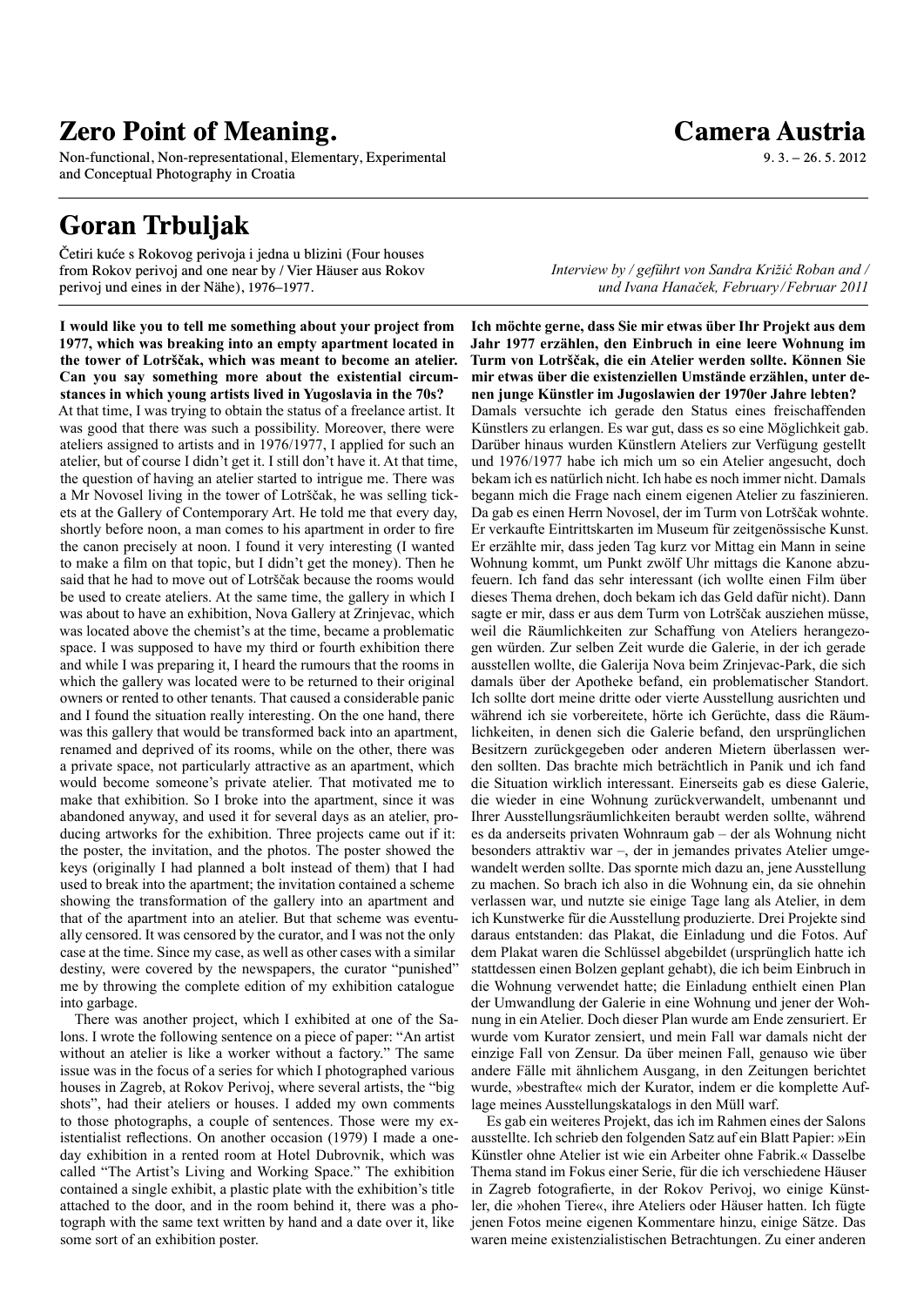# Zero Point of Meaning.

Non-functional, Non-representational, Elementary, Experimental and Conceptual Photography in Croatia

# Camera Austria

9. 3. – 26. 5. 2012

## Goran Trbuljak

Četiri kuće s Rokovog perivoja i jedna u blizini (Four houses from Rokov perivoj and one near by / Vier Häuser aus Rokov perivoj und eines in der Nähe), 1976–1977.

*Interview by / geführt von Sandra Križić Roban and / und Ivana Hanaček, February / Februar 2011*

**I would like you to tell me something about your project from 1977, which was breaking into an empty apartment located in the tower of Lotrščak, which was meant to become an atelier. Can you say something more about the existential circumstances in which young artists lived in Yugoslavia in the 70s?**

At that time, I was trying to obtain the status of a freelance artist. It was good that there was such a possibility. Moreover, there were ateliers assigned to artists and in 1976/1977, I applied for such an atelier, but of course I didn't get it. I still don't have it. At that time, the question of having an atelier started to intrigue me. There was a Mr Novosel living in the tower of Lotrščak, he was selling tickets at the Gallery of Contemporary Art. He told me that every day, shortly before noon, a man comes to his apartment in order to fire the canon precisely at noon. I found it very interesting (I wanted to make a film on that topic, but I didn't get the money). Then he said that he had to move out of Lotrščak because the rooms would be used to create ateliers. At the same time, the gallery in which I was about to have an exhibition, Nova Gallery at Zrinjevac, which was located above the chemist's at the time, became a problematic space. I was supposed to have my third or fourth exhibition there and while I was preparing it, I heard the rumours that the rooms in which the gallery was located were to be returned to their original owners or rented to other tenants. That caused a considerable panic and I found the situation really interesting. On the one hand, there was this gallery that would be transformed back into an apartment, renamed and deprived of its rooms, while on the other, there was a private space, not particularly attractive as an apartment, which would become someone's private atelier. That motivated me to make that exhibition. So I broke into the apartment, since it was abandoned anyway, and used it for several days as an atelier, producing artworks for the exhibition. Three projects came out if it: the poster, the invitation, and the photos. The poster showed the keys (originally I had planned a bolt instead of them) that I had used to break into the apartment; the invitation contained a scheme showing the transformation of the gallery into an apartment and that of the apartment into an atelier. But that scheme was eventually censored. It was censored by the curator, and I was not the only case at the time. Since my case, as well as other cases with a similar destiny, were covered by the newspapers, the curator "punished" me by throwing the complete edition of my exhibition catalogue into garbage.

There was another project, which I exhibited at one of the Salons. I wrote the following sentence on a piece of paper: "An artist without an atelier is like a worker without a factory." The same issue was in the focus of a series for which I photographed various houses in Zagreb, at Rokov Perivoj, where several artists, the "big shots", had their ateliers or houses. I added my own comments to those photographs, a couple of sentences. Those were my existentialist reflections. On another occasion (1979) I made a one-day exhibition in a rented room at Hotel Dubrovnik, which was called "The Artist's Living and Working Space." The exhibition contained a single exhibit, a plastic plate with the exhibition's title attached to the door, and in the room behind it, there was a photograph with the same text written by hand and a date over it, like some sort of an exhibition poster.

**Ich möchte gerne, dass Sie mir etwas über Ihr Projekt aus dem Jahr 1977 erzählen, den Einbruch in eine leere Wohnung im Turm von Lotrščak, die ein Atelier werden sollte. Können Sie mir etwas über die existenziellen Umstände erzählen, unter denen junge Künstler im Jugoslawien der 1970er Jahre lebten?**

Damals versuchte ich gerade den Status eines freischaffenden Künstlers zu erlangen. Es war gut, dass es so eine Möglichkeit gab. Darüber hinaus wurden Künstlern Ateliers zur Verfügung gestellt und 1976/1977 habe ich mich um so ein Atelier angesucht, doch bekam ich es natürlich nicht. Ich habe es noch immer nicht. Damals begann mich die Frage nach einem eigenen Atelier zu faszinieren. Da gab es einen Herrn Novosel, der im Turm von Lotrščak wohnte. Er verkaufte Eintrittskarten im Museum für zeitgenössische Kunst. Er erzählte mir, dass jeden Tag kurz vor Mittag ein Mann in seine Wohnung kommt, um Punkt zwölf Uhr mittags die Kanone abzufeuern. Ich fand das sehr interessant (ich wollte einen Film über dieses Thema drehen, doch bekam ich das Geld dafür nicht). Dann sagte er mir, dass er aus dem Turm von Lotrščak ausziehen müsse, weil die Räumlichkeiten zur Schaffung von Ateliers herangezogen würden. Zur selben Zeit wurde die Galerie, in der ich gerade ausstellen wollte, die Galerija Nova beim Zrinjevac-Park, die sich damals über der Apotheke befand, ein problematischer Standort. Ich sollte dort meine dritte oder vierte Ausstellung ausrichten und während ich sie vorbereitete, hörte ich Gerüchte, dass die Räumlichkeiten, in denen sich die Galerie befand, den ursprünglichen Besitzern zurückgegeben oder anderen Mietern überlassen werden sollten. Das brachte mich beträchtlich in Panik und ich fand die Situation wirklich interessant. Einerseits gab es diese Galerie, die wieder in eine Wohnung zurückverwandelt, umbenannt und Ihrer Ausstellungsräumlichkeiten beraubt werden sollte, während es da anderseits privaten Wohnraum gab – der als Wohnung nicht besonders attraktiv war –, der in jemandes privates Atelier umgewandelt werden sollte. Das spornte mich dazu an, jene Ausstellung zu machen. So brach ich also in die Wohnung ein, da sie ohnehin verlassen war, und nutzte sie einige Tage lang als Atelier, in dem ich Kunstwerke für die Ausstellung produzierte. Drei Projekte sind daraus entstanden: das Plakat, die Einladung und die Fotos. Auf dem Plakat waren die Schlüssel abgebildet (ursprünglich hatte ich stattdessen einen Bolzen geplant gehabt), die ich beim Einbruch in die Wohnung verwendet hatte; die Einladung enthielt einen Plan der Umwandlung der Galerie in eine Wohnung und jener der Wohnung in ein Atelier. Doch dieser Plan wurde am Ende zensuriert. Er wurde vom Kurator zensiert, und mein Fall war damals nicht der einzige Fall von Zensur. Da über meinen Fall, genauso wie über andere Fälle mit ähnlichem Ausgang, in den Zeitungen berichtet wurde, »bestrafte« mich der Kurator, indem er die komplette Auflage meines Ausstellungskatalogs in den Müll warf.

Es gab ein weiteres Projekt, das ich im Rahmen eines der Salons ausstellte. Ich schrieb den folgenden Satz auf ein Blatt Papier: »Ein Künstler ohne Atelier ist wie ein Arbeiter ohne Fabrik.« Dasselbe Thema stand im Fokus einer Serie, für die ich verschiedene Häuser in Zagreb fotografierte, in der Rokov Perivoj, wo einige Künstler, die »hohen Tiere«, ihre Ateliers oder Häuser hatten. Ich fügte jenen Fotos meine eigenen Kommentare hinzu, einige Sätze. Das waren meine existenzialistischen Betrachtungen. Zu einer anderen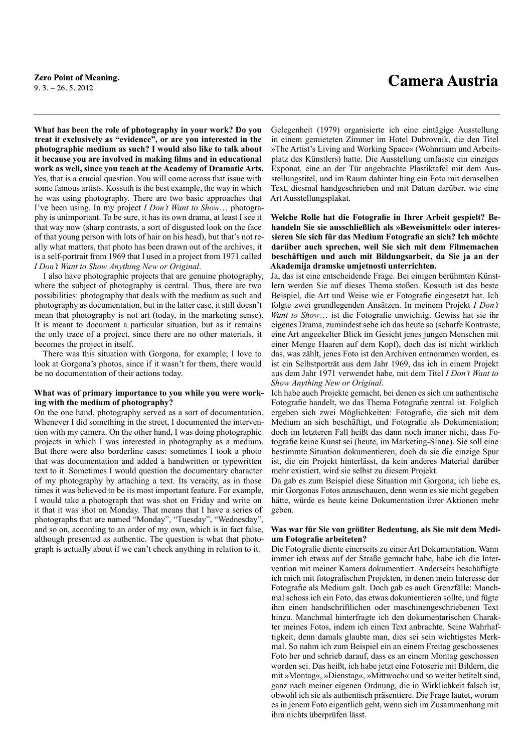**What has been the role of photography in your work? Do you treat it exclusively as "evidence", or are you interested in the photographic medium as such? I would also like to talk about it because you are involved in making films and in educational work as well, since you teach at the Academy of Dramatic Arts.**

Yes, that is a crucial question. You will come across that issue with some famous artists. Kossuth is the best example, the way in which he was using photography. There are two basic approaches that I've been using. In my project *I Don't Want to Show*… photography is unimportant. To be sure, it has its own drama, at least I see it that way now (sharp contrasts, a sort of disgusted look on the face of that young person with lots of hair on his head), but that's not really what matters, that photo has been drawn out of the archives, it is a self-portrait from 1969 that I used in a project from 1971 called *I Don't Want to Show Anything New or Original*.

I also have photographic projects that are genuine photography, where the subject of photography is central. Thus, there are two possibilities: photography that deals with the medium as such and photography as documentation, but in the latter case, it still doesn't mean that photography is not art (today, in the marketing sense). It is meant to document a particular situation, but as it remains the only trace of a project, since there are no other materials, it becomes the project in itself.

There was this situation with Gorgona, for example; I love to look at Gorgona's photos, since if it wasn't for them, there would be no documentation of their actions today.

**What was of primary importance to you while you were working with the medium of photography?**

On the one hand, photography served as a sort of documentation. Whenever I did something in the street, I documented the intervention with my camera. On the other hand, I was doing photographic projects in which I was interested in photography as a medium. But there were also borderline cases: sometimes I took a photo that was documentation and added a handwritten or typewritten text to it. Sometimes I would question the documentary character of my photography by attaching a text. Its veracity, as in those times it was believed to be its most important feature. For example, I would take a photograph that was shot on Friday and write on it that it was shot on Monday. That means that I have a series of photographs that are named "Monday", "Tuesday", "Wednesday", and so on, according to an order of my own, which is in fact false, although presented as authentic. The question is what that photograph is actually about if we can't check anything in relation to it.

Gelegenheit (1979) organisierte ich eine eintägige Ausstellung in einem gemieteten Zimmer im Hotel Dubrovnik, die den Titel »The Artist's Living and Working Space« (Wohnraum und Arbeitsplatz des Künstlers) hatte. Die Ausstellung umfasste ein einziges Exponat, eine an der Tür angebrachte Plastiktafel mit dem Ausstellungstitel, und im Raum dahinter hing ein Foto mit demselben Text, diesmal handgeschrieben und mit Datum darüber, wie eine Art Ausstellungsplakat.

**Welche Rolle hat die Fotografie in Ihrer Arbeit gespielt? Behandeln Sie sie ausschließlich als »Beweismittel« oder interessieren Sie sich für das Medium Fotografie an sich? Ich möchte darüber auch sprechen, weil Sie sich mit dem Filmemachen beschäftigen und auch mit Bildungsarbeit, da Sie ja an der Akademija dramske umjetnosti unterrichten.**

Ja, das ist eine entscheidende Frage. Bei einigen berühmten Künstlern werden Sie auf dieses Thema stoßen. Kossuth ist das beste Beispiel, die Art und Weise wie er Fotografie eingesetzt hat. Ich folgte zwei grundlegenden Ansätzen. In meinem Projekt *I Don't Want to Show*… ist die Fotografie unwichtig. Gewiss hat sie ihr eigenes Drama, zumindest sehe ich das heute so (scharfe Kontraste, eine Art angeekelter Blick im Gesicht jenes jungen Menschen mit einer Menge Haaren auf dem Kopf), doch das ist nicht wirklich das, was zählt, jenes Foto ist den Archiven entnommen worden, es ist ein Selbstporträt aus dem Jahr 1969, das ich in einem Projekt aus dem Jahr 1971 verwendet habe, mit dem Titel *I Don't Want to Show Anything New or Original*.

Ich habe auch Projekte gemacht, bei denen es sich um authentische Fotografie handelt, wo das Thema Fotografie zentral ist. Folglich ergeben sich zwei Möglichkeiten: Fotografie, die sich mit dem Medium an sich beschäftigt, und Fotografie als Dokumentation; doch im letzteren Fall heißt das dann noch immer nicht, dass Fotografie keine Kunst sei (heute, im Marketing-Sinne). Sie soll eine bestimmte Situation dokumentieren, doch da sie die einzige Spur ist, die ein Projekt hinterlässt, da kein anderes Material darüber mehr existiert, wird sie selbst zu diesem Projekt.

Da gab es zum Beispiel diese Situation mit Gorgona; ich liebe es, mir Gorgonas Fotos anzuschauen, denn wenn es sie nicht gegeben hätte, würde es heute keine Dokumentation ihrer Aktionen mehr geben.

**Was war für Sie von größter Bedeutung, als Sie mit dem Medium Fotografie arbeiteten?**

Die Fotografie diente einerseits zu einer Art Dokumentation. Wann immer ich etwas auf der Straße gemacht habe, habe ich die Intervention mit meiner Kamera dokumentiert. Anderseits beschäftigte ich mich mit fotografischen Projekten, in denen mein Interesse der Fotografie als Medium galt. Doch gab es auch Grenzfälle: Manchmal schoss ich ein Foto, das etwas dokumentieren sollte, und fügte ihm einen handschriftlichen oder maschinengeschriebenen Text hinzu. Manchmal hinterfragte ich den dokumentarischen Charakter meines Fotos, indem ich einen Text anbrachte. Seine Wahrhaftigkeit, denn damals glaubte man, dies sei sein wichtigstes Merkmal. So nahm ich zum Beispiel ein an einem Freitag geschossenes Foto her und schrieb darauf, dass es an einem Montag geschossen worden sei. Das heißt, ich habe jetzt eine Fotoserie mit Bildern, die mit »Montag«, »Dienstag«, »Mittwoch« und so weiter betitelt sind, ganz nach meiner eigenen Ordnung, die in Wirklichkeit falsch ist, obwohl ich sie als authentisch präsentiere. Die Frage lautet, worum es in jenem Foto eigentlich geht, wenn sich im Zusammenhang mit ihm nichts überprüfen lässt.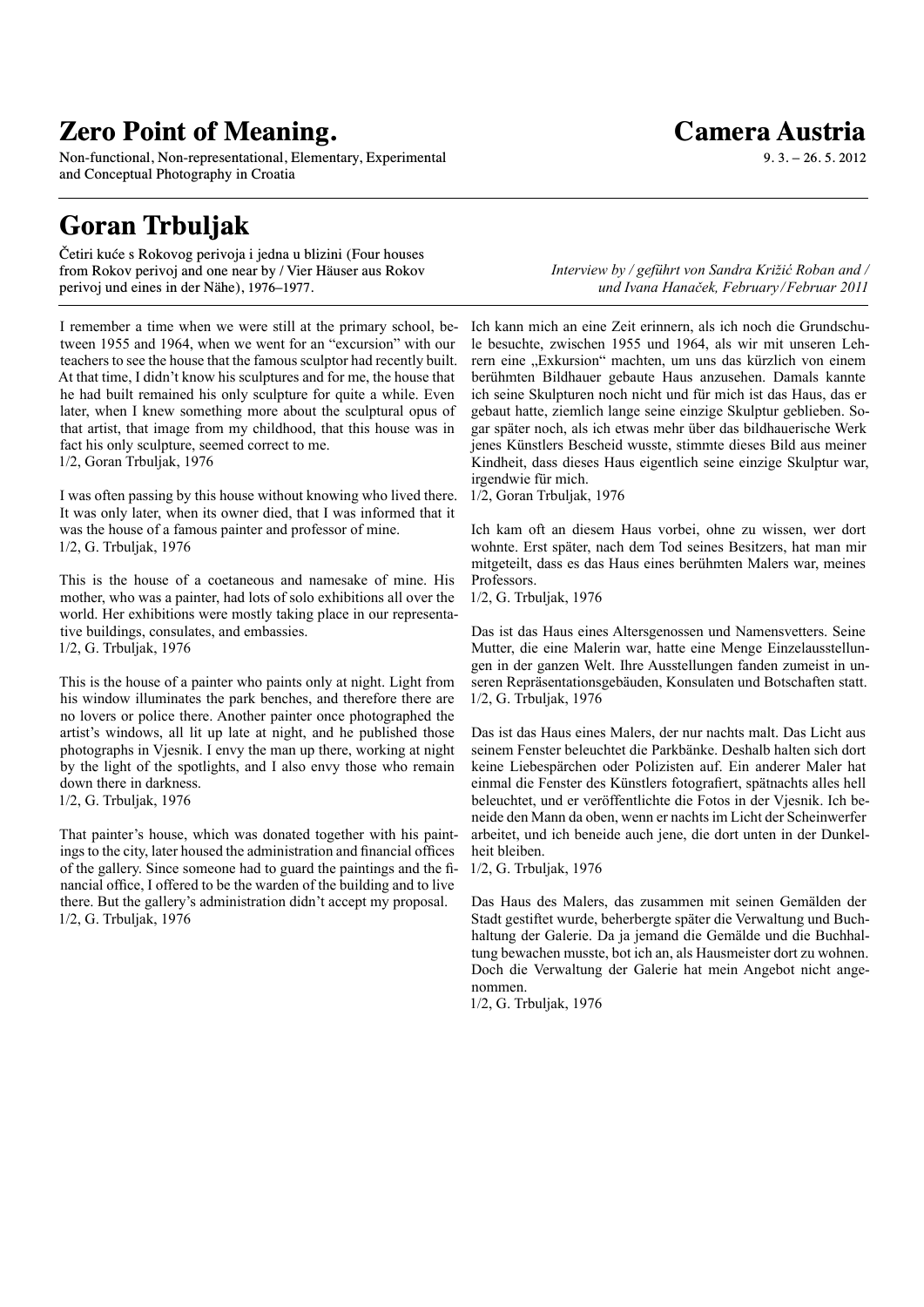# Zero Point of Meaning.

Non-functional, Non-representational, Elementary, Experimental and Conceptual Photography in Croatia

# Camera Austria

9. 3. – 26. 5. 2012

## Goran Trbuljak

Četiri kuće s Rokovog perivoja i jedna u blizini (Four houses from Rokov perivoj and one near by / Vier Häuser aus Rokov perivoj und eines in der Nähe), 1976–1977.

*Interview by / geführt von Sandra Križić Roban and / und Ivana Hanaček, February / Februar 2011*

I remember a time when we were still at the primary school, between 1955 and 1964, when we went for an "excursion" with our teachers to see the house that the famous sculptor had recently built. At that time, I didn't know his sculptures and for me, the house that he had built remained his only sculpture for quite a while. Even later, when I knew something more about the sculptural opus of that artist, that image from my childhood, that this house was in fact his only sculpture, seemed correct to me.
1/2, Goran Trbuljak, 1976

I was often passing by this house without knowing who lived there. It was only later, when its owner died, that I was informed that it was the house of a famous painter and professor of mine.
1/2, G. Trbuljak, 1976

This is the house of a coetaneous and namesake of mine. His mother, who was a painter, had lots of solo exhibitions all over the world. Her exhibitions were mostly taking place in our representative buildings, consulates, and embassies.
1/2, G. Trbuljak, 1976

This is the house of a painter who paints only at night. Light from his window illuminates the park benches, and therefore there are no lovers or police there. Another painter once photographed the artist's windows, all lit up late at night, and he published those photographs in Vjesnik. I envy the man up there, working at night by the light of the spotlights, and I also envy those who remain down there in darkness.
1/2, G. Trbuljak, 1976

That painter's house, which was donated together with his paintings to the city, later housed the administration and financial offices of the gallery. Since someone had to guard the paintings and the financial office, I offered to be the warden of the building and to live there. But the gallery's administration didn't accept my proposal.
1/2, G. Trbuljak, 1976

Ich kann mich an eine Zeit erinnern, als ich noch die Grundschule besuchte, zwischen 1955 und 1964, als wir mit unseren Lehrern eine „Exkursion" machten, um uns das kürzlich von einem berühmten Bildhauer gebaute Haus anzusehen. Damals kannte ich seine Skulpturen noch nicht und für mich ist das Haus, das er gebaut hatte, ziemlich lange seine einzige Skulptur geblieben. Sogar später noch, als ich etwas mehr über das bildhauerische Werk jenes Künstlers Bescheid wusste, stimmte dieses Bild aus meiner Kindheit, dass dieses Haus eigentlich seine einzige Skulptur war, irgendwie für mich.
1/2, Goran Trbuljak, 1976

Ich kam oft an diesem Haus vorbei, ohne zu wissen, wer dort wohnte. Erst später, nach dem Tod seines Besitzers, hat man mir mitgeteilt, dass es das Haus eines berühmten Malers war, meines Professors.
1/2, G. Trbuljak, 1976

Das ist das Haus eines Altersgenossen und Namensvetters. Seine Mutter, die eine Malerin war, hatte eine Menge Einzelausstellungen in der ganzen Welt. Ihre Ausstellungen fanden zumeist in unseren Repräsentationsgebäuden, Konsulaten und Botschaften statt.
1/2, G. Trbuljak, 1976

Das ist das Haus eines Malers, der nur nachts malt. Das Licht aus seinem Fenster beleuchtet die Parkbänke. Deshalb halten sich dort keine Liebespärchen oder Polizisten auf. Ein anderer Maler hat einmal die Fenster des Künstlers fotografiert, spätnachts alles hell beleuchtet, und er veröffentlichte die Fotos in der Vjesnik. Ich beneide den Mann da oben, wenn er nachts im Licht der Scheinwerfer arbeitet, und ich beneide auch jene, die dort unten in der Dunkelheit bleiben.
1/2, G. Trbuljak, 1976

Das Haus des Malers, das zusammen mit seinen Gemälden der Stadt gestiftet wurde, beherbergte später die Verwaltung und Buchhaltung der Galerie. Da ja jemand die Gemälde und die Buchhaltung bewachen musste, bot ich an, als Hausmeister dort zu wohnen. Doch die Verwaltung der Galerie hat mein Angebot nicht angenommen.
1/2, G. Trbuljak, 1976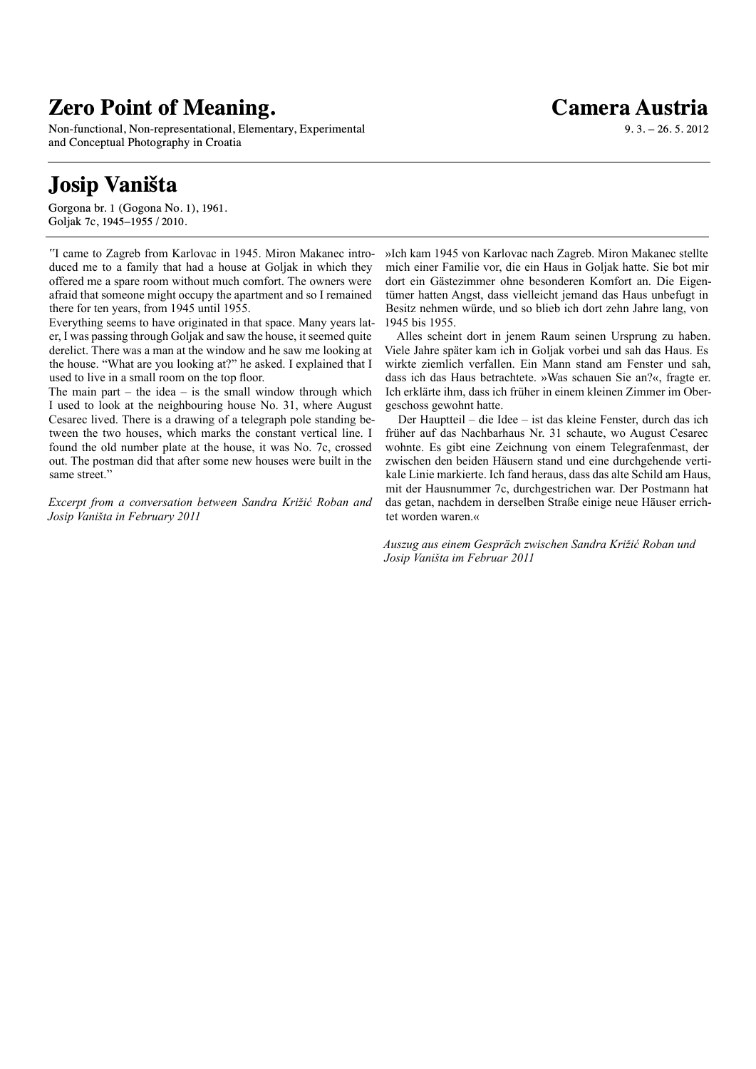# Zero Point of Meaning.

Non-functional, Non-representational, Elementary, Experimental and Conceptual Photography in Croatia

# Camera Austria

9. 3. – 26. 5. 2012

## Josip Vaništa

Gorgona br. 1 (Gogona No. 1), 1961.
Goljak 7c, 1945–1955 / 2010.

"I came to Zagreb from Karlovac in 1945. Miron Makanec introduced me to a family that had a house at Goljak in which they offered me a spare room without much comfort. The owners were afraid that someone might occupy the apartment and so I remained there for ten years, from 1945 until 1955.

Everything seems to have originated in that space. Many years later, I was passing through Goljak and saw the house, it seemed quite derelict. There was a man at the window and he saw me looking at the house. "What are you looking at?" he asked. I explained that I used to live in a small room on the top floor.

The main part – the idea – is the small window through which I used to look at the neighbouring house No. 31, where August Cesarec lived. There is a drawing of a telegraph pole standing between the two houses, which marks the constant vertical line. I found the old number plate at the house, it was No. 7c, crossed out. The postman did that after some new houses were built in the same street."

*Excerpt from a conversation between Sandra Križić Roban and Josip Vaništa in February 2011*

»Ich kam 1945 von Karlovac nach Zagreb. Miron Makanec stellte mich einer Familie vor, die ein Haus in Goljak hatte. Sie bot mir dort ein Gästezimmer ohne besonderen Komfort an. Die Eigentümer hatten Angst, dass vielleicht jemand das Haus unbefugt in Besitz nehmen würde, und so blieb ich dort zehn Jahre lang, von 1945 bis 1955.

Alles scheint dort in jenem Raum seinen Ursprung zu haben. Viele Jahre später kam ich in Goljak vorbei und sah das Haus. Es wirkte ziemlich verfallen. Ein Mann stand am Fenster und sah, dass ich das Haus betrachtete. »Was schauen Sie an?«, fragte er. Ich erklärte ihm, dass ich früher in einem kleinen Zimmer im Obergeschoss gewohnt hatte.

Der Hauptteil – die Idee – ist das kleine Fenster, durch das ich früher auf das Nachbarhaus Nr. 31 schaute, wo August Cesarec wohnte. Es gibt eine Zeichnung von einem Telegrafenmast, der zwischen den beiden Häusern stand und eine durchgehende vertikale Linie markierte. Ich fand heraus, dass das alte Schild am Haus, mit der Hausnummer 7c, durchgestrichen war. Der Postmann hat das getan, nachdem in derselben Straße einige neue Häuser errichtet worden waren.«

*Auszug aus einem Gespräch zwischen Sandra Križić Roban und Josip Vaništa im Februar 2011*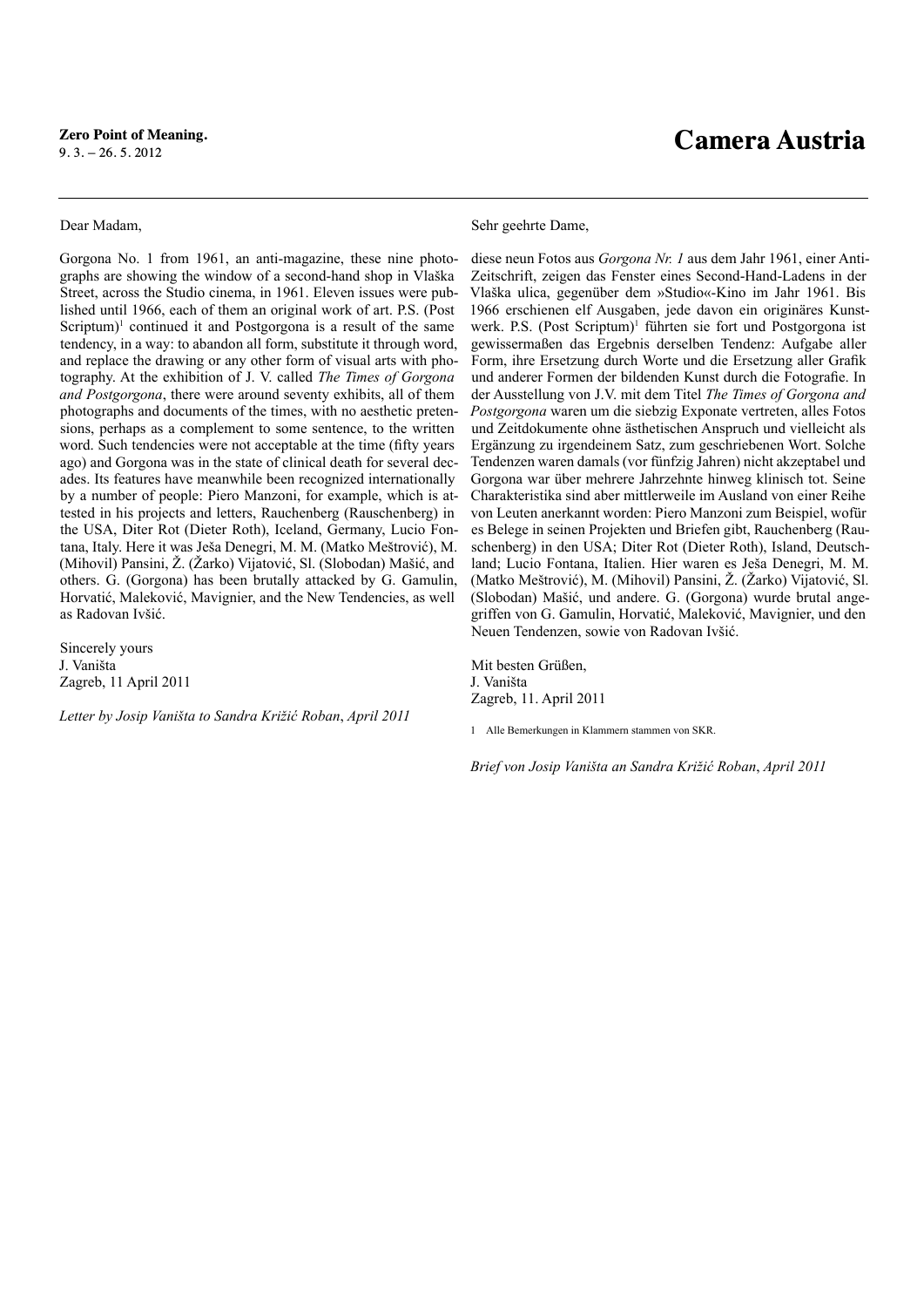Dear Madam,

Gorgona No. 1 from 1961, an anti-magazine, these nine photographs are showing the window of a second-hand shop in Vlaška Street, across the Studio cinema, in 1961. Eleven issues were published until 1966, each of them an original work of art. P.S. (Post Scriptum)[1] continued it and Postgorgona is a result of the same tendency, in a way: to abandon all form, substitute it through word, and replace the drawing or any other form of visual arts with photography. At the exhibition of J. V. called *The Times of Gorgona and Postgorgona*, there were around seventy exhibits, all of them photographs and documents of the times, with no aesthetic pretensions, perhaps as a complement to some sentence, to the written word. Such tendencies were not acceptable at the time (fifty years ago) and Gorgona was in the state of clinical death for several decades. Its features have meanwhile been recognized internationally by a number of people: Piero Manzoni, for example, which is attested in his projects and letters, Rauchenberg (Rauschenberg) in the USA, Diter Rot (Dieter Roth), Iceland, Germany, Lucio Fontana, Italy. Here it was Ješa Denegri, M. M. (Matko Meštrović), M. (Mihovil) Pansini, Ž. (Žarko) Vijatović, Sl. (Slobodan) Mašić, and others. G. (Gorgona) has been brutally attacked by G. Gamulin, Horvatić, Maleković, Mavignier, and the New Tendencies, as well as Radovan Ivšić.

Sincerely yours
J. Vaništa
Zagreb, 11 April 2011

*Letter by Josip Vaništa to Sandra Križić Roban, April 2011*

Sehr geehrte Dame,

diese neun Fotos aus *Gorgona Nr. 1* aus dem Jahr 1961, einer Anti-Zeitschrift, zeigen das Fenster eines Second-Hand-Ladens in der Vlaška ulica, gegenüber dem »Studio«-Kino im Jahr 1961. Bis 1966 erschienen elf Ausgaben, jede davon ein originäres Kunstwerk. P.S. (Post Scriptum)[1] führten sie fort und Postgorgona ist gewissermaßen das Ergebnis derselben Tendenz: Aufgabe aller Form, ihre Ersetzung durch Worte und die Ersetzung aller Grafik und anderer Formen der bildenden Kunst durch die Fotografie. In der Ausstellung von J.V. mit dem Titel *The Times of Gorgona and Postgorgona* waren um die siebzig Exponate vertreten, alles Fotos und Zeitdokumente ohne ästhetischen Anspruch und vielleicht als Ergänzung zu irgendeinem Satz, zum geschriebenen Wort. Solche Tendenzen waren damals (vor fünfzig Jahren) nicht akzeptabel und Gorgona war über mehrere Jahrzehnte hinweg klinisch tot. Seine Charakteristika sind aber mittlerweile im Ausland von einer Reihe von Leuten anerkannt worden: Piero Manzoni zum Beispiel, wofür es Belege in seinen Projekten und Briefen gibt, Rauchenberg (Rauschenberg) in den USA; Diter Rot (Dieter Roth), Island, Deutschland; Lucio Fontana, Italien. Hier waren es Ješa Denegri, M. M. (Matko Meštrović), M. (Mihovil) Pansini, Ž. (Žarko) Vijatović, Sl. (Slobodan) Mašić, und andere. G. (Gorgona) wurde brutal angegriffen von G. Gamulin, Horvatić, Maleković, Mavignier, und den Neuen Tendenzen, sowie von Radovan Ivšić.

Mit besten Grüßen,
J. Vaništa
Zagreb, 11. April 2011

1 Alle Bemerkungen in Klammern stammen von SKR.

*Brief von Josip Vaništa an Sandra Križić Roban, April 2011*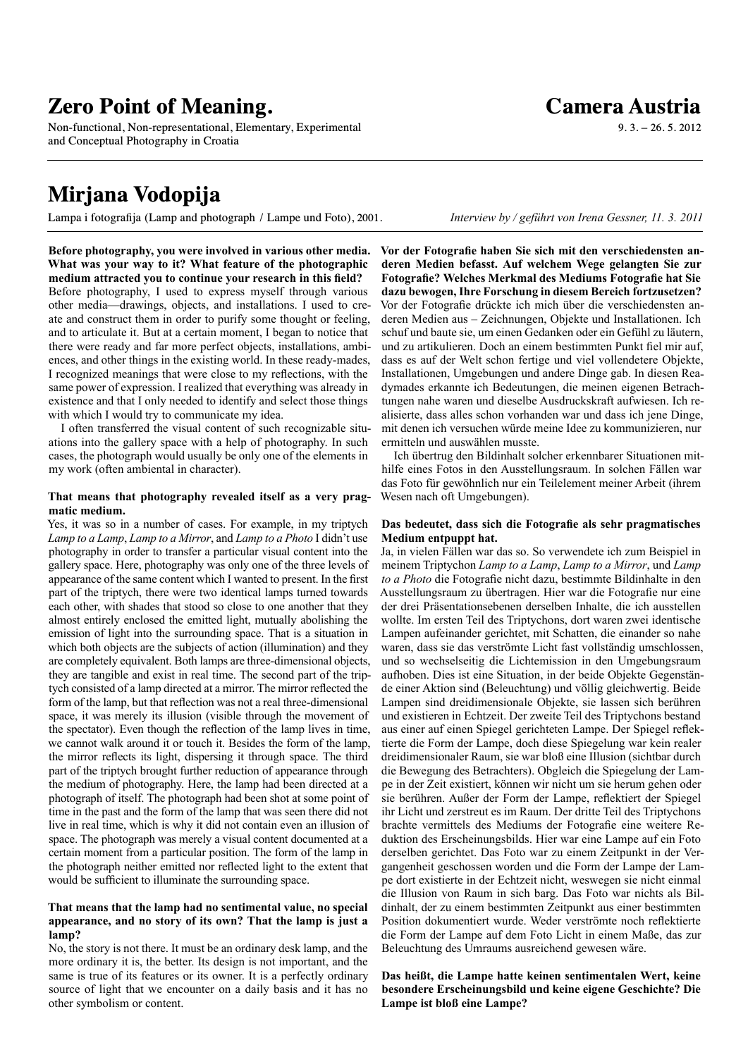# Zero Point of Meaning.

Non-functional, Non-representational, Elementary, Experimental and Conceptual Photography in Croatia

# Camera Austria

9. 3. – 26. 5. 2012

# Mirjana Vodopija

Lampa i fotografija (Lamp and photograph / Lampe und Foto), 2001.

*Interview by / geführt von Irena Gessner, 11. 3. 2011*

**Before photography, you were involved in various other media. What was your way to it? What feature of the photographic medium attracted you to continue your research in this field?**
Before photography, I used to express myself through various other media—drawings, objects, and installations. I used to create and construct them in order to purify some thought or feeling, and to articulate it. But at a certain moment, I began to notice that there were ready and far more perfect objects, installations, ambiences, and other things in the existing world. In these ready-mades, I recognized meanings that were close to my reflections, with the same power of expression. I realized that everything was already in existence and that I only needed to identify and select those things with which I would try to communicate my idea.

I often transferred the visual content of such recognizable situations into the gallery space with a help of photography. In such cases, the photograph would usually be only one of the elements in my work (often ambiental in character).

**That means that photography revealed itself as a very pragmatic medium.**
Yes, it was so in a number of cases. For example, in my triptych *Lamp to a Lamp*, *Lamp to a Mirror*, and *Lamp to a Photo* I didn't use photography in order to transfer a particular visual content into the gallery space. Here, photography was only one of the three levels of appearance of the same content which I wanted to present. In the first part of the triptych, there were two identical lamps turned towards each other, with shades that stood so close to one another that they almost entirely enclosed the emitted light, mutually abolishing the emission of light into the surrounding space. That is a situation in which both objects are the subjects of action (illumination) and they are completely equivalent. Both lamps are three-dimensional objects, they are tangible and exist in real time. The second part of the triptych consisted of a lamp directed at a mirror. The mirror reflected the form of the lamp, but that reflection was not a real three-dimensional space, it was merely its illusion (visible through the movement of the spectator). Even though the reflection of the lamp lives in time, we cannot walk around it or touch it. Besides the form of the lamp, the mirror reflects its light, dispersing it through space. The third part of the triptych brought further reduction of appearance through the medium of photography. Here, the lamp had been directed at a photograph of itself. The photograph had been shot at some point of time in the past and the form of the lamp that was seen there did not live in real time, which is why it did not contain even an illusion of space. The photograph was merely a visual content documented at a certain moment from a particular position. The form of the lamp in the photograph neither emitted nor reflected light to the extent that would be sufficient to illuminate the surrounding space.

**That means that the lamp had no sentimental value, no special appearance, and no story of its own? That the lamp is just a lamp?**
No, the story is not there. It must be an ordinary desk lamp, and the more ordinary it is, the better. Its design is not important, and the same is true of its features or its owner. It is a perfectly ordinary source of light that we encounter on a daily basis and it has no other symbolism or content.

**Vor der Fotografie haben Sie sich mit den verschiedensten anderen Medien befasst. Auf welchem Wege gelangten Sie zur Fotografie? Welches Merkmal des Mediums Fotografie hat Sie dazu bewogen, Ihre Forschung in diesem Bereich fortzusetzen?**
Vor der Fotografie drückte ich mich über die verschiedensten anderen Medien aus – Zeichnungen, Objekte und Installationen. Ich schuf und baute sie, um einen Gedanken oder ein Gefühl zu läutern, und zu artikulieren. Doch an einem bestimmten Punkt fiel mir auf, dass es auf der Welt schon fertige und viel vollendetere Objekte, Installationen, Umgebungen und andere Dinge gab. In diesen Readymades erkannte ich Bedeutungen, die meinen eigenen Betrachtungen nahe waren und dieselbe Ausdruckskraft aufwiesen. Ich realisierte, dass alles schon vorhanden war und dass ich jene Dinge, mit denen ich versuchen würde meine Idee zu kommunizieren, nur ermitteln und auswählen musste.

Ich übertrug den Bildinhalt solcher erkennbarer Situationen mithilfe eines Fotos in den Ausstellungsraum. In solchen Fällen war das Foto für gewöhnlich nur ein Teilelement meiner Arbeit (ihrem Wesen nach oft Umgebungen).

**Das bedeutet, dass sich die Fotografie als sehr pragmatisches Medium entpuppt hat.**
Ja, in vielen Fällen war das so. So verwendete ich zum Beispiel in meinem Triptychon *Lamp to a Lamp*, *Lamp to a Mirror*, und *Lamp to a Photo* die Fotografie nicht dazu, bestimmte Bildinhalte in den Ausstellungsraum zu übertragen. Hier war die Fotografie nur eine der drei Präsentationsebenen derselben Inhalte, die ich ausstellen wollte. Im ersten Teil des Triptychons, dort waren zwei identische Lampen aufeinander gerichtet, mit Schatten, die einander so nahe waren, dass sie das verströmte Licht fast vollständig umschlossen, und so wechselseitig die Lichtemission in den Umgebungsraum aufhoben. Dies ist eine Situation, in der beide Objekte Gegenstände einer Aktion sind (Beleuchtung) und völlig gleichwertig. Beide Lampen sind dreidimensionale Objekte, sie lassen sich berühren und existieren in Echtzeit. Der zweite Teil des Triptychons bestand aus einer auf einen Spiegel gerichteten Lampe. Der Spiegel reflektierte die Form der Lampe, doch diese Spiegelung war kein realer dreidimensionaler Raum, sie war bloß eine Illusion (sichtbar durch die Bewegung des Betrachters). Obgleich die Spiegelung der Lampe in der Zeit existiert, können wir nicht um sie herum gehen oder sie berühren. Außer der Form der Lampe, reflektiert der Spiegel ihr Licht und zerstreut es im Raum. Der dritte Teil des Triptychons brachte vermittels des Mediums der Fotografie eine weitere Reduktion des Erscheinungsbilds. Hier war eine Lampe auf ein Foto derselben gerichtet. Das Foto war zu einem Zeitpunkt in der Vergangenheit geschossen worden und die Form der Lampe der Lampe dort existierte in der Echtzeit nicht, weswegen sie nicht einmal die Illusion von Raum in sich barg. Das Foto war nichts als Bildinhalt, der zu einem bestimmten Zeitpunkt aus einer bestimmten Position dokumentiert wurde. Weder verströmte noch reflektierte die Form der Lampe auf dem Foto Licht in einem Maße, das zur Beleuchtung des Umraums ausreichend gewesen wäre.

**Das heißt, die Lampe hatte keinen sentimentalen Wert, keine besondere Erscheinungsbild und keine eigene Geschichte? Die Lampe ist bloß eine Lampe?**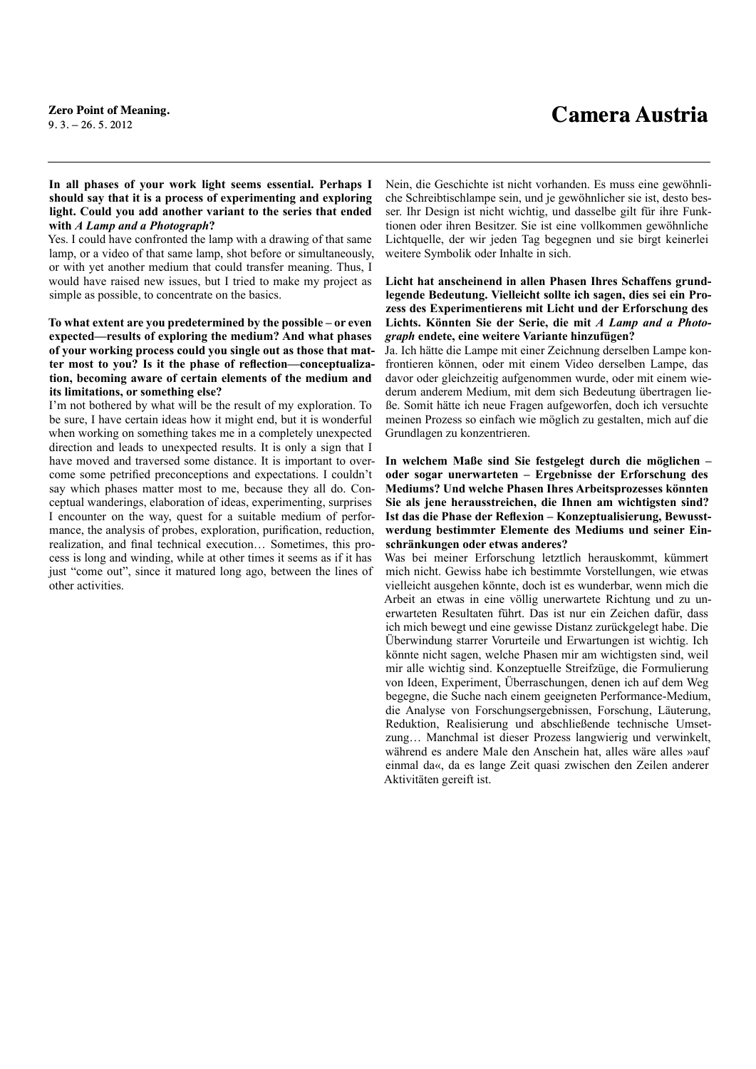In all phases of your work light seems essential. Perhaps I should say that it is a process of experimenting and exploring light. Could you add another variant to the series that ended with *A Lamp and a Photograph*?**

Yes. I could have confronted the lamp with a drawing of that same lamp, or a video of that same lamp, shot before or simultaneously, or with yet another medium that could transfer meaning. Thus, I would have raised new issues, but I tried to make my project as simple as possible, to concentrate on the basics.

**To what extent are you predetermined by the possible – or even expected—results of exploring the medium? And what phases of your working process could you single out as those that matter most to you? Is it the phase of reflection—conceptualization, becoming aware of certain elements of the medium and its limitations, or something else?**

I'm not bothered by what will be the result of my exploration. To be sure, I have certain ideas how it might end, but it is wonderful when working on something takes me in a completely unexpected direction and leads to unexpected results. It is only a sign that I have moved and traversed some distance. It is important to overcome some petrified preconceptions and expectations. I couldn't say which phases matter most to me, because they all do. Conceptual wanderings, elaboration of ideas, experimenting, surprises I encounter on the way, quest for a suitable medium of performance, the analysis of probes, exploration, purification, reduction, realization, and final technical execution… Sometimes, this process is long and winding, while at other times it seems as if it has just "come out", since it matured long ago, between the lines of other activities.

Nein, die Geschichte ist nicht vorhanden. Es muss eine gewöhnliche Schreibtischlampe sein, und je gewöhnlicher sie ist, desto besser. Ihr Design ist nicht wichtig, und dasselbe gilt für ihre Funktionen oder ihren Besitzer. Sie ist eine vollkommen gewöhnliche Lichtquelle, der wir jeden Tag begegnen und sie birgt keinerlei weitere Symbolik oder Inhalte in sich.

**Licht hat anscheinend in allen Phasen Ihres Schaffens grundlegende Bedeutung. Vielleicht sollte ich sagen, dies sei ein Prozess des Experimentierens mit Licht und der Erforschung des Lichts. Könnten Sie der Serie, die mit *A Lamp and a Photograph* endete, eine weitere Variante hinzufügen?**

Ja. Ich hätte die Lampe mit einer Zeichnung derselben Lampe konfrontieren können, oder mit einem Video derselben Lampe, das davor oder gleichzeitig aufgenommen wurde, oder mit einem wiederum anderem Medium, mit dem sich Bedeutung übertragen ließe. Somit hätte ich neue Fragen aufgeworfen, doch ich versuchte meinen Prozess so einfach wie möglich zu gestalten, mich auf die Grundlagen zu konzentrieren.

**In welchem Maße sind Sie festgelegt durch die möglichen – oder sogar unerwarteten – Ergebnisse der Erforschung des Mediums? Und welche Phasen Ihres Arbeitsprozesses könnten Sie als jene herausstreichen, die Ihnen am wichtigsten sind? Ist das die Phase der Reflexion – Konzeptualisierung, Bewusstwerdung bestimmter Elemente des Mediums und seiner Einschränkungen oder etwas anderes?**

Was bei meiner Erforschung letztlich herauskommt, kümmert mich nicht. Gewiss habe ich bestimmte Vorstellungen, wie etwas vielleicht ausgehen könnte, doch ist es wunderbar, wenn mich die Arbeit an etwas in eine völlig unerwartete Richtung und zu unerwarteten Resultaten führt. Das ist nur ein Zeichen dafür, dass ich mich bewegt und eine gewisse Distanz zurückgelegt habe. Die Überwindung starrer Vorurteile und Erwartungen ist wichtig. Ich könnte nicht sagen, welche Phasen mir am wichtigsten sind, weil mir alle wichtig sind. Konzeptuelle Streifzüge, die Formulierung von Ideen, Experiment, Überraschungen, denen ich auf dem Weg begegne, die Suche nach einem geeigneten Performance-Medium, die Analyse von Forschungsergebnissen, Forschung, Läuterung, Reduktion, Realisierung und abschließende technische Umsetzung… Manchmal ist dieser Prozess langwierig und verwinkelt, während es andere Male den Anschein hat, alles wäre alles »auf einmal da«, da es lange Zeit quasi zwischen den Zeilen anderer Aktivitäten gereift ist.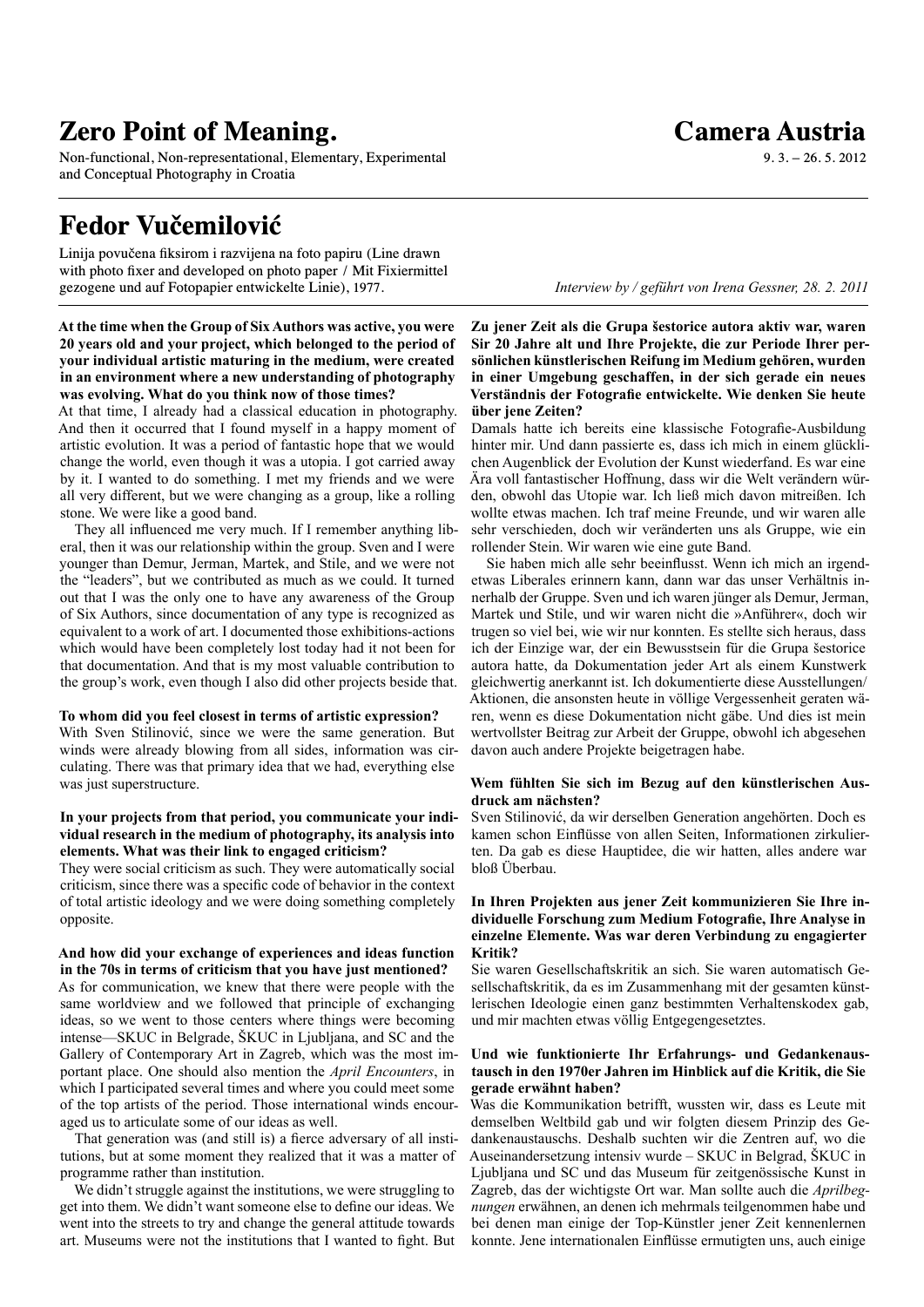# Zero Point of Meaning.

Non-functional, Non-representational, Elementary, Experimental and Conceptual Photography in Croatia

# Camera Austria

9. 3. – 26. 5. 2012

# Fedor Vučemilović

Linija povučena fiksirom i razvijena na foto papiru (Line drawn with photo fixer and developed on photo paper / Mit Fixiermittel gezogene und auf Fotopapier entwickelte Linie), 1977.

*Interview by / geführt von Irena Gessner, 28. 2. 2011*

**At the time when the Group of Six Authors was active, you were 20 years old and your project, which belonged to the period of your individual artistic maturing in the medium, were created in an environment where a new understanding of photography was evolving. What do you think now of those times?**

At that time, I already had a classical education in photography. And then it occurred that I found myself in a happy moment of artistic evolution. It was a period of fantastic hope that we would change the world, even though it was a utopia. I got carried away by it. I wanted to do something. I met my friends and we were all very different, but we were changing as a group, like a rolling stone. We were like a good band.

They all influenced me very much. If I remember anything liberal, then it was our relationship within the group. Sven and I were younger than Demur, Jerman, Martek, and Stile, and we were not the "leaders", but we contributed as much as we could. It turned out that I was the only one to have any awareness of the Group of Six Authors, since documentation of any type is recognized as equivalent to a work of art. I documented those exhibitions-actions which would have been completely lost today had it not been for that documentation. And that is my most valuable contribution to the group's work, even though I also did other projects beside that.

**To whom did you feel closest in terms of artistic expression?**

With Sven Stilinović, since we were the same generation. But winds were already blowing from all sides, information was circulating. There was that primary idea that we had, everything else was just superstructure.

**In your projects from that period, you communicate your individual research in the medium of photography, its analysis into elements. What was their link to engaged criticism?**

They were social criticism as such. They were automatically social criticism, since there was a specific code of behavior in the context of total artistic ideology and we were doing something completely opposite.

**And how did your exchange of experiences and ideas function in the 70s in terms of criticism that you have just mentioned?**

As for communication, we knew that there were people with the same worldview and we followed that principle of exchanging ideas, so we went to those centers where things were becoming intense—SKUC in Belgrade, ŠKUC in Ljubljana, and SC and the Gallery of Contemporary Art in Zagreb, which was the most important place. One should also mention the *April Encounters*, in which I participated several times and where you could meet some of the top artists of the period. Those international winds encouraged us to articulate some of our ideas as well.

That generation was (and still is) a fierce adversary of all institutions, but at some moment they realized that it was a matter of programme rather than institution.

We didn't struggle against the institutions, we were struggling to get into them. We didn't want someone else to define our ideas. We went into the streets to try and change the general attitude towards art. Museums were not the institutions that I wanted to fight. But

**Zu jener Zeit als die Grupa šestorice autora aktiv war, waren Sir 20 Jahre alt und Ihre Projekte, die zur Periode Ihrer persönlichen künstlerischen Reifung im Medium gehören, wurden in einer Umgebung geschaffen, in der sich gerade ein neues Verständnis der Fotografie entwickelte. Wie denken Sie heute über jene Zeiten?**

Damals hatte ich bereits eine klassische Fotografie-Ausbildung hinter mir. Und dann passierte es, dass ich mich in einem glücklichen Augenblick der Evolution der Kunst wiederfand. Es war eine Ära voll fantastischer Hoffnung, dass wir die Welt verändern würden, obwohl das Utopie war. Ich ließ mich davon mitreißen. Ich wollte etwas machen. Ich traf meine Freunde, und wir waren alle sehr verschieden, doch wir veränderten uns als Gruppe, wie ein rollender Stein. Wir waren wie eine gute Band.

Sie haben mich alle sehr beeinflusst. Wenn ich mich an irgendetwas Liberales erinnern kann, dann war das unser Verhältnis innerhalb der Gruppe. Sven und ich waren jünger als Demur, Jerman, Martek und Stile, und wir waren nicht die »Anführer«, doch wir trugen so viel bei, wie wir nur konnten. Es stellte sich heraus, dass ich der Einzige war, der ein Bewusstsein für die Grupa šestorice autora hatte, da Dokumentation jeder Art als einem Kunstwerk gleichwertig anerkannt ist. Ich dokumentierte diese Ausstellungen/Aktionen, die ansonsten heute in völlige Vergessenheit geraten wären, wenn es diese Dokumentation nicht gäbe. Und dies ist mein wertvollster Beitrag zur Arbeit der Gruppe, obwohl ich abgesehen davon auch andere Projekte beigetragen habe.

**Wem fühlten Sie sich im Bezug auf den künstlerischen Ausdruck am nächsten?**

Sven Stilinović, da wir derselben Generation angehörten. Doch es kamen schon Einflüsse von allen Seiten, Informationen zirkulierten. Da gab es diese Hauptidee, die wir hatten, alles andere war bloß Überbau.

**In Ihren Projekten aus jener Zeit kommunizieren Sie Ihre individuelle Forschung zum Medium Fotografie, Ihre Analyse in einzelne Elemente. Was war deren Verbindung zu engagierter Kritik?**

Sie waren Gesellschaftskritik an sich. Sie waren automatisch Gesellschaftskritik, da es im Zusammenhang mit der gesamten künstlerischen Ideologie einen ganz bestimmten Verhaltenskodex gab, und mir machten etwas völlig Entgegengesetztes.

**Und wie funktionierte Ihr Erfahrungs- und Gedankenaustausch in den 1970er Jahren im Hinblick auf die Kritik, die Sie gerade erwähnt haben?**

Was die Kommunikation betrifft, wussten wir, dass es Leute mit demselben Weltbild gab und wir folgten diesem Prinzip des Gedankenaustauschs. Deshalb suchten wir die Zentren auf, wo die Auseinandersetzung intensiv wurde – SKUC in Belgrad, ŠKUC in Ljubljana und SC und das Museum für zeitgenössische Kunst in Zagreb, das der wichtigste Ort war. Man sollte auch die *Aprilbegnungen* erwähnen, an denen ich mehrmals teilgenommen habe und bei denen man einige der Top-Künstler jener Zeit kennenlernen konnte. Jene internationalen Einflüsse ermutigten uns, auch einige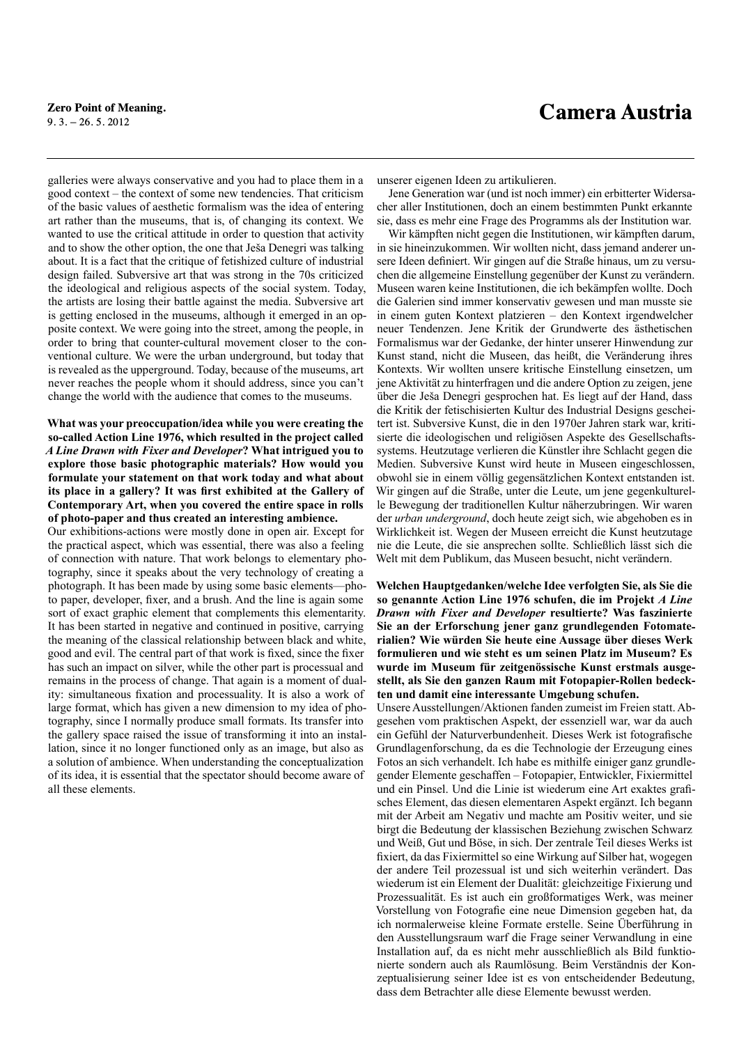galleries were always conservative and you had to place them in a good context – the context of some new tendencies. That criticism of the basic values of aesthetic formalism was the idea of entering art rather than the museums, that is, of changing its context. We wanted to use the critical attitude in order to question that activity and to show the other option, the one that Ješa Denegri was talking about. It is a fact that the critique of fetishized culture of industrial design failed. Subversive art that was strong in the 70s criticized the ideological and religious aspects of the social system. Today, the artists are losing their battle against the media. Subversive art is getting enclosed in the museums, although it emerged in an opposite context. We were going into the street, among the people, in order to bring that counter-cultural movement closer to the conventional culture. We were the urban underground, but today that is revealed as the upperground. Today, because of the museums, art never reaches the people whom it should address, since you can't change the world with the audience that comes to the museums.

**What was your preoccupation/idea while you were creating the so-called Action Line 1976, which resulted in the project called *A Line Drawn with Fixer and Developer*? What intrigued you to explore those basic photographic materials? How would you formulate your statement on that work today and what about its place in a gallery? It was first exhibited at the Gallery of Contemporary Art, when you covered the entire space in rolls of photo-paper and thus created an interesting ambience.**

Our exhibitions-actions were mostly done in open air. Except for the practical aspect, which was essential, there was also a feeling of connection with nature. That work belongs to elementary photography, since it speaks about the very technology of creating a photograph. It has been made by using some basic elements—photo paper, developer, fixer, and a brush. And the line is again some sort of exact graphic element that complements this elementarity. It has been started in negative and continued in positive, carrying the meaning of the classical relationship between black and white, good and evil. The central part of that work is fixed, since the fixer has such an impact on silver, while the other part is processual and remains in the process of change. That again is a moment of duality: simultaneous fixation and processuality. It is also a work of large format, which has given a new dimension to my idea of photography, since I normally produce small formats. Its transfer into the gallery space raised the issue of transforming it into an installation, since it no longer functioned only as an image, but also as a solution of ambience. When understanding the conceptualization of its idea, it is essential that the spectator should become aware of all these elements.

unserer eigenen Ideen zu artikulieren.

Jene Generation war (und ist noch immer) ein erbitterter Widersacher aller Institutionen, doch an einem bestimmten Punkt erkannte sie, dass es mehr eine Frage des Programms als der Institution war.

Wir kämpften nicht gegen die Institutionen, wir kämpften darum, in sie hineinzukommen. Wir wollten nicht, dass jemand anderer unsere Ideen definiert. Wir gingen auf die Straße hinaus, um zu versuchen die allgemeine Einstellung gegenüber der Kunst zu verändern. Museen waren keine Institutionen, die ich bekämpfen wollte. Doch die Galerien sind immer konservativ gewesen und man musste sie in einem guten Kontext platzieren – den Kontext irgendwelcher neuer Tendenzen. Jene Kritik der Grundwerte des ästhetischen Formalismus war der Gedanke, der hinter unserer Hinwendung zur Kunst stand, nicht die Museen, das heißt, die Veränderung ihres Kontexts. Wir wollten unsere kritische Einstellung einsetzen, um jene Aktivität zu hinterfragen und die andere Option zu zeigen, jene über die Ješa Denegri gesprochen hat. Es liegt auf der Hand, dass die Kritik der fetischisierten Kultur des Industrial Designs gescheitert ist. Subversive Kunst, die in den 1970er Jahren stark war, kritisierte die ideologischen und religiösen Aspekte des Gesellschaftssystems. Heutzutage verlieren die Künstler ihre Schlacht gegen die Medien. Subversive Kunst wird heute in Museen eingeschlossen, obwohl sie in einem völlig gegensätzlichen Kontext entstanden ist. Wir gingen auf die Straße, unter die Leute, um jene gegenkulturelle Bewegung der traditionellen Kultur näherzubringen. Wir waren der *urban underground*, doch heute zeigt sich, wie abgehoben es in Wirklichkeit ist. Wegen der Museen erreicht die Kunst heutzutage nie die Leute, die sie ansprechen sollte. Schließlich lässt sich die Welt mit dem Publikum, das Museen besucht, nicht verändern.

**Welchen Hauptgedanken/welche Idee verfolgten Sie, als Sie die so genannte Action Line 1976 schufen, die im Projekt *A Line Drawn with Fixer and Developer* resultierte? Was faszinierte Sie an der Erforschung jener ganz grundlegenden Fotomaterialien? Wie würden Sie heute eine Aussage über dieses Werk formulieren und wie steht es um seinen Platz im Museum? Es wurde im Museum für zeitgenössische Kunst erstmals ausgestellt, als Sie den ganzen Raum mit Fotopapier-Rollen bedeckten und damit eine interessante Umgebung schufen.**

Unsere Ausstellungen/Aktionen fanden zumeist im Freien statt. Abgesehen vom praktischen Aspekt, der essenziell war, war da auch ein Gefühl der Naturverbundenheit. Dieses Werk ist fotografische Grundlagenforschung, da es die Technologie der Erzeugung eines Fotos an sich verhandelt. Ich habe es mithilfe einiger ganz grundlegender Elemente geschaffen – Fotopapier, Entwickler, Fixiermittel und ein Pinsel. Und die Linie ist wiederum eine Art exaktes grafisches Element, das diesen elementaren Aspekt ergänzt. Ich begann mit der Arbeit am Negativ und machte am Positiv weiter, und sie birgt die Bedeutung der klassischen Beziehung zwischen Schwarz und Weiß, Gut und Böse, in sich. Der zentrale Teil dieses Werks ist fixiert, da das Fixiermittel so eine Wirkung auf Silber hat, wogegen der andere Teil prozessual ist und sich weiterhin verändert. Das wiederum ist ein Element der Dualität: gleichzeitige Fixierung und Prozessualität. Es ist auch ein großformatiges Werk, was meiner Vorstellung von Fotografie eine neue Dimension gegeben hat, da ich normalerweise kleine Formate erstelle. Seine Überführung in den Ausstellungsraum warf die Frage seiner Verwandlung in eine Installation auf, da es nicht mehr ausschließlich als Bild funktionierte sondern auch als Raumlösung. Beim Verständnis der Konzeptualisierung seiner Idee ist es von entscheidender Bedeutung, dass dem Betrachter alle diese Elemente bewusst werden.